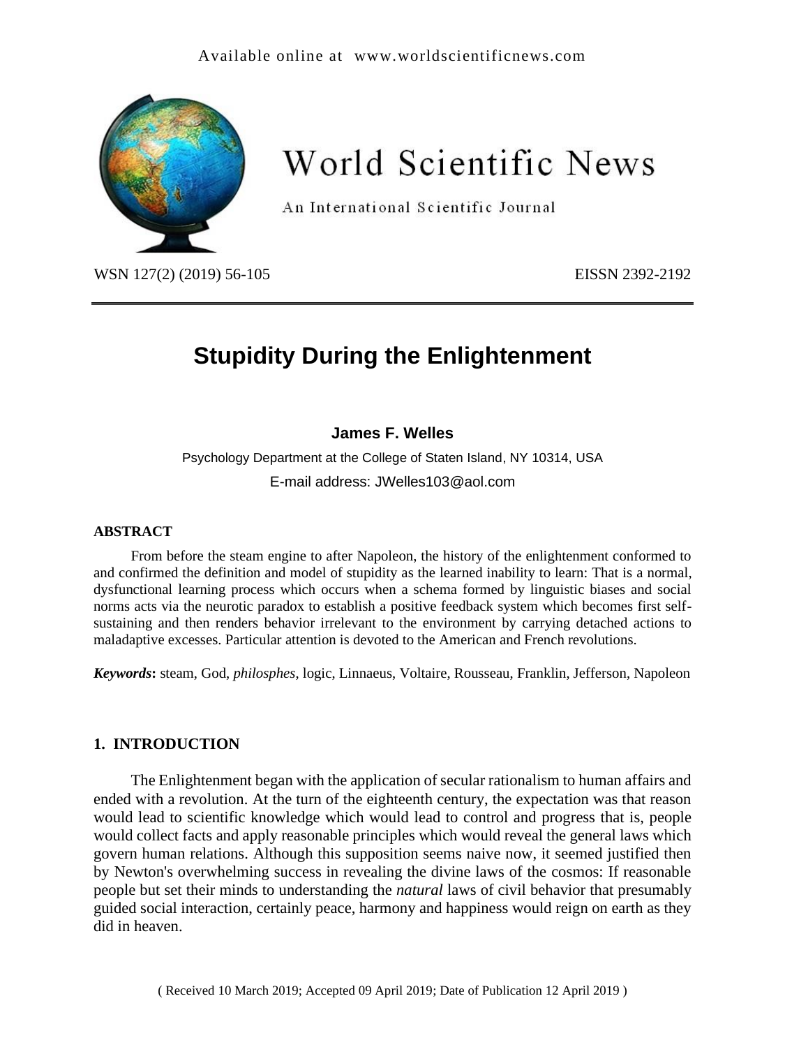Available online at www.worldscientificnews.com

# World Scientific News

An International Scientific Journal

WSN 127(2) (2019) 56-105 EISSN 2392-2192

# Stupidity During the Enlightenment

**James F. Welles**

Psychology Department at the College of Staten Island, NY 10314, USA

E-mail address: JWelles103@aol.com

### ABSTRACT

From before the steam engine to after Napoleon, the history of the enlightenment conformed to and confirmed the definition and model of stupidity as the learned inability to learn: That is a normal, dysfunctional learning process which occurs when a schema formed by linguistic biases and social norms acts via the neurotic paradox to establish a positive feedback system which becomes first self-sustaining and then renders behavior irrelevant to the environment by carrying detached actions to maladaptive excesses. Particular attention is devoted to the American and French revolutions.

***Keywords*:** steam, God, *philosphes*, logic, Linnaeus, Voltaire, Rousseau, Franklin, Jefferson, Napoleon

## 1. INTRODUCTION

The Enlightenment began with the application of secular rationalism to human affairs and ended with a revolution. At the turn of the eighteenth century, the expectation was that reason would lead to scientific knowledge which would lead to control and progress that is, people would collect facts and apply reasonable principles which would reveal the general laws which govern human relations. Although this supposition seems naive now, it seemed justified then by Newton's overwhelming success in revealing the divine laws of the cosmos: If reasonable people but set their minds to understanding the *natural* laws of civil behavior that presumably guided social interaction, certainly peace, harmony and happiness would reign on earth as they did in heaven.

( Received 10 March 2019; Accepted 09 April 2019; Date of Publication 12 April 2019 )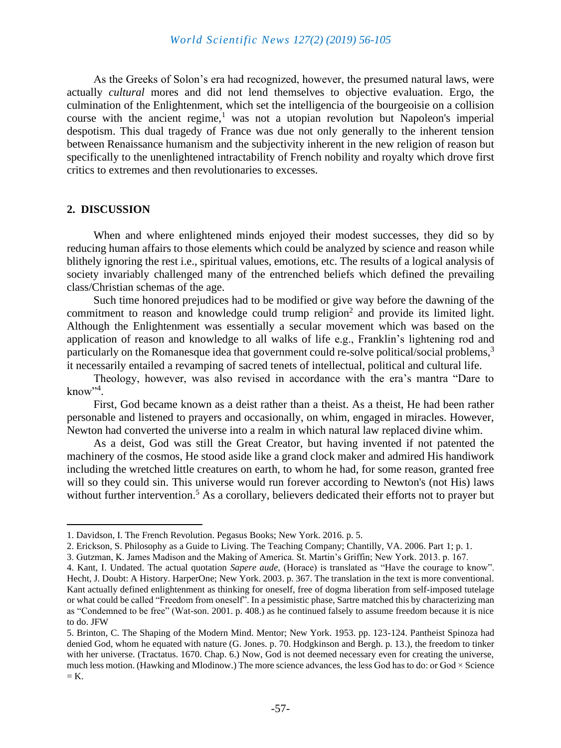As the Greeks of Solon's era had recognized, however, the presumed natural laws, were actually *cultural* mores and did not lend themselves to objective evaluation. Ergo, the culmination of the Enlightenment, which set the intelligencia of the bourgeoisie on a collision course with the ancient regime,[1] was not a utopian revolution but Napoleon's imperial despotism. This dual tragedy of France was due not only generally to the inherent tension between Renaissance humanism and the subjectivity inherent in the new religion of reason but specifically to the unenlightened intractability of French nobility and royalty which drove first critics to extremes and then revolutionaries to excesses.

## 2. DISCUSSION

When and where enlightened minds enjoyed their modest successes, they did so by reducing human affairs to those elements which could be analyzed by science and reason while blithely ignoring the rest i.e., spiritual values, emotions, etc. The results of a logical analysis of society invariably challenged many of the entrenched beliefs which defined the prevailing class/Christian schemas of the age.

Such time honored prejudices had to be modified or give way before the dawning of the commitment to reason and knowledge could trump religion[2] and provide its limited light. Although the Enlightenment was essentially a secular movement which was based on the application of reason and knowledge to all walks of life e.g., Franklin's lightening rod and particularly on the Romanesque idea that government could re-solve political/social problems,[3] it necessarily entailed a revamping of sacred tenets of intellectual, political and cultural life.

Theology, however, was also revised in accordance with the era's mantra "Dare to know"[4].

First, God became known as a deist rather than a theist. As a theist, He had been rather personable and listened to prayers and occasionally, on whim, engaged in miracles. However, Newton had converted the universe into a realm in which natural law replaced divine whim.

As a deist, God was still the Great Creator, but having invented if not patented the machinery of the cosmos, He stood aside like a grand clock maker and admired His handiwork including the wretched little creatures on earth, to whom he had, for some reason, granted free will so they could sin. This universe would run forever according to Newton's (not His) laws without further intervention.[5] As a corollary, believers dedicated their efforts not to prayer but

---

1. Davidson, I. The French Revolution. Pegasus Books; New York. 2016. p. 5.
2. Erickson, S. Philosophy as a Guide to Living. The Teaching Company; Chantilly, VA. 2006. Part 1; p. 1.
3. Gutzman, K. James Madison and the Making of America. St. Martin's Griffin; New York. 2013. p. 167.
4. Kant, I. Undated. The actual quotation *Sapere aude*, (Horace) is translated as "Have the courage to know". Hecht, J. Doubt: A History. HarperOne; New York. 2003. p. 367. The translation in the text is more conventional. Kant actually defined enlightenment as thinking for oneself, free of dogma liberation from self-imposed tutelage or what could be called "Freedom from oneself". In a pessimistic phase, Sartre matched this by characterizing man as "Condemned to be free" (Wat-son. 2001. p. 408.) as he continued falsely to assume freedom because it is nice to do. JFW
5. Brinton, C. The Shaping of the Modern Mind. Mentor; New York. 1953. pp. 123-124. Pantheist Spinoza had denied God, whom he equated with nature (G. Jones. p. 70. Hodgkinson and Bergh. p. 13.), the freedom to tinker with her universe. (Tractatus. 1670. Chap. 6.) Now, God is not deemed necessary even for creating the universe, much less motion. (Hawking and Mlodinow.) The more science advances, the less God has to do: or God × Science = K.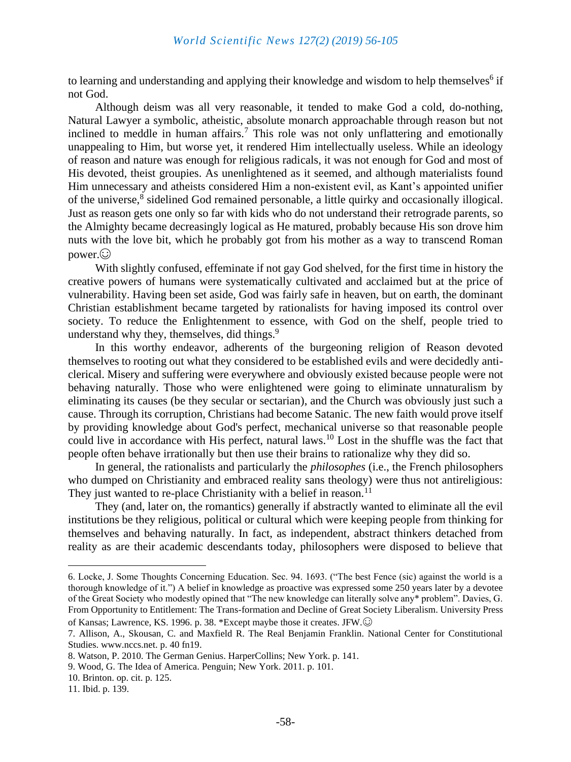to learning and understanding and applying their knowledge and wisdom to help themselves[6] if not God.

Although deism was all very reasonable, it tended to make God a cold, do-nothing, Natural Lawyer a symbolic, atheistic, absolute monarch approachable through reason but not inclined to meddle in human affairs.[7] This role was not only unflattering and emotionally unappealing to Him, but worse yet, it rendered Him intellectually useless. While an ideology of reason and nature was enough for religious radicals, it was not enough for God and most of His devoted, theist groupies. As unenlightened as it seemed, and although materialists found Him unnecessary and atheists considered Him a non-existent evil, as Kant's appointed unifier of the universe,[8] sidelined God remained personable, a little quirky and occasionally illogical. Just as reason gets one only so far with kids who do not understand their retrograde parents, so the Almighty became decreasingly logical as He matured, probably because His son drove him nuts with the love bit, which he probably got from his mother as a way to transcend Roman power.☺

With slightly confused, effeminate if not gay God shelved, for the first time in history the creative powers of humans were systematically cultivated and acclaimed but at the price of vulnerability. Having been set aside, God was fairly safe in heaven, but on earth, the dominant Christian establishment became targeted by rationalists for having imposed its control over society. To reduce the Enlightenment to essence, with God on the shelf, people tried to understand why they, themselves, did things.[9]

In this worthy endeavor, adherents of the burgeoning religion of Reason devoted themselves to rooting out what they considered to be established evils and were decidedly anti-clerical. Misery and suffering were everywhere and obviously existed because people were not behaving naturally. Those who were enlightened were going to eliminate unnaturalism by eliminating its causes (be they secular or sectarian), and the Church was obviously just such a cause. Through its corruption, Christians had become Satanic. The new faith would prove itself by providing knowledge about God's perfect, mechanical universe so that reasonable people could live in accordance with His perfect, natural laws.[10] Lost in the shuffle was the fact that people often behave irrationally but then use their brains to rationalize why they did so.

In general, the rationalists and particularly the *philosophes* (i.e., the French philosophers who dumped on Christianity and embraced reality sans theology) were thus not antireligious: They just wanted to re-place Christianity with a belief in reason.[11]

They (and, later on, the romantics) generally if abstractly wanted to eliminate all the evil institutions be they religious, political or cultural which were keeping people from thinking for themselves and behaving naturally. In fact, as independent, abstract thinkers detached from reality as are their academic descendants today, philosophers were disposed to believe that

---

6. Locke, J. Some Thoughts Concerning Education. Sec. 94. 1693. ("The best Fence (sic) against the world is a thorough knowledge of it.") A belief in knowledge as proactive was expressed some 250 years later by a devotee of the Great Society who modestly opined that "The new knowledge can literally solve any* problem". Davies, G. From Opportunity to Entitlement: The Trans-formation and Decline of Great Society Liberalism. University Press of Kansas; Lawrence, KS. 1996. p. 38. *Except maybe those it creates. JFW.☺

7. Allison, A., Skousan, C. and Maxfield R. The Real Benjamin Franklin. National Center for Constitutional Studies. www.nccs.net. p. 40 fn19.

8. Watson, P. 2010. The German Genius. HarperCollins; New York. p. 141.

9. Wood, G. The Idea of America. Penguin; New York. 2011. p. 101.

10. Brinton. op. cit. p. 125.

11. Ibid. p. 139.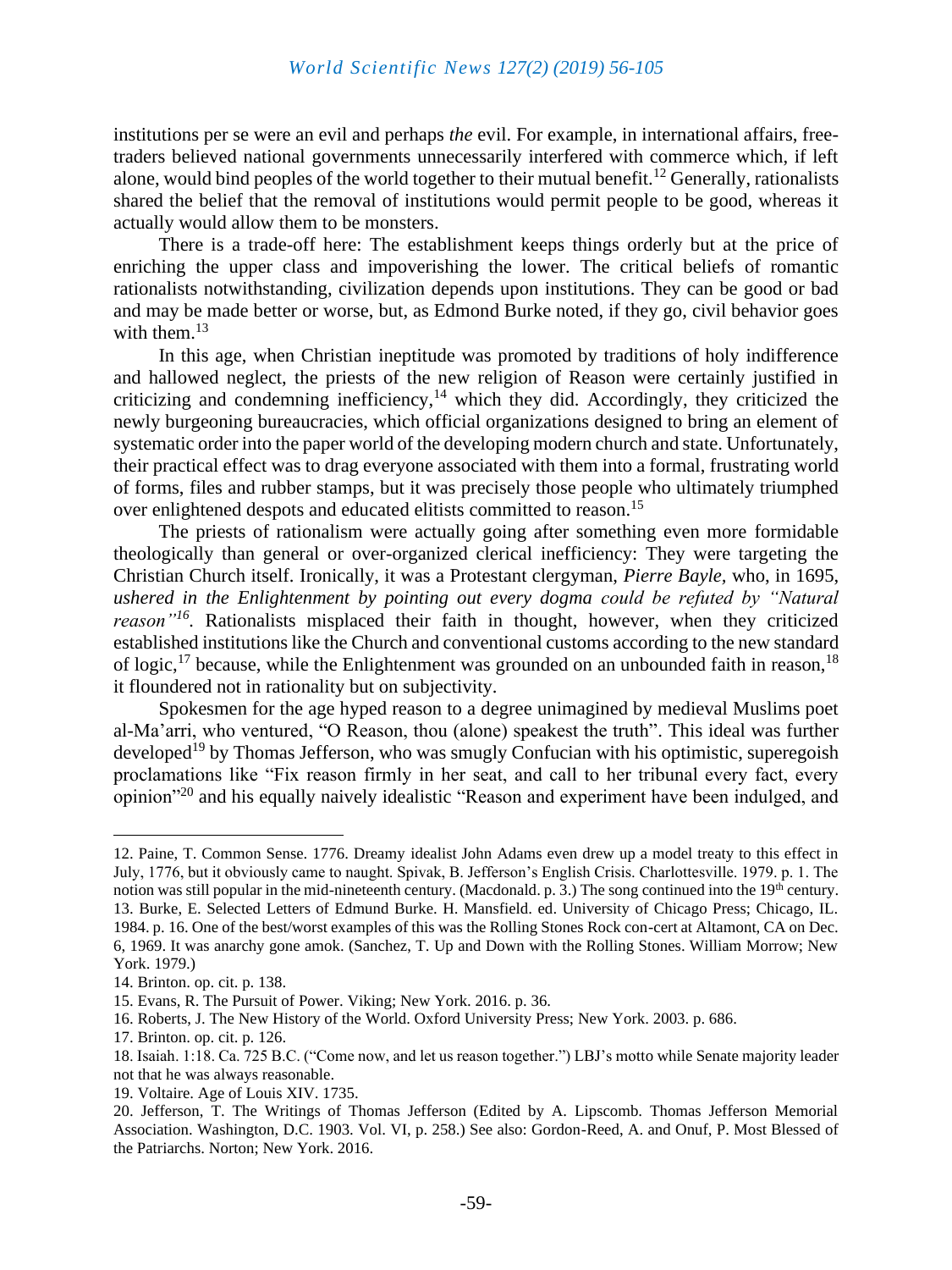institutions per se were an evil and perhaps *the* evil. For example, in international affairs, free-traders believed national governments unnecessarily interfered with commerce which, if left alone, would bind peoples of the world together to their mutual benefit.[12] Generally, rationalists shared the belief that the removal of institutions would permit people to be good, whereas it actually would allow them to be monsters.

There is a trade-off here: The establishment keeps things orderly but at the price of enriching the upper class and impoverishing the lower. The critical beliefs of romantic rationalists notwithstanding, civilization depends upon institutions. They can be good or bad and may be made better or worse, but, as Edmond Burke noted, if they go, civil behavior goes with them.[13]

In this age, when Christian ineptitude was promoted by traditions of holy indifference and hallowed neglect, the priests of the new religion of Reason were certainly justified in criticizing and condemning inefficiency,[14] which they did. Accordingly, they criticized the newly burgeoning bureaucracies, which official organizations designed to bring an element of systematic order into the paper world of the developing modern church and state. Unfortunately, their practical effect was to drag everyone associated with them into a formal, frustrating world of forms, files and rubber stamps, but it was precisely those people who ultimately triumphed over enlightened despots and educated elitists committed to reason.[15]

The priests of rationalism were actually going after something even more formidable theologically than general or over-organized clerical inefficiency: They were targeting the Christian Church itself. Ironically, it was a Protestant clergyman, *Pierre Bayle*, who, in 1695, *ushered in the Enlightenment by pointing out every dogma could be refuted by "Natural reason"*[16]. Rationalists misplaced their faith in thought, however, when they criticized established institutions like the Church and conventional customs according to the new standard of logic,[17] because, while the Enlightenment was grounded on an unbounded faith in reason,[18] it floundered not in rationality but on subjectivity.

Spokesmen for the age hyped reason to a degree unimagined by medieval Muslims poet al-Ma'arri, who ventured, "O Reason, thou (alone) speakest the truth". This ideal was further developed[19] by Thomas Jefferson, who was smugly Confucian with his optimistic, superegoish proclamations like "Fix reason firmly in her seat, and call to her tribunal every fact, every opinion"[20] and his equally naively idealistic "Reason and experiment have been indulged, and

---

12. Paine, T. Common Sense. 1776. Dreamy idealist John Adams even drew up a model treaty to this effect in July, 1776, but it obviously came to naught. Spivak, B. Jefferson's English Crisis. Charlottesville. 1979. p. 1. The notion was still popular in the mid-nineteenth century. (Macdonald. p. 3.) The song continued into the 19th century.

13. Burke, E. Selected Letters of Edmund Burke. H. Mansfield. ed. University of Chicago Press; Chicago, IL. 1984. p. 16. One of the best/worst examples of this was the Rolling Stones Rock con-cert at Altamont, CA on Dec. 6, 1969. It was anarchy gone amok. (Sanchez, T. Up and Down with the Rolling Stones. William Morrow; New York. 1979.)

14. Brinton. op. cit. p. 138.

15. Evans, R. The Pursuit of Power. Viking; New York. 2016. p. 36.

16. Roberts, J. The New History of the World. Oxford University Press; New York. 2003. p. 686.

17. Brinton. op. cit. p. 126.

18. Isaiah. 1:18. Ca. 725 B.C. ("Come now, and let us reason together.") LBJ's motto while Senate majority leader not that he was always reasonable.

19. Voltaire. Age of Louis XIV. 1735.

20. Jefferson, T. The Writings of Thomas Jefferson (Edited by A. Lipscomb. Thomas Jefferson Memorial Association. Washington, D.C. 1903. Vol. VI, p. 258.) See also: Gordon-Reed, A. and Onuf, P. Most Blessed of the Patriarchs. Norton; New York. 2016.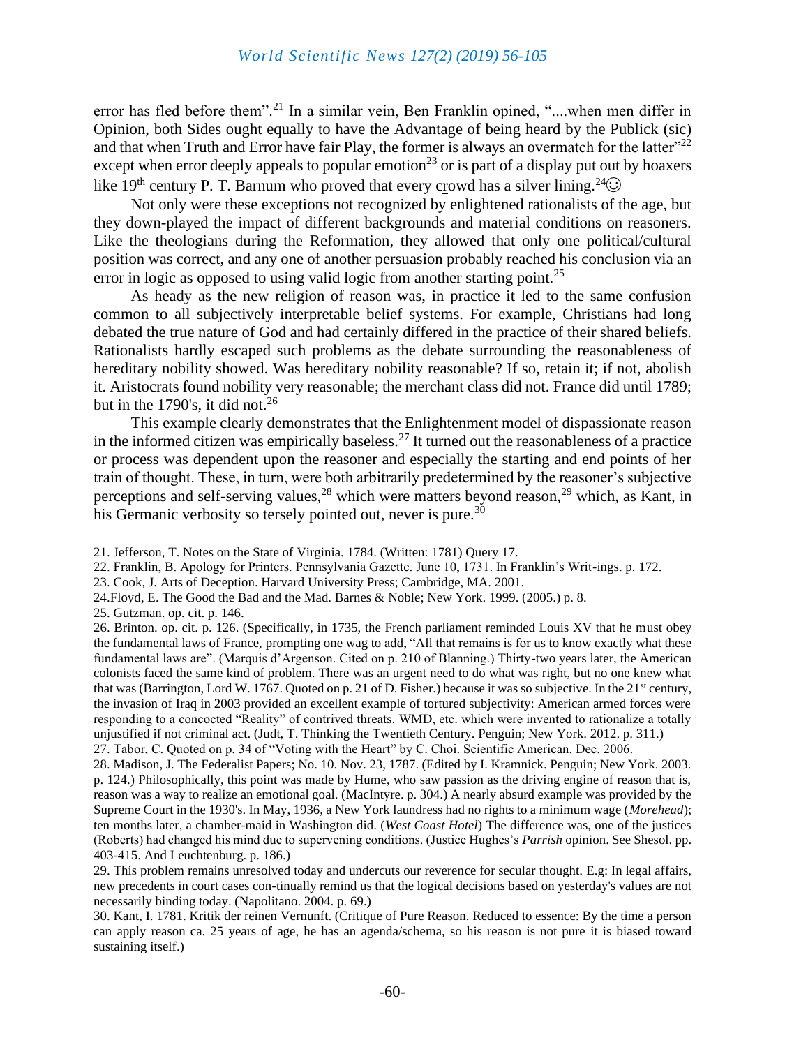error has fled before them".[21] In a similar vein, Ben Franklin opined, "....when men differ in Opinion, both Sides ought equally to have the Advantage of being heard by the Publick (sic) and that when Truth and Error have fair Play, the former is always an overmatch for the latter"[22] except when error deeply appeals to popular emotion[23] or is part of a display put out by hoaxers like 19th century P. T. Barnum who proved that every crowd has a silver lining.[24]☺

Not only were these exceptions not recognized by enlightened rationalists of the age, but they down-played the impact of different backgrounds and material conditions on reasoners. Like the theologians during the Reformation, they allowed that only one political/cultural position was correct, and any one of another persuasion probably reached his conclusion via an error in logic as opposed to using valid logic from another starting point.[25]

As heady as the new religion of reason was, in practice it led to the same confusion common to all subjectively interpretable belief systems. For example, Christians had long debated the true nature of God and had certainly differed in the practice of their shared beliefs. Rationalists hardly escaped such problems as the debate surrounding the reasonableness of hereditary nobility showed. Was hereditary nobility reasonable? If so, retain it; if not, abolish it. Aristocrats found nobility very reasonable; the merchant class did not. France did until 1789; but in the 1790's, it did not.[26]

This example clearly demonstrates that the Enlightenment model of dispassionate reason in the informed citizen was empirically baseless.[27] It turned out the reasonableness of a practice or process was dependent upon the reasoner and especially the starting and end points of her train of thought. These, in turn, were both arbitrarily predetermined by the reasoner's subjective perceptions and self-serving values,[28] which were matters beyond reason,[29] which, as Kant, in his Germanic verbosity so tersely pointed out, never is pure.[30]

---

21. Jefferson, T. Notes on the State of Virginia. 1784. (Written: 1781) Query 17.

22. Franklin, B. Apology for Printers. Pennsylvania Gazette. June 10, 1731. In Franklin's Writ-ings. p. 172.

23. Cook, J. Arts of Deception. Harvard University Press; Cambridge, MA. 2001.

24.Floyd, E. The Good the Bad and the Mad. Barnes & Noble; New York. 1999. (2005.) p. 8.

25. Gutzman. op. cit. p. 146.

26. Brinton. op. cit. p. 126. (Specifically, in 1735, the French parliament reminded Louis XV that he must obey the fundamental laws of France, prompting one wag to add, "All that remains is for us to know exactly what these fundamental laws are". (Marquis d'Argenson. Cited on p. 210 of Blanning.) Thirty-two years later, the American colonists faced the same kind of problem. There was an urgent need to do what was right, but no one knew what that was (Barrington, Lord W. 1767. Quoted on p. 21 of D. Fisher.) because it was so subjective. In the 21st century, the invasion of Iraq in 2003 provided an excellent example of tortured subjectivity: American armed forces were responding to a concocted "Reality" of contrived threats. WMD, etc. which were invented to rationalize a totally unjustified if not criminal act. (Judt, T. Thinking the Twentieth Century. Penguin; New York. 2012. p. 311.)

27. Tabor, C. Quoted on p. 34 of "Voting with the Heart" by C. Choi. Scientific American. Dec. 2006.

28. Madison, J. The Federalist Papers; No. 10. Nov. 23, 1787. (Edited by I. Kramnick. Penguin; New York. 2003. p. 124.) Philosophically, this point was made by Hume, who saw passion as the driving engine of reason that is, reason was a way to realize an emotional goal. (MacIntyre. p. 304.) A nearly absurd example was provided by the Supreme Court in the 1930's. In May, 1936, a New York laundress had no rights to a minimum wage (*Morehead*); ten months later, a chamber-maid in Washington did. (*West Coast Hotel*) The difference was, one of the justices (Roberts) had changed his mind due to supervening conditions. (Justice Hughes's *Parrish* opinion. See Shesol. pp. 403-415. And Leuchtenburg. p. 186.)

29. This problem remains unresolved today and undercuts our reverence for secular thought. E.g: In legal affairs, new precedents in court cases con-tinually remind us that the logical decisions based on yesterday's values are not necessarily binding today. (Napolitano. 2004. p. 69.)

30. Kant, I. 1781. Kritik der reinen Vernunft. (Critique of Pure Reason. Reduced to essence: By the time a person can apply reason ca. 25 years of age, he has an agenda/schema, so his reason is not pure it is biased toward sustaining itself.)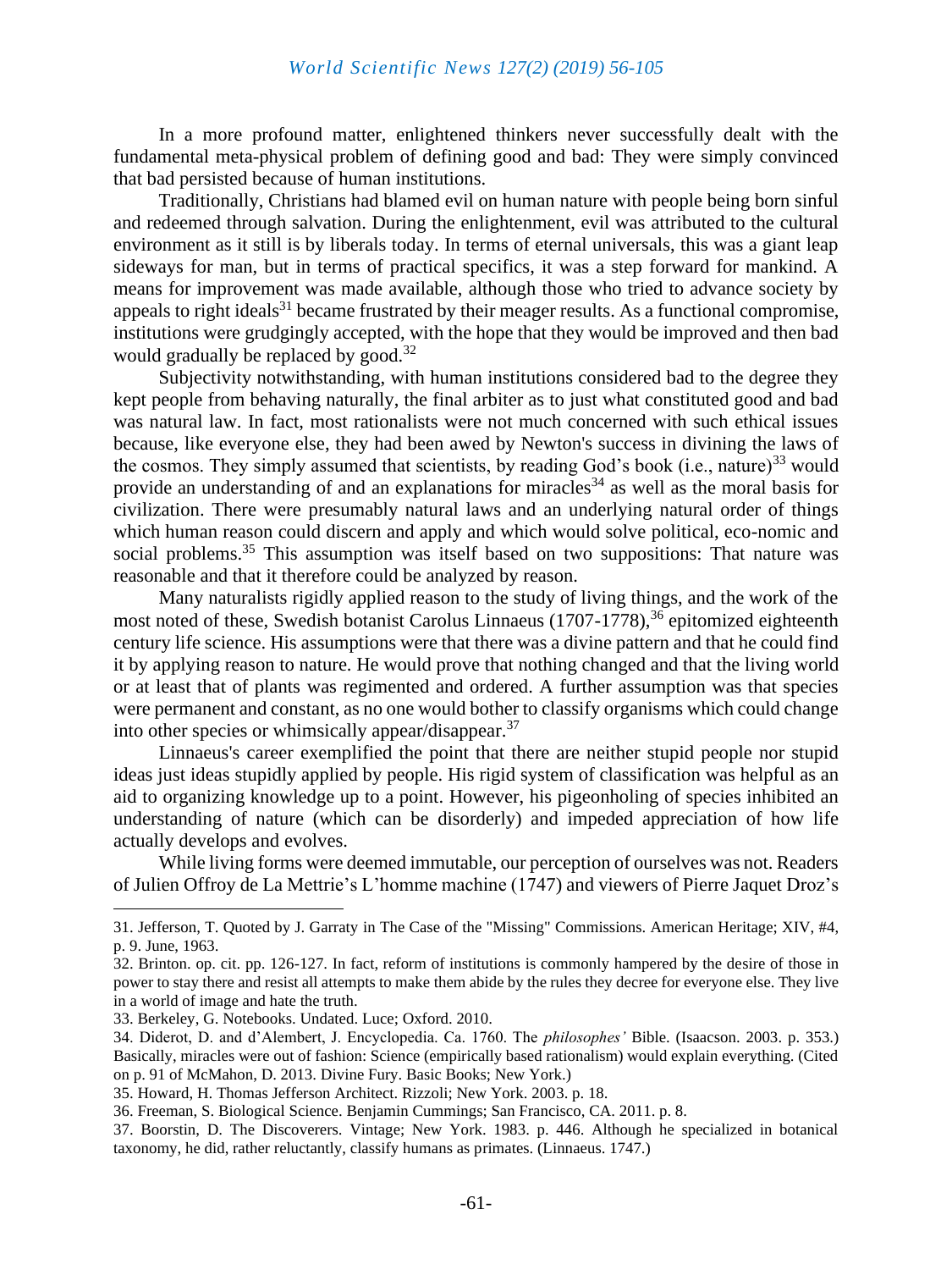In a more profound matter, enlightened thinkers never successfully dealt with the fundamental meta-physical problem of defining good and bad: They were simply convinced that bad persisted because of human institutions.

Traditionally, Christians had blamed evil on human nature with people being born sinful and redeemed through salvation. During the enlightenment, evil was attributed to the cultural environment as it still is by liberals today. In terms of eternal universals, this was a giant leap sideways for man, but in terms of practical specifics, it was a step forward for mankind. A means for improvement was made available, although those who tried to advance society by appeals to right ideals[31] became frustrated by their meager results. As a functional compromise, institutions were grudgingly accepted, with the hope that they would be improved and then bad would gradually be replaced by good.[32]

Subjectivity notwithstanding, with human institutions considered bad to the degree they kept people from behaving naturally, the final arbiter as to just what constituted good and bad was natural law. In fact, most rationalists were not much concerned with such ethical issues because, like everyone else, they had been awed by Newton's success in divining the laws of the cosmos. They simply assumed that scientists, by reading God's book (i.e., nature)[33] would provide an understanding of and an explanations for miracles[34] as well as the moral basis for civilization. There were presumably natural laws and an underlying natural order of things which human reason could discern and apply and which would solve political, eco-nomic and social problems.[35] This assumption was itself based on two suppositions: That nature was reasonable and that it therefore could be analyzed by reason.

Many naturalists rigidly applied reason to the study of living things, and the work of the most noted of these, Swedish botanist Carolus Linnaeus (1707-1778),[36] epitomized eighteenth century life science. His assumptions were that there was a divine pattern and that he could find it by applying reason to nature. He would prove that nothing changed and that the living world or at least that of plants was regimented and ordered. A further assumption was that species were permanent and constant, as no one would bother to classify organisms which could change into other species or whimsically appear/disappear.[37]

Linnaeus's career exemplified the point that there are neither stupid people nor stupid ideas just ideas stupidly applied by people. His rigid system of classification was helpful as an aid to organizing knowledge up to a point. However, his pigeonholing of species inhibited an understanding of nature (which can be disorderly) and impeded appreciation of how life actually develops and evolves.

While living forms were deemed immutable, our perception of ourselves was not. Readers of Julien Offroy de La Mettrie's L'homme machine (1747) and viewers of Pierre Jaquet Droz's

---

31. Jefferson, T. Quoted by J. Garraty in The Case of the "Missing" Commissions. American Heritage; XIV, #4, p. 9. June, 1963.

32. Brinton. op. cit. pp. 126-127. In fact, reform of institutions is commonly hampered by the desire of those in power to stay there and resist all attempts to make them abide by the rules they decree for everyone else. They live in a world of image and hate the truth.

33. Berkeley, G. Notebooks. Undated. Luce; Oxford. 2010.

34. Diderot, D. and d'Alembert, J. Encyclopedia. Ca. 1760. The *philosophes'* Bible. (Isaacson. 2003. p. 353.) Basically, miracles were out of fashion: Science (empirically based rationalism) would explain everything. (Cited on p. 91 of McMahon, D. 2013. Divine Fury. Basic Books; New York.)

35. Howard, H. Thomas Jefferson Architect. Rizzoli; New York. 2003. p. 18.

36. Freeman, S. Biological Science. Benjamin Cummings; San Francisco, CA. 2011. p. 8.

37. Boorstin, D. The Discoverers. Vintage; New York. 1983. p. 446. Although he specialized in botanical taxonomy, he did, rather reluctantly, classify humans as primates. (Linnaeus. 1747.)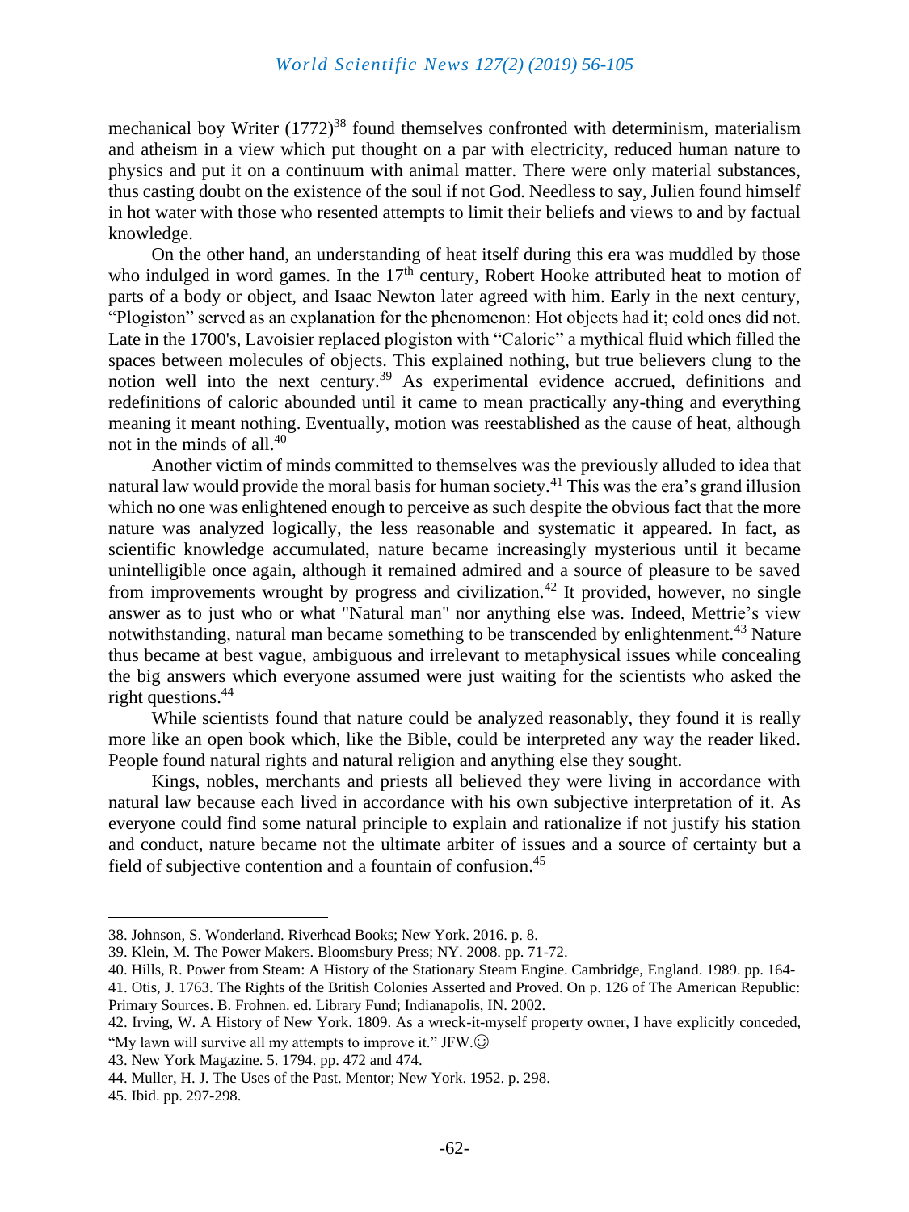mechanical boy Writer (1772)[38] found themselves confronted with determinism, materialism and atheism in a view which put thought on a par with electricity, reduced human nature to physics and put it on a continuum with animal matter. There were only material substances, thus casting doubt on the existence of the soul if not God. Needless to say, Julien found himself in hot water with those who resented attempts to limit their beliefs and views to and by factual knowledge.

On the other hand, an understanding of heat itself during this era was muddled by those who indulged in word games. In the 17th century, Robert Hooke attributed heat to motion of parts of a body or object, and Isaac Newton later agreed with him. Early in the next century, "Plogiston" served as an explanation for the phenomenon: Hot objects had it; cold ones did not. Late in the 1700's, Lavoisier replaced plogiston with "Caloric" a mythical fluid which filled the spaces between molecules of objects. This explained nothing, but true believers clung to the notion well into the next century.[39] As experimental evidence accrued, definitions and redefinitions of caloric abounded until it came to mean practically any-thing and everything meaning it meant nothing. Eventually, motion was reestablished as the cause of heat, although not in the minds of all.[40]

Another victim of minds committed to themselves was the previously alluded to idea that natural law would provide the moral basis for human society.[41] This was the era's grand illusion which no one was enlightened enough to perceive as such despite the obvious fact that the more nature was analyzed logically, the less reasonable and systematic it appeared. In fact, as scientific knowledge accumulated, nature became increasingly mysterious until it became unintelligible once again, although it remained admired and a source of pleasure to be saved from improvements wrought by progress and civilization.[42] It provided, however, no single answer as to just who or what "Natural man" nor anything else was. Indeed, Mettrie's view notwithstanding, natural man became something to be transcended by enlightenment.[43] Nature thus became at best vague, ambiguous and irrelevant to metaphysical issues while concealing the big answers which everyone assumed were just waiting for the scientists who asked the right questions.[44]

While scientists found that nature could be analyzed reasonably, they found it is really more like an open book which, like the Bible, could be interpreted any way the reader liked. People found natural rights and natural religion and anything else they sought.

Kings, nobles, merchants and priests all believed they were living in accordance with natural law because each lived in accordance with his own subjective interpretation of it. As everyone could find some natural principle to explain and rationalize if not justify his station and conduct, nature became not the ultimate arbiter of issues and a source of certainty but a field of subjective contention and a fountain of confusion.[45]

---

38. Johnson, S. Wonderland. Riverhead Books; New York. 2016. p. 8.
39. Klein, M. The Power Makers. Bloomsbury Press; NY. 2008. pp. 71-72.
40. Hills, R. Power from Steam: A History of the Stationary Steam Engine. Cambridge, England. 1989. pp. 164-
41. Otis, J. 1763. The Rights of the British Colonies Asserted and Proved. On p. 126 of The American Republic: Primary Sources. B. Frohnen. ed. Library Fund; Indianapolis, IN. 2002.
42. Irving, W. A History of New York. 1809. As a wreck-it-myself property owner, I have explicitly conceded, "My lawn will survive all my attempts to improve it." JFW.☺
43. New York Magazine. 5. 1794. pp. 472 and 474.
44. Muller, H. J. The Uses of the Past. Mentor; New York. 1952. p. 298.
45. Ibid. pp. 297-298.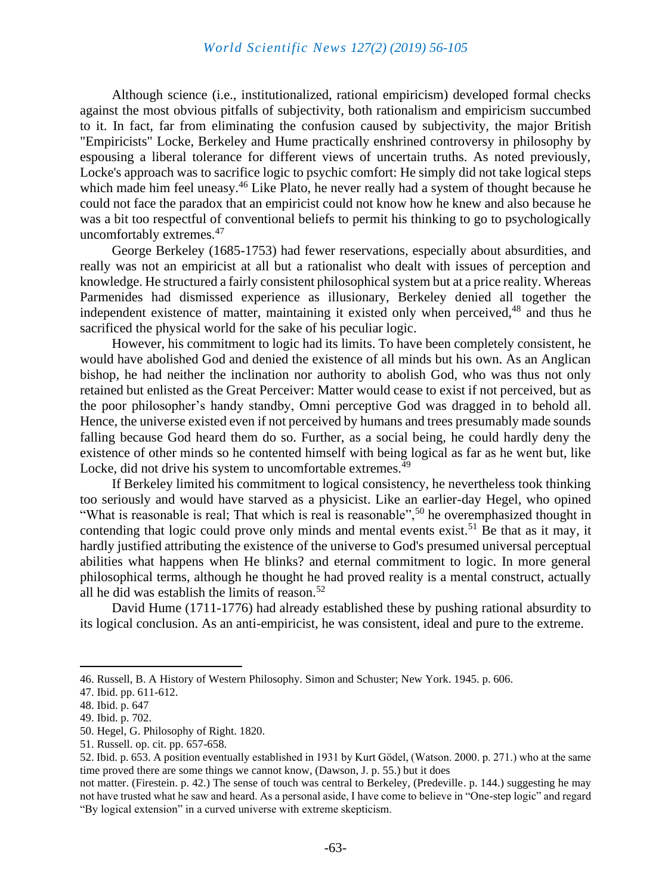Although science (i.e., institutionalized, rational empiricism) developed formal checks against the most obvious pitfalls of subjectivity, both rationalism and empiricism succumbed to it. In fact, far from eliminating the confusion caused by subjectivity, the major British "Empiricists" Locke, Berkeley and Hume practically enshrined controversy in philosophy by espousing a liberal tolerance for different views of uncertain truths. As noted previously, Locke's approach was to sacrifice logic to psychic comfort: He simply did not take logical steps which made him feel uneasy.[46] Like Plato, he never really had a system of thought because he could not face the paradox that an empiricist could not know how he knew and also because he was a bit too respectful of conventional beliefs to permit his thinking to go to psychologically uncomfortably extremes.[47]

George Berkeley (1685-1753) had fewer reservations, especially about absurdities, and really was not an empiricist at all but a rationalist who dealt with issues of perception and knowledge. He structured a fairly consistent philosophical system but at a price reality. Whereas Parmenides had dismissed experience as illusionary, Berkeley denied all together the independent existence of matter, maintaining it existed only when perceived,[48] and thus he sacrificed the physical world for the sake of his peculiar logic.

However, his commitment to logic had its limits. To have been completely consistent, he would have abolished God and denied the existence of all minds but his own. As an Anglican bishop, he had neither the inclination nor authority to abolish God, who was thus not only retained but enlisted as the Great Perceiver: Matter would cease to exist if not perceived, but as the poor philosopher's handy standby, Omni perceptive God was dragged in to behold all. Hence, the universe existed even if not perceived by humans and trees presumably made sounds falling because God heard them do so. Further, as a social being, he could hardly deny the existence of other minds so he contented himself with being logical as far as he went but, like Locke, did not drive his system to uncomfortable extremes.[49]

If Berkeley limited his commitment to logical consistency, he nevertheless took thinking too seriously and would have starved as a physicist. Like an earlier-day Hegel, who opined "What is reasonable is real; That which is real is reasonable",[50] he overemphasized thought in contending that logic could prove only minds and mental events exist.[51] Be that as it may, it hardly justified attributing the existence of the universe to God's presumed universal perceptual abilities what happens when He blinks? and eternal commitment to logic. In more general philosophical terms, although he thought he had proved reality is a mental construct, actually all he did was establish the limits of reason.[52]

David Hume (1711-1776) had already established these by pushing rational absurdity to its logical conclusion. As an anti-empiricist, he was consistent, ideal and pure to the extreme.

---

46. Russell, B. A History of Western Philosophy. Simon and Schuster; New York. 1945. p. 606.
47. Ibid. pp. 611-612.
48. Ibid. p. 647
49. Ibid. p. 702.
50. Hegel, G. Philosophy of Right. 1820.
51. Russell. op. cit. pp. 657-658.
52. Ibid. p. 653. A position eventually established in 1931 by Kurt Gödel, (Watson. 2000. p. 271.) who at the same time proved there are some things we cannot know, (Dawson, J. p. 55.) but it does not matter. (Firestein. p. 42.) The sense of touch was central to Berkeley, (Predeville. p. 144.) suggesting he may not have trusted what he saw and heard. As a personal aside, I have come to believe in "One-step logic" and regard "By logical extension" in a curved universe with extreme skepticism.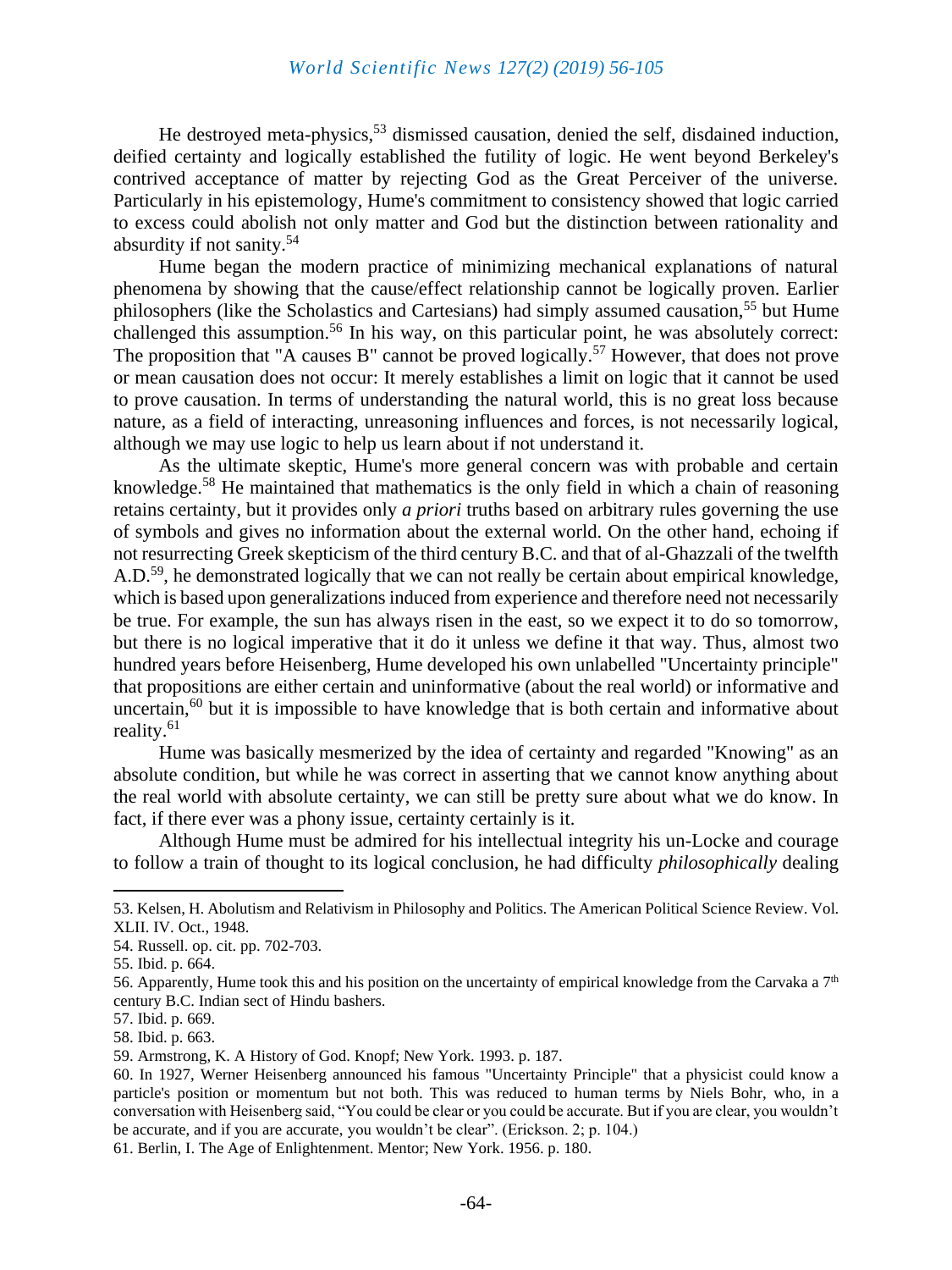He destroyed meta-physics,[53] dismissed causation, denied the self, disdained induction, deified certainty and logically established the futility of logic. He went beyond Berkeley's contrived acceptance of matter by rejecting God as the Great Perceiver of the universe. Particularly in his epistemology, Hume's commitment to consistency showed that logic carried to excess could abolish not only matter and God but the distinction between rationality and absurdity if not sanity.[54]

Hume began the modern practice of minimizing mechanical explanations of natural phenomena by showing that the cause/effect relationship cannot be logically proven. Earlier philosophers (like the Scholastics and Cartesians) had simply assumed causation,[55] but Hume challenged this assumption.[56] In his way, on this particular point, he was absolutely correct: The proposition that "A causes B" cannot be proved logically.[57] However, that does not prove or mean causation does not occur: It merely establishes a limit on logic that it cannot be used to prove causation. In terms of understanding the natural world, this is no great loss because nature, as a field of interacting, unreasoning influences and forces, is not necessarily logical, although we may use logic to help us learn about if not understand it.

As the ultimate skeptic, Hume's more general concern was with probable and certain knowledge.[58] He maintained that mathematics is the only field in which a chain of reasoning retains certainty, but it provides only *a priori* truths based on arbitrary rules governing the use of symbols and gives no information about the external world. On the other hand, echoing if not resurrecting Greek skepticism of the third century B.C. and that of al-Ghazzali of the twelfth A.D.[59], he demonstrated logically that we can not really be certain about empirical knowledge, which is based upon generalizations induced from experience and therefore need not necessarily be true. For example, the sun has always risen in the east, so we expect it to do so tomorrow, but there is no logical imperative that it do it unless we define it that way. Thus, almost two hundred years before Heisenberg, Hume developed his own unlabelled "Uncertainty principle" that propositions are either certain and uninformative (about the real world) or informative and uncertain,[60] but it is impossible to have knowledge that is both certain and informative about reality.[61]

Hume was basically mesmerized by the idea of certainty and regarded "Knowing" as an absolute condition, but while he was correct in asserting that we cannot know anything about the real world with absolute certainty, we can still be pretty sure about what we do know. In fact, if there ever was a phony issue, certainty certainly is it.

Although Hume must be admired for his intellectual integrity his un-Locke and courage to follow a train of thought to its logical conclusion, he had difficulty *philosophically* dealing

---

53. Kelsen, H. Abolutism and Relativism in Philosophy and Politics. The American Political Science Review. Vol. XLII. IV. Oct., 1948.

54. Russell. op. cit. pp. 702-703.

55. Ibid. p. 664.

56. Apparently, Hume took this and his position on the uncertainty of empirical knowledge from the Carvaka a 7[th] century B.C. Indian sect of Hindu bashers.

57. Ibid. p. 669.

58. Ibid. p. 663.

59. Armstrong, K. A History of God. Knopf; New York. 1993. p. 187.

60. In 1927, Werner Heisenberg announced his famous "Uncertainty Principle" that a physicist could know a particle's position or momentum but not both. This was reduced to human terms by Niels Bohr, who, in a conversation with Heisenberg said, "You could be clear or you could be accurate. But if you are clear, you wouldn't be accurate, and if you are accurate, you wouldn't be clear". (Erickson. 2; p. 104.)

61. Berlin, I. The Age of Enlightenment. Mentor; New York. 1956. p. 180.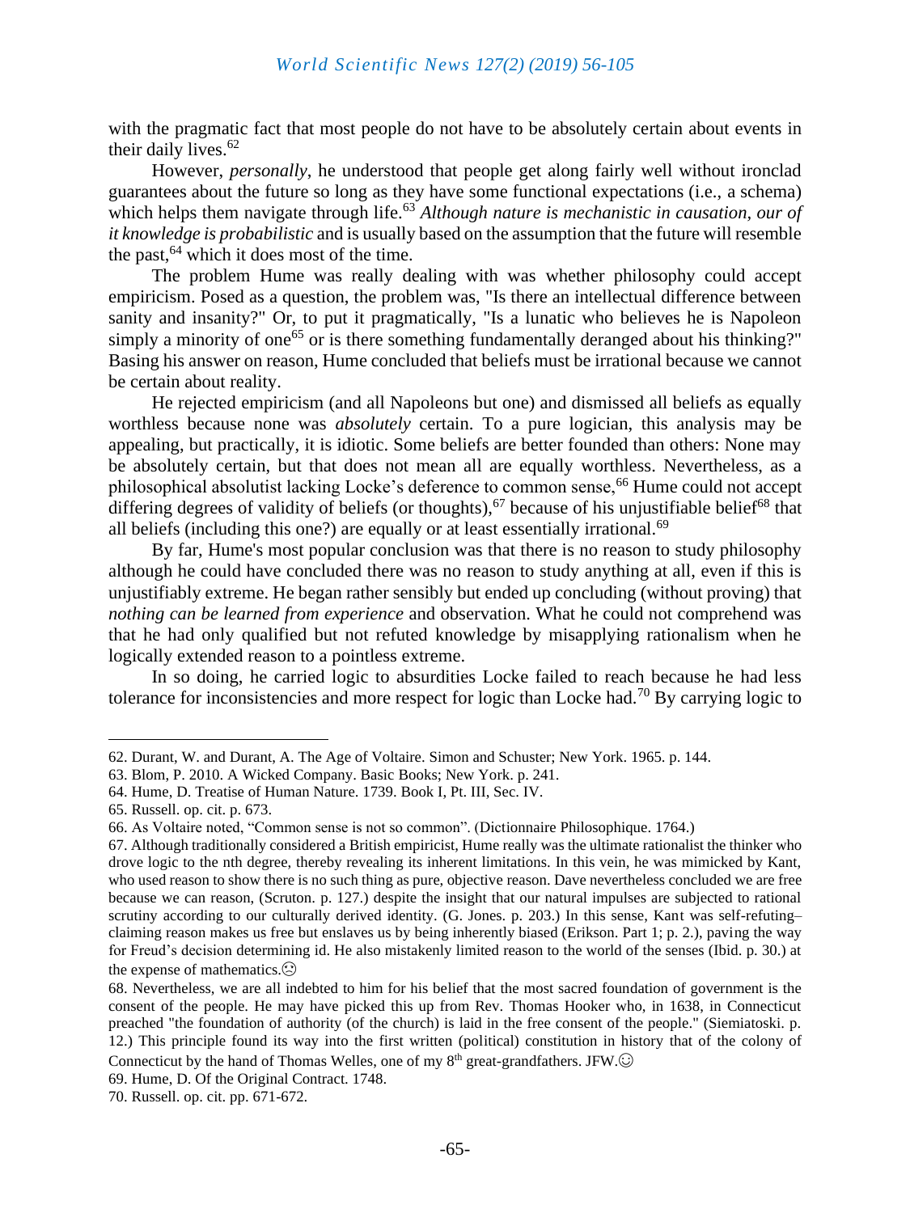with the pragmatic fact that most people do not have to be absolutely certain about events in their daily lives.[62]

However, *personally*, he understood that people get along fairly well without ironclad guarantees about the future so long as they have some functional expectations (i.e., a schema) which helps them navigate through life.[63] *Although nature is mechanistic in causation, our of it knowledge is probabilistic* and is usually based on the assumption that the future will resemble the past,[64] which it does most of the time.

The problem Hume was really dealing with was whether philosophy could accept empiricism. Posed as a question, the problem was, "Is there an intellectual difference between sanity and insanity?" Or, to put it pragmatically, "Is a lunatic who believes he is Napoleon simply a minority of one[65] or is there something fundamentally deranged about his thinking?" Basing his answer on reason, Hume concluded that beliefs must be irrational because we cannot be certain about reality.

He rejected empiricism (and all Napoleons but one) and dismissed all beliefs as equally worthless because none was *absolutely* certain. To a pure logician, this analysis may be appealing, but practically, it is idiotic. Some beliefs are better founded than others: None may be absolutely certain, but that does not mean all are equally worthless. Nevertheless, as a philosophical absolutist lacking Locke's deference to common sense,[66] Hume could not accept differing degrees of validity of beliefs (or thoughts),[67] because of his unjustifiable belief[68] that all beliefs (including this one?) are equally or at least essentially irrational.[69]

By far, Hume's most popular conclusion was that there is no reason to study philosophy although he could have concluded there was no reason to study anything at all, even if this is unjustifiably extreme. He began rather sensibly but ended up concluding (without proving) that *nothing can be learned from experience* and observation. What he could not comprehend was that he had only qualified but not refuted knowledge by misapplying rationalism when he logically extended reason to a pointless extreme.

In so doing, he carried logic to absurdities Locke failed to reach because he had less tolerance for inconsistencies and more respect for logic than Locke had.[70] By carrying logic to

---

62. Durant, W. and Durant, A. The Age of Voltaire. Simon and Schuster; New York. 1965. p. 144.

63. Blom, P. 2010. A Wicked Company. Basic Books; New York. p. 241.

64. Hume, D. Treatise of Human Nature. 1739. Book I, Pt. III, Sec. IV.

65. Russell. op. cit. p. 673.

66. As Voltaire noted, "Common sense is not so common". (Dictionnaire Philosophique. 1764.)

67. Although traditionally considered a British empiricist, Hume really was the ultimate rationalist the thinker who drove logic to the nth degree, thereby revealing its inherent limitations. In this vein, he was mimicked by Kant, who used reason to show there is no such thing as pure, objective reason. Dave nevertheless concluded we are free because we can reason, (Scruton. p. 127.) despite the insight that our natural impulses are subjected to rational scrutiny according to our culturally derived identity. (G. Jones. p. 203.) In this sense, Kant was self-refuting– claiming reason makes us free but enslaves us by being inherently biased (Erikson. Part 1; p. 2.), paving the way for Freud's decision determining id. He also mistakenly limited reason to the world of the senses (Ibid. p. 30.) at the expense of mathematics.☹

68. Nevertheless, we are all indebted to him for his belief that the most sacred foundation of government is the consent of the people. He may have picked this up from Rev. Thomas Hooker who, in 1638, in Connecticut preached "the foundation of authority (of the church) is laid in the free consent of the people." (Siemiatoski. p. 12.) This principle found its way into the first written (political) constitution in history that of the colony of Connecticut by the hand of Thomas Welles, one of my 8th great-grandfathers. JFW.☺

69. Hume, D. Of the Original Contract. 1748.

70. Russell. op. cit. pp. 671-672.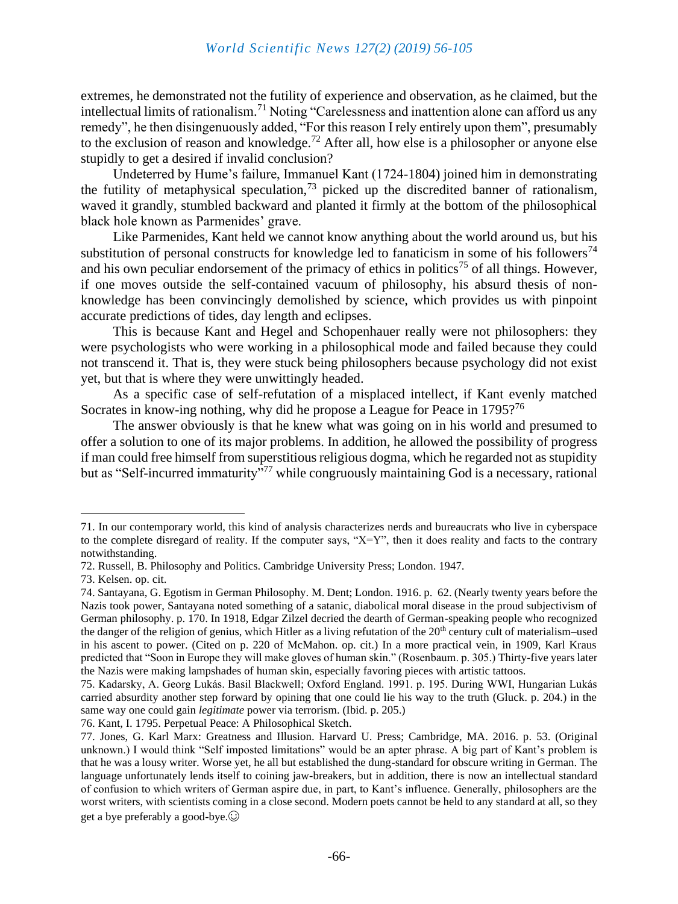extremes, he demonstrated not the futility of experience and observation, as he claimed, but the intellectual limits of rationalism.[71] Noting "Carelessness and inattention alone can afford us any remedy", he then disingenuously added, "For this reason I rely entirely upon them", presumably to the exclusion of reason and knowledge.[72] After all, how else is a philosopher or anyone else stupidly to get a desired if invalid conclusion?

Undeterred by Hume's failure, Immanuel Kant (1724-1804) joined him in demonstrating the futility of metaphysical speculation,[73] picked up the discredited banner of rationalism, waved it grandly, stumbled backward and planted it firmly at the bottom of the philosophical black hole known as Parmenides' grave.

Like Parmenides, Kant held we cannot know anything about the world around us, but his substitution of personal constructs for knowledge led to fanaticism in some of his followers[74] and his own peculiar endorsement of the primacy of ethics in politics[75] of all things. However, if one moves outside the self-contained vacuum of philosophy, his absurd thesis of non-knowledge has been convincingly demolished by science, which provides us with pinpoint accurate predictions of tides, day length and eclipses.

This is because Kant and Hegel and Schopenhauer really were not philosophers: they were psychologists who were working in a philosophical mode and failed because they could not transcend it. That is, they were stuck being philosophers because psychology did not exist yet, but that is where they were unwittingly headed.

As a specific case of self-refutation of a misplaced intellect, if Kant evenly matched Socrates in know-ing nothing, why did he propose a League for Peace in 1795?[76]

The answer obviously is that he knew what was going on in his world and presumed to offer a solution to one of its major problems. In addition, he allowed the possibility of progress if man could free himself from superstitious religious dogma, which he regarded not as stupidity but as "Self-incurred immaturity"[77] while congruously maintaining God is a necessary, rational

---

71. In our contemporary world, this kind of analysis characterizes nerds and bureaucrats who live in cyberspace to the complete disregard of reality. If the computer says, "X=Y", then it does reality and facts to the contrary notwithstanding.

72. Russell, B. Philosophy and Politics. Cambridge University Press; London. 1947.

73. Kelsen. op. cit.

74. Santayana, G. Egotism in German Philosophy. M. Dent; London. 1916. p. 62. (Nearly twenty years before the Nazis took power, Santayana noted something of a satanic, diabolical moral disease in the proud subjectivism of German philosophy. p. 170. In 1918, Edgar Zilzel decried the dearth of German-speaking people who recognized the danger of the religion of genius, which Hitler as a living refutation of the 20th century cult of materialism–used in his ascent to power. (Cited on p. 220 of McMahon. op. cit.) In a more practical vein, in 1909, Karl Kraus predicted that "Soon in Europe they will make gloves of human skin." (Rosenbaum. p. 305.) Thirty-five years later the Nazis were making lampshades of human skin, especially favoring pieces with artistic tattoos.

75. Kadarsky, A. Georg Lukás. Basil Blackwell; Oxford England. 1991. p. 195. During WWI, Hungarian Lukás carried absurdity another step forward by opining that one could lie his way to the truth (Gluck. p. 204.) in the same way one could gain *legitimate* power via terrorism. (Ibid. p. 205.)

76. Kant, I. 1795. Perpetual Peace: A Philosophical Sketch.

77. Jones, G. Karl Marx: Greatness and Illusion. Harvard U. Press; Cambridge, MA. 2016. p. 53. (Original unknown.) I would think "Self imposted limitations" would be an apter phrase. A big part of Kant's problem is that he was a lousy writer. Worse yet, he all but established the dung-standard for obscure writing in German. The language unfortunately lends itself to coining jaw-breakers, but in addition, there is now an intellectual standard of confusion to which writers of German aspire due, in part, to Kant's influence. Generally, philosophers are the worst writers, with scientists coming in a close second. Modern poets cannot be held to any standard at all, so they get a bye preferably a good-bye.☺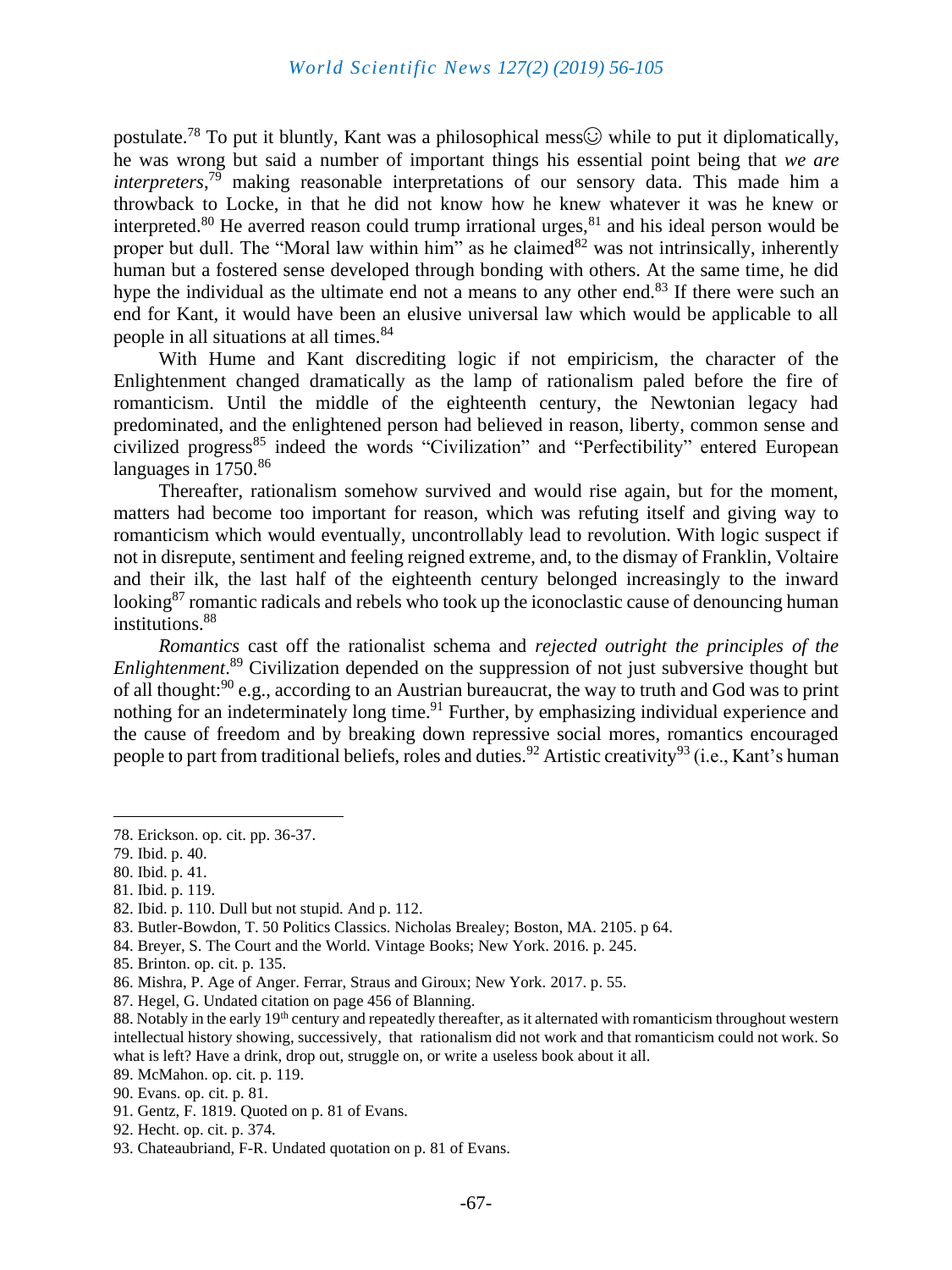postulate.[78] To put it bluntly, Kant was a philosophical mess☺ while to put it diplomatically, he was wrong but said a number of important things his essential point being that *we are interpreters*,[79] making reasonable interpretations of our sensory data. This made him a throwback to Locke, in that he did not know how he knew whatever it was he knew or interpreted.[80] He averred reason could trump irrational urges,[81] and his ideal person would be proper but dull. The "Moral law within him" as he claimed[82] was not intrinsically, inherently human but a fostered sense developed through bonding with others. At the same time, he did hype the individual as the ultimate end not a means to any other end.[83] If there were such an end for Kant, it would have been an elusive universal law which would be applicable to all people in all situations at all times.[84]

With Hume and Kant discrediting logic if not empiricism, the character of the Enlightenment changed dramatically as the lamp of rationalism paled before the fire of romanticism. Until the middle of the eighteenth century, the Newtonian legacy had predominated, and the enlightened person had believed in reason, liberty, common sense and civilized progress[85] indeed the words "Civilization" and "Perfectibility" entered European languages in 1750.[86]

Thereafter, rationalism somehow survived and would rise again, but for the moment, matters had become too important for reason, which was refuting itself and giving way to romanticism which would eventually, uncontrollably lead to revolution. With logic suspect if not in disrepute, sentiment and feeling reigned extreme, and, to the dismay of Franklin, Voltaire and their ilk, the last half of the eighteenth century belonged increasingly to the inward looking[87] romantic radicals and rebels who took up the iconoclastic cause of denouncing human institutions.[88]

*Romantics* cast off the rationalist schema and *rejected outright the principles of the Enlightenment*.[89] Civilization depended on the suppression of not just subversive thought but of all thought:[90] e.g., according to an Austrian bureaucrat, the way to truth and God was to print nothing for an indeterminately long time.[91] Further, by emphasizing individual experience and the cause of freedom and by breaking down repressive social mores, romantics encouraged people to part from traditional beliefs, roles and duties.[92] Artistic creativity[93] (i.e., Kant's human

---

78. Erickson. op. cit. pp. 36-37.
79. Ibid. p. 40.
80. Ibid. p. 41.
81. Ibid. p. 119.
82. Ibid. p. 110. Dull but not stupid. And p. 112.
83. Butler-Bowdon, T. 50 Politics Classics. Nicholas Brealey; Boston, MA. 2105. p 64.
84. Breyer, S. The Court and the World. Vintage Books; New York. 2016. p. 245.
85. Brinton. op. cit. p. 135.
86. Mishra, P. Age of Anger. Ferrar, Straus and Giroux; New York. 2017. p. 55.
87. Hegel, G. Undated citation on page 456 of Blanning.
88. Notably in the early 19th century and repeatedly thereafter, as it alternated with romanticism throughout western intellectual history showing, successively, that rationalism did not work and that romanticism could not work. So what is left? Have a drink, drop out, struggle on, or write a useless book about it all.
89. McMahon. op. cit. p. 119.
90. Evans. op. cit. p. 81.
91. Gentz, F. 1819. Quoted on p. 81 of Evans.
92. Hecht. op. cit. p. 374.
93. Chateaubriand, F-R. Undated quotation on p. 81 of Evans.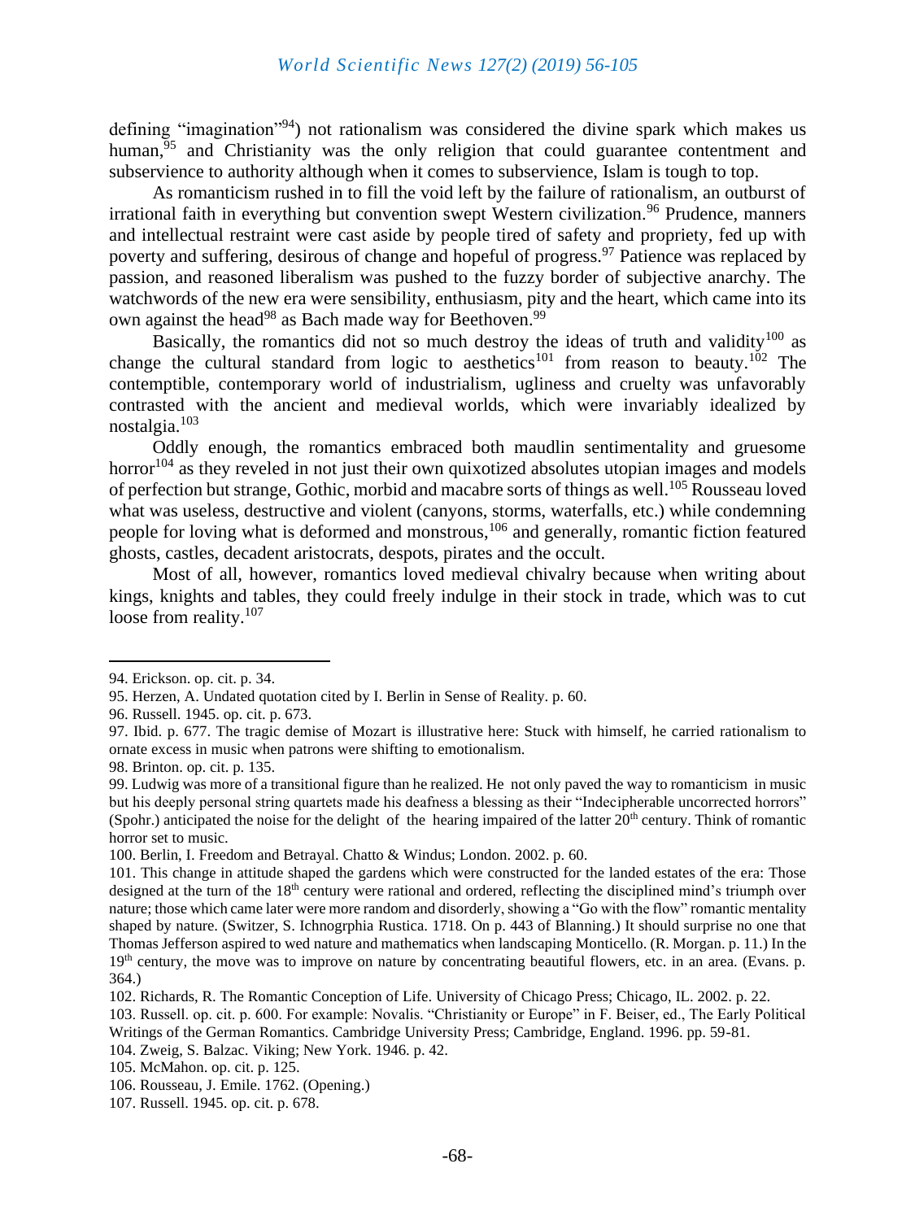defining "imagination"[94]) not rationalism was considered the divine spark which makes us human,[95] and Christianity was the only religion that could guarantee contentment and subservience to authority although when it comes to subservience, Islam is tough to top.

As romanticism rushed in to fill the void left by the failure of rationalism, an outburst of irrational faith in everything but convention swept Western civilization.[96] Prudence, manners and intellectual restraint were cast aside by people tired of safety and propriety, fed up with poverty and suffering, desirous of change and hopeful of progress.[97] Patience was replaced by passion, and reasoned liberalism was pushed to the fuzzy border of subjective anarchy. The watchwords of the new era were sensibility, enthusiasm, pity and the heart, which came into its own against the head[98] as Bach made way for Beethoven.[99]

Basically, the romantics did not so much destroy the ideas of truth and validity[100] as change the cultural standard from logic to aesthetics[101] from reason to beauty.[102] The contemptible, contemporary world of industrialism, ugliness and cruelty was unfavorably contrasted with the ancient and medieval worlds, which were invariably idealized by nostalgia.[103]

Oddly enough, the romantics embraced both maudlin sentimentality and gruesome horror[104] as they reveled in not just their own quixotized absolutes utopian images and models of perfection but strange, Gothic, morbid and macabre sorts of things as well.[105] Rousseau loved what was useless, destructive and violent (canyons, storms, waterfalls, etc.) while condemning people for loving what is deformed and monstrous,[106] and generally, romantic fiction featured ghosts, castles, decadent aristocrats, despots, pirates and the occult.

Most of all, however, romantics loved medieval chivalry because when writing about kings, knights and tables, they could freely indulge in their stock in trade, which was to cut loose from reality.[107]

---

94. Erickson. op. cit. p. 34.

95. Herzen, A. Undated quotation cited by I. Berlin in Sense of Reality. p. 60.

96. Russell. 1945. op. cit. p. 673.

97. Ibid. p. 677. The tragic demise of Mozart is illustrative here: Stuck with himself, he carried rationalism to ornate excess in music when patrons were shifting to emotionalism.

98. Brinton. op. cit. p. 135.

99. Ludwig was more of a transitional figure than he realized. He not only paved the way to romanticism in music but his deeply personal string quartets made his deafness a blessing as their "Indecipherable uncorrected horrors" (Spohr.) anticipated the noise for the delight of the hearing impaired of the latter 20th century. Think of romantic horror set to music.

100. Berlin, I. Freedom and Betrayal. Chatto & Windus; London. 2002. p. 60.

101. This change in attitude shaped the gardens which were constructed for the landed estates of the era: Those designed at the turn of the 18th century were rational and ordered, reflecting the disciplined mind's triumph over nature; those which came later were more random and disorderly, showing a "Go with the flow" romantic mentality shaped by nature. (Switzer, S. Ichnogrphia Rustica. 1718. On p. 443 of Blanning.) It should surprise no one that Thomas Jefferson aspired to wed nature and mathematics when landscaping Monticello. (R. Morgan. p. 11.) In the 19th century, the move was to improve on nature by concentrating beautiful flowers, etc. in an area. (Evans. p. 364.)

102. Richards, R. The Romantic Conception of Life. University of Chicago Press; Chicago, IL. 2002. p. 22.

103. Russell. op. cit. p. 600. For example: Novalis. "Christianity or Europe" in F. Beiser, ed., The Early Political Writings of the German Romantics. Cambridge University Press; Cambridge, England. 1996. pp. 59-81.

104. Zweig, S. Balzac. Viking; New York. 1946. p. 42.

105. McMahon. op. cit. p. 125.

106. Rousseau, J. Emile. 1762. (Opening.)

107. Russell. 1945. op. cit. p. 678.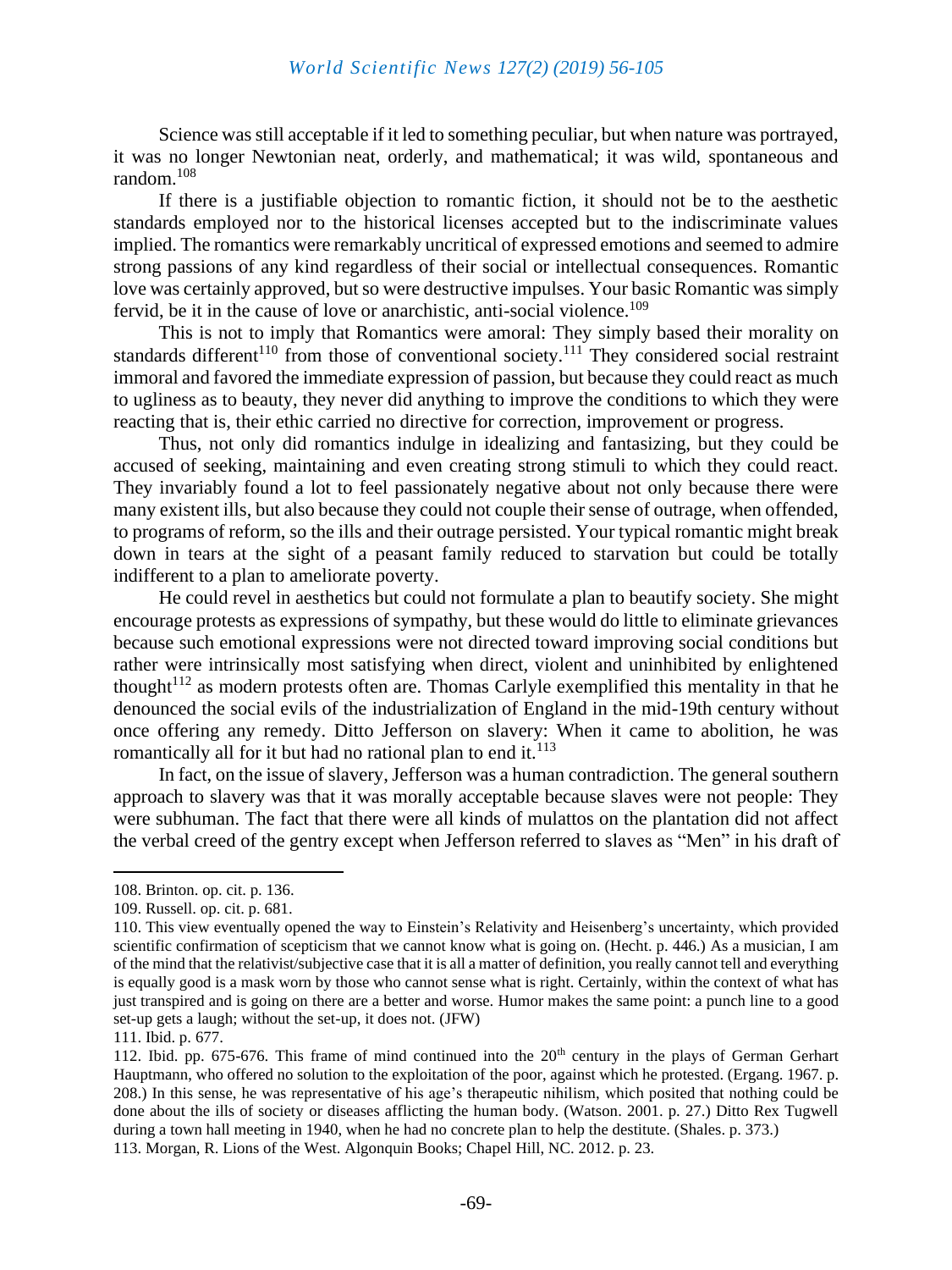Science was still acceptable if it led to something peculiar, but when nature was portrayed, it was no longer Newtonian neat, orderly, and mathematical; it was wild, spontaneous and random.[108]

If there is a justifiable objection to romantic fiction, it should not be to the aesthetic standards employed nor to the historical licenses accepted but to the indiscriminate values implied. The romantics were remarkably uncritical of expressed emotions and seemed to admire strong passions of any kind regardless of their social or intellectual consequences. Romantic love was certainly approved, but so were destructive impulses. Your basic Romantic was simply fervid, be it in the cause of love or anarchistic, anti-social violence.[109]

This is not to imply that Romantics were amoral: They simply based their morality on standards different[110] from those of conventional society.[111] They considered social restraint immoral and favored the immediate expression of passion, but because they could react as much to ugliness as to beauty, they never did anything to improve the conditions to which they were reacting that is, their ethic carried no directive for correction, improvement or progress.

Thus, not only did romantics indulge in idealizing and fantasizing, but they could be accused of seeking, maintaining and even creating strong stimuli to which they could react. They invariably found a lot to feel passionately negative about not only because there were many existent ills, but also because they could not couple their sense of outrage, when offended, to programs of reform, so the ills and their outrage persisted. Your typical romantic might break down in tears at the sight of a peasant family reduced to starvation but could be totally indifferent to a plan to ameliorate poverty.

He could revel in aesthetics but could not formulate a plan to beautify society. She might encourage protests as expressions of sympathy, but these would do little to eliminate grievances because such emotional expressions were not directed toward improving social conditions but rather were intrinsically most satisfying when direct, violent and uninhibited by enlightened thought[112] as modern protests often are. Thomas Carlyle exemplified this mentality in that he denounced the social evils of the industrialization of England in the mid-19th century without once offering any remedy. Ditto Jefferson on slavery: When it came to abolition, he was romantically all for it but had no rational plan to end it.[113]

In fact, on the issue of slavery, Jefferson was a human contradiction. The general southern approach to slavery was that it was morally acceptable because slaves were not people: They were subhuman. The fact that there were all kinds of mulattos on the plantation did not affect the verbal creed of the gentry except when Jefferson referred to slaves as "Men" in his draft of

---

108. Brinton. op. cit. p. 136.

109. Russell. op. cit. p. 681.

110. This view eventually opened the way to Einstein's Relativity and Heisenberg's uncertainty, which provided scientific confirmation of scepticism that we cannot know what is going on. (Hecht. p. 446.) As a musician, I am of the mind that the relativist/subjective case that it is all a matter of definition, you really cannot tell and everything is equally good is a mask worn by those who cannot sense what is right. Certainly, within the context of what has just transpired and is going on there are a better and worse. Humor makes the same point: a punch line to a good set-up gets a laugh; without the set-up, it does not. (JFW)

111. Ibid. p. 677.

112. Ibid. pp. 675-676. This frame of mind continued into the 20th century in the plays of German Gerhart Hauptmann, who offered no solution to the exploitation of the poor, against which he protested. (Ergang. 1967. p. 208.) In this sense, he was representative of his age's therapeutic nihilism, which posited that nothing could be done about the ills of society or diseases afflicting the human body. (Watson. 2001. p. 27.) Ditto Rex Tugwell during a town hall meeting in 1940, when he had no concrete plan to help the destitute. (Shales. p. 373.)

113. Morgan, R. Lions of the West. Algonquin Books; Chapel Hill, NC. 2012. p. 23.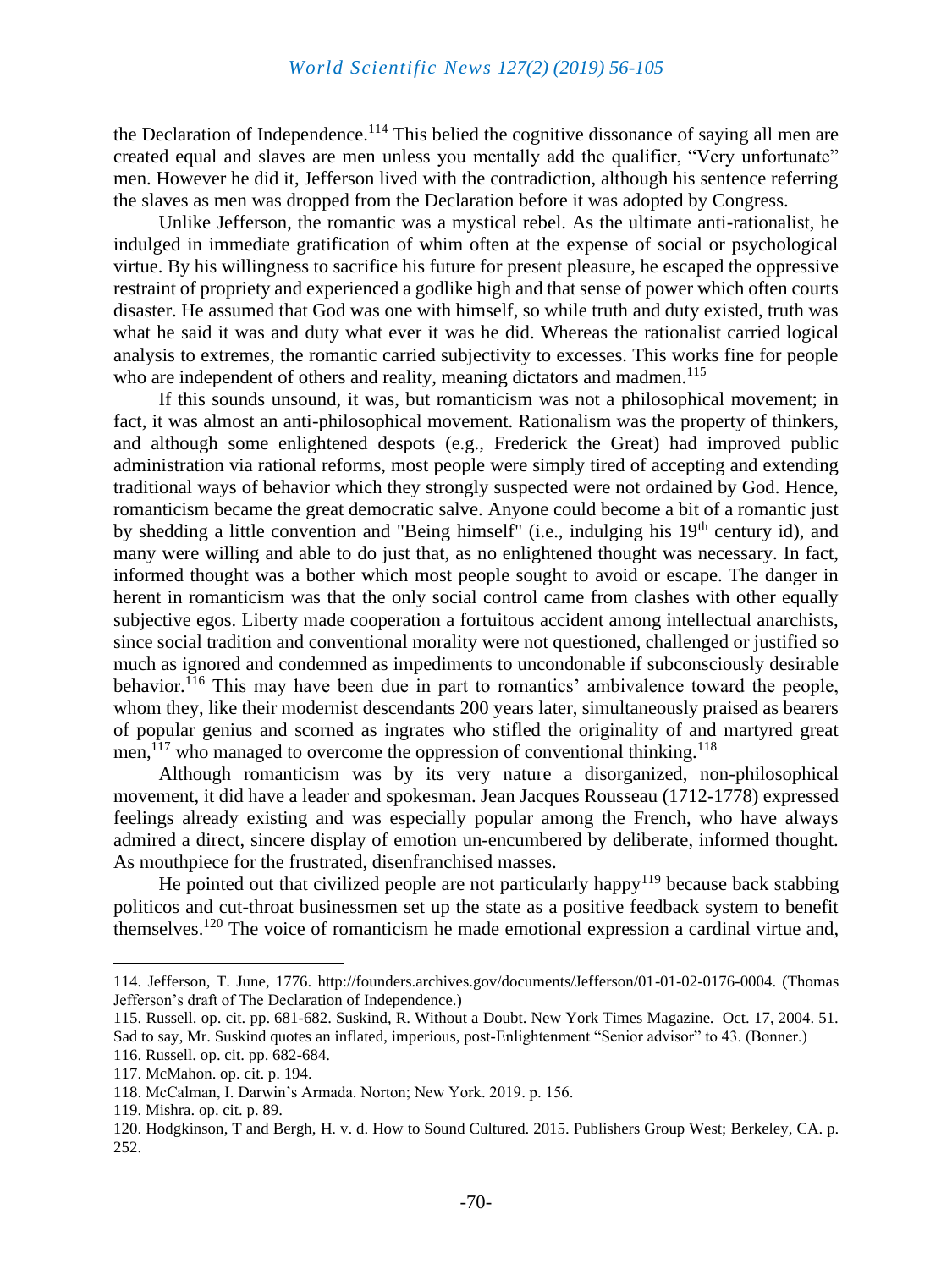the Declaration of Independence.[114] This belied the cognitive dissonance of saying all men are created equal and slaves are men unless you mentally add the qualifier, "Very unfortunate" men. However he did it, Jefferson lived with the contradiction, although his sentence referring the slaves as men was dropped from the Declaration before it was adopted by Congress.

Unlike Jefferson, the romantic was a mystical rebel. As the ultimate anti-rationalist, he indulged in immediate gratification of whim often at the expense of social or psychological virtue. By his willingness to sacrifice his future for present pleasure, he escaped the oppressive restraint of propriety and experienced a godlike high and that sense of power which often courts disaster. He assumed that God was one with himself, so while truth and duty existed, truth was what he said it was and duty what ever it was he did. Whereas the rationalist carried logical analysis to extremes, the romantic carried subjectivity to excesses. This works fine for people who are independent of others and reality, meaning dictators and madmen.[115]

If this sounds unsound, it was, but romanticism was not a philosophical movement; in fact, it was almost an anti-philosophical movement. Rationalism was the property of thinkers, and although some enlightened despots (e.g., Frederick the Great) had improved public administration via rational reforms, most people were simply tired of accepting and extending traditional ways of behavior which they strongly suspected were not ordained by God. Hence, romanticism became the great democratic salve. Anyone could become a bit of a romantic just by shedding a little convention and "Being himself" (i.e., indulging his 19th century id), and many were willing and able to do just that, as no enlightened thought was necessary. In fact, informed thought was a bother which most people sought to avoid or escape. The danger in herent in romanticism was that the only social control came from clashes with other equally subjective egos. Liberty made cooperation a fortuitous accident among intellectual anarchists, since social tradition and conventional morality were not questioned, challenged or justified so much as ignored and condemned as impediments to uncondonable if subconsciously desirable behavior.[116] This may have been due in part to romantics' ambivalence toward the people, whom they, like their modernist descendants 200 years later, simultaneously praised as bearers of popular genius and scorned as ingrates who stifled the originality of and martyred great men,[117] who managed to overcome the oppression of conventional thinking.[118]

Although romanticism was by its very nature a disorganized, non-philosophical movement, it did have a leader and spokesman. Jean Jacques Rousseau (1712-1778) expressed feelings already existing and was especially popular among the French, who have always admired a direct, sincere display of emotion un-encumbered by deliberate, informed thought. As mouthpiece for the frustrated, disenfranchised masses.

He pointed out that civilized people are not particularly happy[119] because back stabbing politicos and cut-throat businessmen set up the state as a positive feedback system to benefit themselves.[120] The voice of romanticism he made emotional expression a cardinal virtue and,

---

114. Jefferson, T. June, 1776. http://founders.archives.gov/documents/Jefferson/01-01-02-0176-0004. (Thomas Jefferson's draft of The Declaration of Independence.)

115. Russell. op. cit. pp. 681-682. Suskind, R. Without a Doubt. New York Times Magazine. Oct. 17, 2004. 51. Sad to say, Mr. Suskind quotes an inflated, imperious, post-Enlightenment "Senior advisor" to 43. (Bonner.)

116. Russell. op. cit. pp. 682-684.

117. McMahon. op. cit. p. 194.

118. McCalman, I. Darwin's Armada. Norton; New York. 2019. p. 156.

119. Mishra. op. cit. p. 89.

120. Hodgkinson, T and Bergh, H. v. d. How to Sound Cultured. 2015. Publishers Group West; Berkeley, CA. p. 252.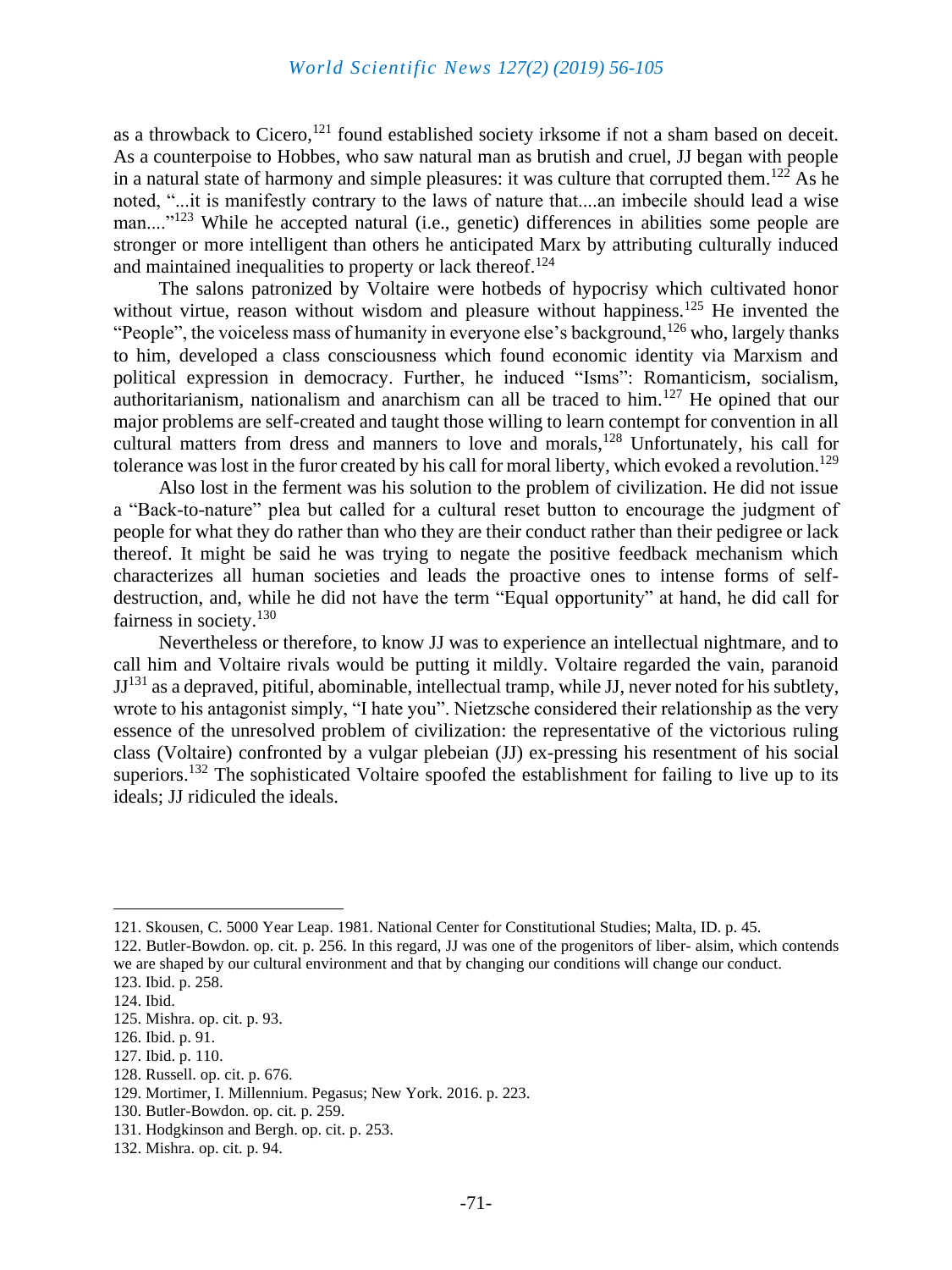as a throwback to Cicero,[121] found established society irksome if not a sham based on deceit. As a counterpoise to Hobbes, who saw natural man as brutish and cruel, JJ began with people in a natural state of harmony and simple pleasures: it was culture that corrupted them.[122] As he noted, "...it is manifestly contrary to the laws of nature that....an imbecile should lead a wise man...."[123] While he accepted natural (i.e., genetic) differences in abilities some people are stronger or more intelligent than others he anticipated Marx by attributing culturally induced and maintained inequalities to property or lack thereof.[124]

The salons patronized by Voltaire were hotbeds of hypocrisy which cultivated honor without virtue, reason without wisdom and pleasure without happiness.[125] He invented the "People", the voiceless mass of humanity in everyone else's background,[126] who, largely thanks to him, developed a class consciousness which found economic identity via Marxism and political expression in democracy. Further, he induced "Isms": Romanticism, socialism, authoritarianism, nationalism and anarchism can all be traced to him.[127] He opined that our major problems are self-created and taught those willing to learn contempt for convention in all cultural matters from dress and manners to love and morals,[128] Unfortunately, his call for tolerance was lost in the furor created by his call for moral liberty, which evoked a revolution.[129]

Also lost in the ferment was his solution to the problem of civilization. He did not issue a "Back-to-nature" plea but called for a cultural reset button to encourage the judgment of people for what they do rather than who they are their conduct rather than their pedigree or lack thereof. It might be said he was trying to negate the positive feedback mechanism which characterizes all human societies and leads the proactive ones to intense forms of self-destruction, and, while he did not have the term "Equal opportunity" at hand, he did call for fairness in society.[130]

Nevertheless or therefore, to know JJ was to experience an intellectual nightmare, and to call him and Voltaire rivals would be putting it mildly. Voltaire regarded the vain, paranoid JJ[131] as a depraved, pitiful, abominable, intellectual tramp, while JJ, never noted for his subtlety, wrote to his antagonist simply, "I hate you". Nietzsche considered their relationship as the very essence of the unresolved problem of civilization: the representative of the victorious ruling class (Voltaire) confronted by a vulgar plebeian (JJ) ex-pressing his resentment of his social superiors.[132] The sophisticated Voltaire spoofed the establishment for failing to live up to its ideals; JJ ridiculed the ideals.

---

121. Skousen, C. 5000 Year Leap. 1981. National Center for Constitutional Studies; Malta, ID. p. 45.

122. Butler-Bowdon. op. cit. p. 256. In this regard, JJ was one of the progenitors of liber- alsim, which contends we are shaped by our cultural environment and that by changing our conditions will change our conduct.

123. Ibid. p. 258.

124. Ibid.

125. Mishra. op. cit. p. 93.

126. Ibid. p. 91.

127. Ibid. p. 110.

128. Russell. op. cit. p. 676.

129. Mortimer, I. Millennium. Pegasus; New York. 2016. p. 223.

130. Butler-Bowdon. op. cit. p. 259.

131. Hodgkinson and Bergh. op. cit. p. 253.

132. Mishra. op. cit. p. 94.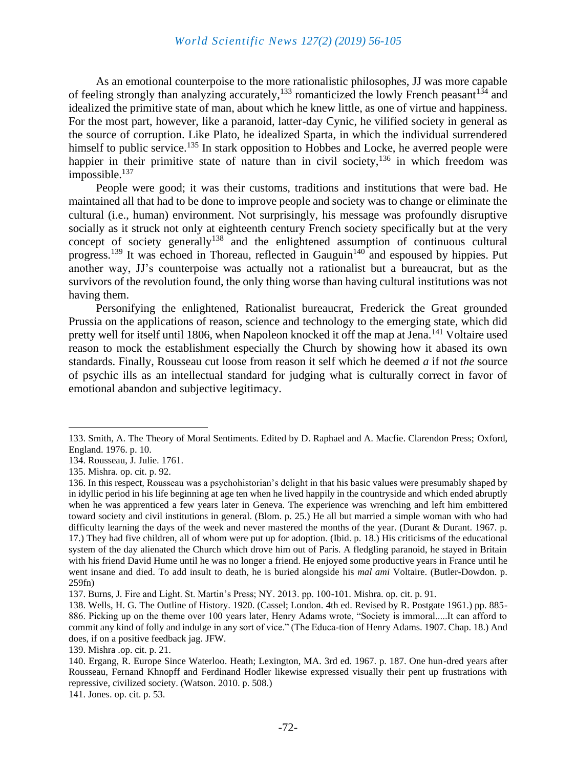As an emotional counterpoise to the more rationalistic philosophes, JJ was more capable of feeling strongly than analyzing accurately,[133] romanticized the lowly French peasant[134] and idealized the primitive state of man, about which he knew little, as one of virtue and happiness. For the most part, however, like a paranoid, latter-day Cynic, he vilified society in general as the source of corruption. Like Plato, he idealized Sparta, in which the individual surrendered himself to public service.[135] In stark opposition to Hobbes and Locke, he averred people were happier in their primitive state of nature than in civil society,[136] in which freedom was impossible.[137]

People were good; it was their customs, traditions and institutions that were bad. He maintained all that had to be done to improve people and society was to change or eliminate the cultural (i.e., human) environment. Not surprisingly, his message was profoundly disruptive socially as it struck not only at eighteenth century French society specifically but at the very concept of society generally[138] and the enlightened assumption of continuous cultural progress.[139] It was echoed in Thoreau, reflected in Gauguin[140] and espoused by hippies. Put another way, JJ's counterpoise was actually not a rationalist but a bureaucrat, but as the survivors of the revolution found, the only thing worse than having cultural institutions was not having them.

Personifying the enlightened, Rationalist bureaucrat, Frederick the Great grounded Prussia on the applications of reason, science and technology to the emerging state, which did pretty well for itself until 1806, when Napoleon knocked it off the map at Jena.[141] Voltaire used reason to mock the establishment especially the Church by showing how it abased its own standards. Finally, Rousseau cut loose from reason it self which he deemed *a* if not *the* source of psychic ills as an intellectual standard for judging what is culturally correct in favor of emotional abandon and subjective legitimacy.

---

133. Smith, A. The Theory of Moral Sentiments. Edited by D. Raphael and A. Macfie. Clarendon Press; Oxford, England. 1976. p. 10.

134. Rousseau, J. Julie. 1761.

135. Mishra. op. cit. p. 92.

136. In this respect, Rousseau was a psychohistorian's delight in that his basic values were presumably shaped by in idyllic period in his life beginning at age ten when he lived happily in the countryside and which ended abruptly when he was apprenticed a few years later in Geneva. The experience was wrenching and left him embittered toward society and civil institutions in general. (Blom. p. 25.) He all but married a simple woman with who had difficulty learning the days of the week and never mastered the months of the year. (Durant & Durant. 1967. p. 17.) They had five children, all of whom were put up for adoption. (Ibid. p. 18.) His criticisms of the educational system of the day alienated the Church which drove him out of Paris. A fledgling paranoid, he stayed in Britain with his friend David Hume until he was no longer a friend. He enjoyed some productive years in France until he went insane and died. To add insult to death, he is buried alongside his *mal ami* Voltaire. (Butler-Dowdon. p. 259fn)

137. Burns, J. Fire and Light. St. Martin's Press; NY. 2013. pp. 100-101. Mishra. op. cit. p. 91.

138. Wells, H. G. The Outline of History. 1920. (Cassel; London. 4th ed. Revised by R. Postgate 1961.) pp. 885-886. Picking up on the theme over 100 years later, Henry Adams wrote, "Society is immoral.....It can afford to commit any kind of folly and indulge in any sort of vice." (The Educa-tion of Henry Adams. 1907. Chap. 18.) And does, if on a positive feedback jag. JFW.

139. Mishra .op. cit. p. 21.

140. Ergang, R. Europe Since Waterloo. Heath; Lexington, MA. 3rd ed. 1967. p. 187. One hun-dred years after Rousseau, Fernand Khnopff and Ferdinand Hodler likewise expressed visually their pent up frustrations with repressive, civilized society. (Watson. 2010. p. 508.)

141. Jones. op. cit. p. 53.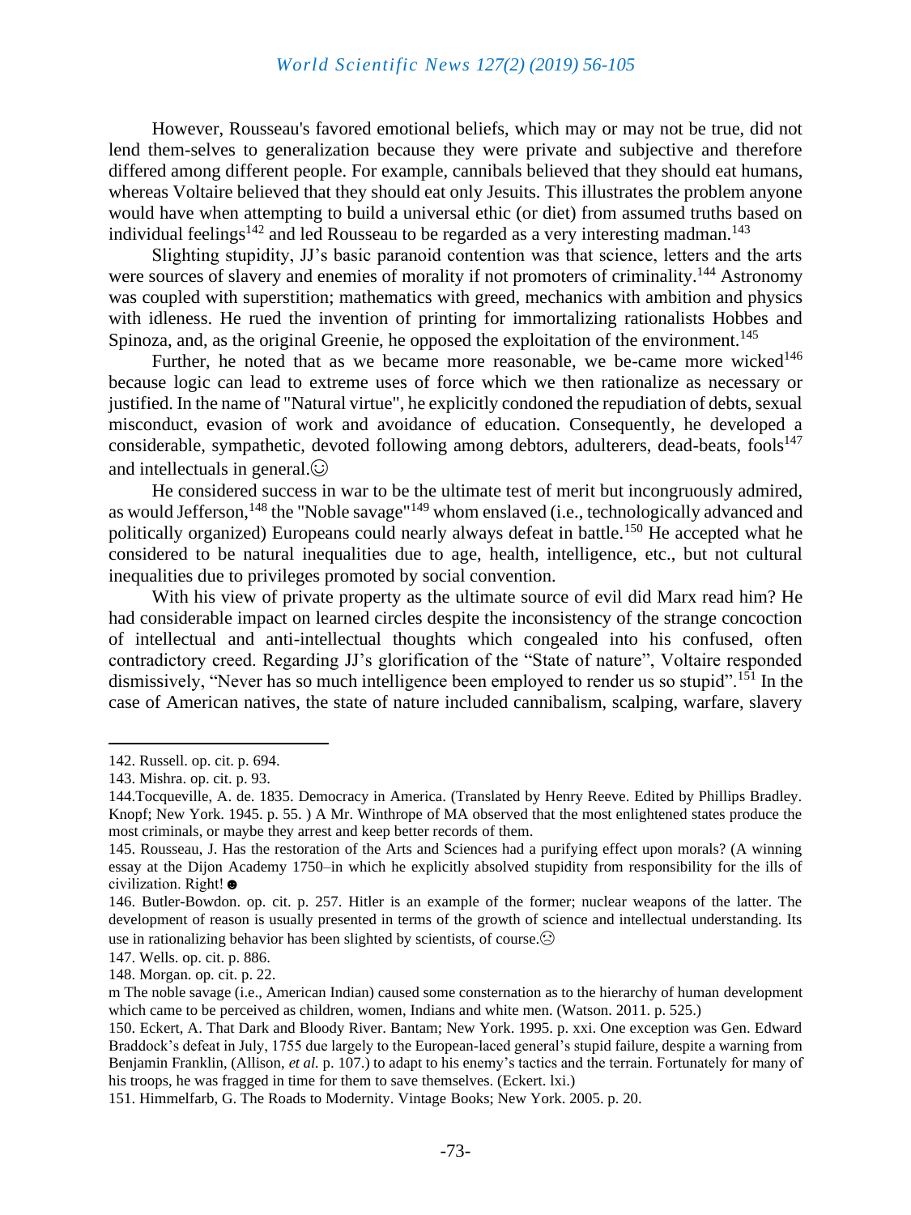However, Rousseau's favored emotional beliefs, which may or may not be true, did not lend them-selves to generalization because they were private and subjective and therefore differed among different people. For example, cannibals believed that they should eat humans, whereas Voltaire believed that they should eat only Jesuits. This illustrates the problem anyone would have when attempting to build a universal ethic (or diet) from assumed truths based on individual feelings[142] and led Rousseau to be regarded as a very interesting madman.[143]

Slighting stupidity, JJ's basic paranoid contention was that science, letters and the arts were sources of slavery and enemies of morality if not promoters of criminality.[144] Astronomy was coupled with superstition; mathematics with greed, mechanics with ambition and physics with idleness. He rued the invention of printing for immortalizing rationalists Hobbes and Spinoza, and, as the original Greenie, he opposed the exploitation of the environment.[145]

Further, he noted that as we became more reasonable, we be-came more wicked[146] because logic can lead to extreme uses of force which we then rationalize as necessary or justified. In the name of "Natural virtue", he explicitly condoned the repudiation of debts, sexual misconduct, evasion of work and avoidance of education. Consequently, he developed a considerable, sympathetic, devoted following among debtors, adulterers, dead-beats, fools[147] and intellectuals in general.☺

He considered success in war to be the ultimate test of merit but incongruously admired, as would Jefferson,[148] the "Noble savage"[149] whom enslaved (i.e., technologically advanced and politically organized) Europeans could nearly always defeat in battle.[150] He accepted what he considered to be natural inequalities due to age, health, intelligence, etc., but not cultural inequalities due to privileges promoted by social convention.

With his view of private property as the ultimate source of evil did Marx read him? He had considerable impact on learned circles despite the inconsistency of the strange concoction of intellectual and anti-intellectual thoughts which congealed into his confused, often contradictory creed. Regarding JJ's glorification of the "State of nature", Voltaire responded dismissively, "Never has so much intelligence been employed to render us so stupid".[151] In the case of American natives, the state of nature included cannibalism, scalping, warfare, slavery

---

142. Russell. op. cit. p. 694.

143. Mishra. op. cit. p. 93.

144. Tocqueville, A. de. 1835. Democracy in America. (Translated by Henry Reeve. Edited by Phillips Bradley. Knopf; New York. 1945. p. 55. ) A Mr. Winthrope of MA observed that the most enlightened states produce the most criminals, or maybe they arrest and keep better records of them.

145. Rousseau, J. Has the restoration of the Arts and Sciences had a purifying effect upon morals? (A winning essay at the Dijon Academy 1750–in which he explicitly absolved stupidity from responsibility for the ills of civilization. Right! ☻

146. Butler-Bowdon. op. cit. p. 257. Hitler is an example of the former; nuclear weapons of the latter. The development of reason is usually presented in terms of the growth of science and intellectual understanding. Its use in rationalizing behavior has been slighted by scientists, of course.☹

147. Wells. op. cit. p. 886.

148. Morgan. op. cit. p. 22.

m The noble savage (i.e., American Indian) caused some consternation as to the hierarchy of human development which came to be perceived as children, women, Indians and white men. (Watson. 2011. p. 525.)

150. Eckert, A. That Dark and Bloody River. Bantam; New York. 1995. p. xxi. One exception was Gen. Edward Braddock's defeat in July, 1755 due largely to the European-laced general's stupid failure, despite a warning from Benjamin Franklin, (Allison, *et al.* p. 107.) to adapt to his enemy's tactics and the terrain. Fortunately for many of his troops, he was fragged in time for them to save themselves. (Eckert. lxi.)

151. Himmelfarb, G. The Roads to Modernity. Vintage Books; New York. 2005. p. 20.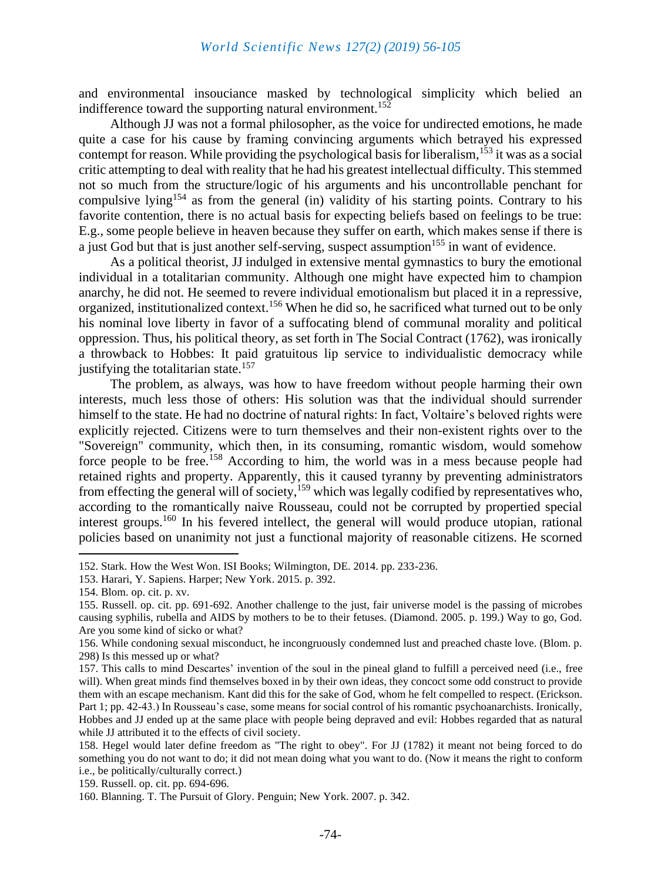and environmental insouciance masked by technological simplicity which belied an indifference toward the supporting natural environment.[152]

Although JJ was not a formal philosopher, as the voice for undirected emotions, he made quite a case for his cause by framing convincing arguments which betrayed his expressed contempt for reason. While providing the psychological basis for liberalism,[153] it was as a social critic attempting to deal with reality that he had his greatest intellectual difficulty. This stemmed not so much from the structure/logic of his arguments and his uncontrollable penchant for compulsive lying[154] as from the general (in) validity of his starting points. Contrary to his favorite contention, there is no actual basis for expecting beliefs based on feelings to be true: E.g., some people believe in heaven because they suffer on earth, which makes sense if there is a just God but that is just another self-serving, suspect assumption[155] in want of evidence.

As a political theorist, JJ indulged in extensive mental gymnastics to bury the emotional individual in a totalitarian community. Although one might have expected him to champion anarchy, he did not. He seemed to revere individual emotionalism but placed it in a repressive, organized, institutionalized context.[156] When he did so, he sacrificed what turned out to be only his nominal love liberty in favor of a suffocating blend of communal morality and political oppression. Thus, his political theory, as set forth in The Social Contract (1762), was ironically a throwback to Hobbes: It paid gratuitous lip service to individualistic democracy while justifying the totalitarian state.[157]

The problem, as always, was how to have freedom without people harming their own interests, much less those of others: His solution was that the individual should surrender himself to the state. He had no doctrine of natural rights: In fact, Voltaire's beloved rights were explicitly rejected. Citizens were to turn themselves and their non-existent rights over to the "Sovereign" community, which then, in its consuming, romantic wisdom, would somehow force people to be free.[158] According to him, the world was in a mess because people had retained rights and property. Apparently, this it caused tyranny by preventing administrators from effecting the general will of society,[159] which was legally codified by representatives who, according to the romantically naive Rousseau, could not be corrupted by propertied special interest groups.[160] In his fevered intellect, the general will would produce utopian, rational policies based on unanimity not just a functional majority of reasonable citizens. He scorned

---

152. Stark. How the West Won. ISI Books; Wilmington, DE. 2014. pp. 233-236.

153. Harari, Y. Sapiens. Harper; New York. 2015. p. 392.

154. Blom. op. cit. p. xv.

155. Russell. op. cit. pp. 691-692. Another challenge to the just, fair universe model is the passing of microbes causing syphilis, rubella and AIDS by mothers to be to their fetuses. (Diamond. 2005. p. 199.) Way to go, God. Are you some kind of sicko or what?

156. While condoning sexual misconduct, he incongruously condemned lust and preached chaste love. (Blom. p. 298) Is this messed up or what?

157. This calls to mind Descartes' invention of the soul in the pineal gland to fulfill a perceived need (i.e., free will). When great minds find themselves boxed in by their own ideas, they concoct some odd construct to provide them with an escape mechanism. Kant did this for the sake of God, whom he felt compelled to respect. (Erickson. Part 1; pp. 42-43.) In Rousseau's case, some means for social control of his romantic psychoanarchists. Ironically, Hobbes and JJ ended up at the same place with people being depraved and evil: Hobbes regarded that as natural while JJ attributed it to the effects of civil society.

158. Hegel would later define freedom as "The right to obey". For JJ (1782) it meant not being forced to do something you do not want to do; it did not mean doing what you want to do. (Now it means the right to conform i.e., be politically/culturally correct.)

159. Russell. op. cit. pp. 694-696.

160. Blanning. T. The Pursuit of Glory. Penguin; New York. 2007. p. 342.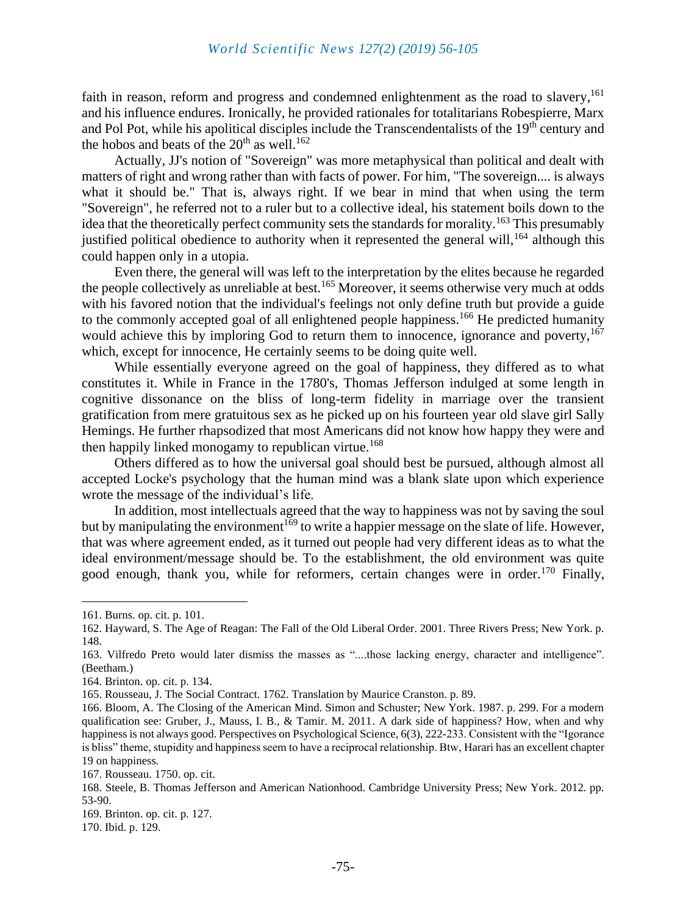faith in reason, reform and progress and condemned enlightenment as the road to slavery,[161] and his influence endures. Ironically, he provided rationales for totalitarians Robespierre, Marx and Pol Pot, while his apolitical disciples include the Transcendentalists of the 19th century and the hobos and beats of the 20th as well.[162]

Actually, JJ's notion of "Sovereign" was more metaphysical than political and dealt with matters of right and wrong rather than with facts of power. For him, "The sovereign.... is always what it should be." That is, always right. If we bear in mind that when using the term "Sovereign", he referred not to a ruler but to a collective ideal, his statement boils down to the idea that the theoretically perfect community sets the standards for morality.[163] This presumably justified political obedience to authority when it represented the general will,[164] although this could happen only in a utopia.

Even there, the general will was left to the interpretation by the elites because he regarded the people collectively as unreliable at best.[165] Moreover, it seems otherwise very much at odds with his favored notion that the individual's feelings not only define truth but provide a guide to the commonly accepted goal of all enlightened people happiness.[166] He predicted humanity would achieve this by imploring God to return them to innocence, ignorance and poverty,[167] which, except for innocence, He certainly seems to be doing quite well.

While essentially everyone agreed on the goal of happiness, they differed as to what constitutes it. While in France in the 1780's, Thomas Jefferson indulged at some length in cognitive dissonance on the bliss of long-term fidelity in marriage over the transient gratification from mere gratuitous sex as he picked up on his fourteen year old slave girl Sally Hemings. He further rhapsodized that most Americans did not know how happy they were and then happily linked monogamy to republican virtue.[168]

Others differed as to how the universal goal should best be pursued, although almost all accepted Locke's psychology that the human mind was a blank slate upon which experience wrote the message of the individual's life.

In addition, most intellectuals agreed that the way to happiness was not by saving the soul but by manipulating the environment[169] to write a happier message on the slate of life. However, that was where agreement ended, as it turned out people had very different ideas as to what the ideal environment/message should be. To the establishment, the old environment was quite good enough, thank you, while for reformers, certain changes were in order.[170] Finally,

---

161. Burns. op. cit. p. 101.

162. Hayward, S. The Age of Reagan: The Fall of the Old Liberal Order. 2001. Three Rivers Press; New York. p. 148.

163. Vilfredo Preto would later dismiss the masses as "....those lacking energy, character and intelligence". (Beetham.)

164. Brinton. op. cit. p. 134.

165. Rousseau, J. The Social Contract. 1762. Translation by Maurice Cranston. p. 89.

166. Bloom, A. The Closing of the American Mind. Simon and Schuster; New York. 1987. p. 299. For a modern qualification see: Gruber, J., Mauss, I. B., & Tamir. M. 2011. A dark side of happiness? How, when and why happiness is not always good. Perspectives on Psychological Science, 6(3), 222-233. Consistent with the "Igorance is bliss" theme, stupidity and happiness seem to have a reciprocal relationship. Btw, Harari has an excellent chapter 19 on happiness.

167. Rousseau. 1750. op. cit.

168. Steele, B. Thomas Jefferson and American Nationhood. Cambridge University Press; New York. 2012. pp. 53-90.

169. Brinton. op. cit. p. 127.

170. Ibid. p. 129.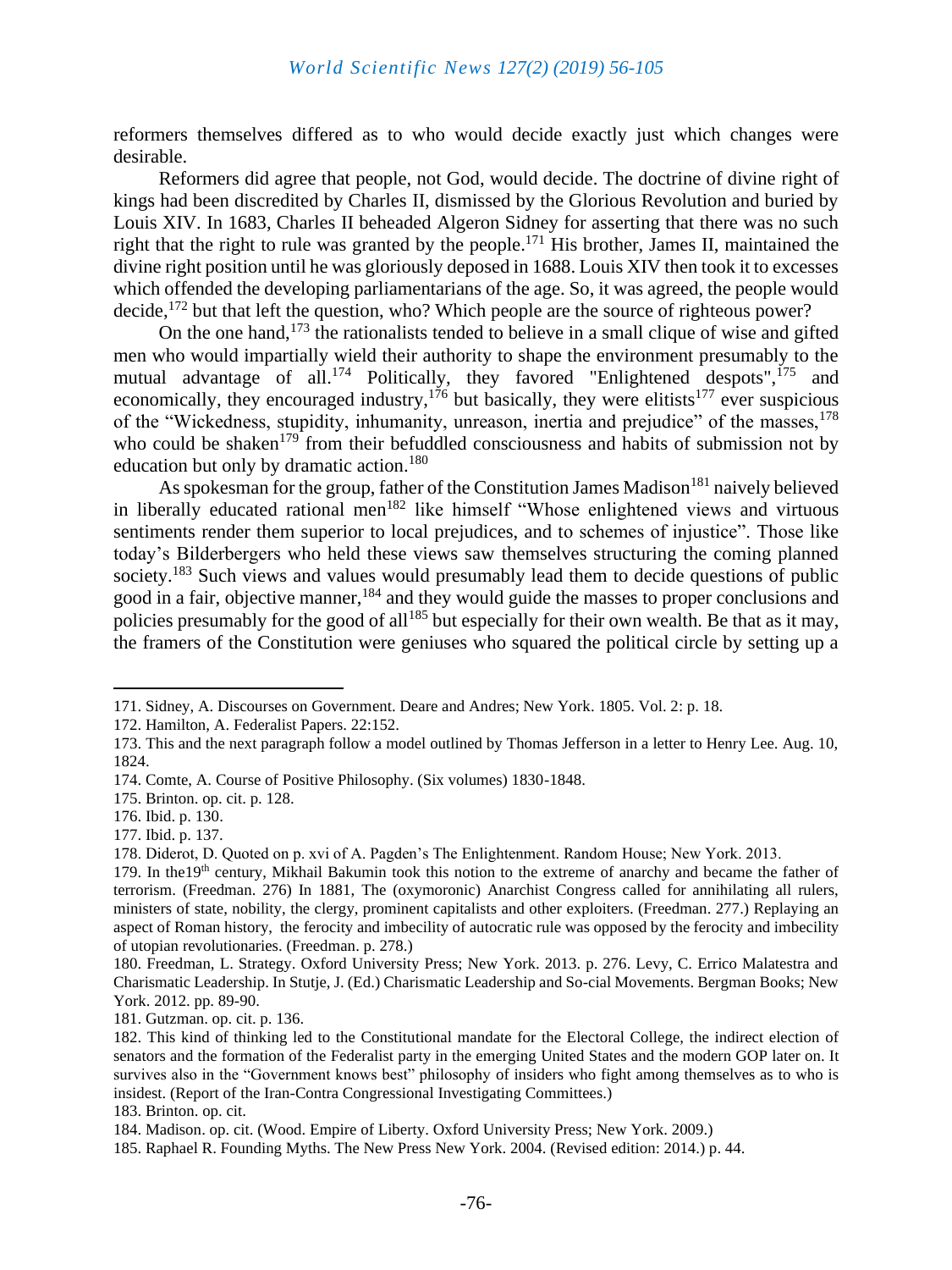reformers themselves differed as to who would decide exactly just which changes were desirable.

Reformers did agree that people, not God, would decide. The doctrine of divine right of kings had been discredited by Charles II, dismissed by the Glorious Revolution and buried by Louis XIV. In 1683, Charles II beheaded Algeron Sidney for asserting that there was no such right that the right to rule was granted by the people.[171] His brother, James II, maintained the divine right position until he was gloriously deposed in 1688. Louis XIV then took it to excesses which offended the developing parliamentarians of the age. So, it was agreed, the people would decide,[172] but that left the question, who? Which people are the source of righteous power?

On the one hand,[173] the rationalists tended to believe in a small clique of wise and gifted men who would impartially wield their authority to shape the environment presumably to the mutual advantage of all.[174] Politically, they favored "Enlightened despots",[175] and economically, they encouraged industry,[176] but basically, they were elitists[177] ever suspicious of the "Wickedness, stupidity, inhumanity, unreason, inertia and prejudice" of the masses,[178] who could be shaken[179] from their befuddled consciousness and habits of submission not by education but only by dramatic action.[180]

As spokesman for the group, father of the Constitution James Madison[181] naively believed in liberally educated rational men[182] like himself "Whose enlightened views and virtuous sentiments render them superior to local prejudices, and to schemes of injustice". Those like today's Bilderbergers who held these views saw themselves structuring the coming planned society.[183] Such views and values would presumably lead them to decide questions of public good in a fair, objective manner,[184] and they would guide the masses to proper conclusions and policies presumably for the good of all[185] but especially for their own wealth. Be that as it may, the framers of the Constitution were geniuses who squared the political circle by setting up a

---

171. Sidney, A. Discourses on Government. Deare and Andres; New York. 1805. Vol. 2: p. 18.

172. Hamilton, A. Federalist Papers. 22:152.

173. This and the next paragraph follow a model outlined by Thomas Jefferson in a letter to Henry Lee. Aug. 10, 1824.

174. Comte, A. Course of Positive Philosophy. (Six volumes) 1830-1848.

175. Brinton. op. cit. p. 128.

176. Ibid. p. 130.

177. Ibid. p. 137.

178. Diderot, D. Quoted on p. xvi of A. Pagden's The Enlightenment. Random House; New York. 2013.

179. In the19th century, Mikhail Bakumin took this notion to the extreme of anarchy and became the father of terrorism. (Freedman. 276) In 1881, The (oxymoronic) Anarchist Congress called for annihilating all rulers, ministers of state, nobility, the clergy, prominent capitalists and other exploiters. (Freedman. 277.) Replaying an aspect of Roman history, the ferocity and imbecility of autocratic rule was opposed by the ferocity and imbecility of utopian revolutionaries. (Freedman. p. 278.)

180. Freedman, L. Strategy. Oxford University Press; New York. 2013. p. 276. Levy, C. Errico Malatestra and Charismatic Leadership. In Stutje, J. (Ed.) Charismatic Leadership and So-cial Movements. Bergman Books; New York. 2012. pp. 89-90.

181. Gutzman. op. cit. p. 136.

182. This kind of thinking led to the Constitutional mandate for the Electoral College, the indirect election of senators and the formation of the Federalist party in the emerging United States and the modern GOP later on. It survives also in the "Government knows best" philosophy of insiders who fight among themselves as to who is insidest. (Report of the Iran-Contra Congressional Investigating Committees.)

183. Brinton. op. cit.

184. Madison. op. cit. (Wood. Empire of Liberty. Oxford University Press; New York. 2009.)

185. Raphael R. Founding Myths. The New Press New York. 2004. (Revised edition: 2014.) p. 44.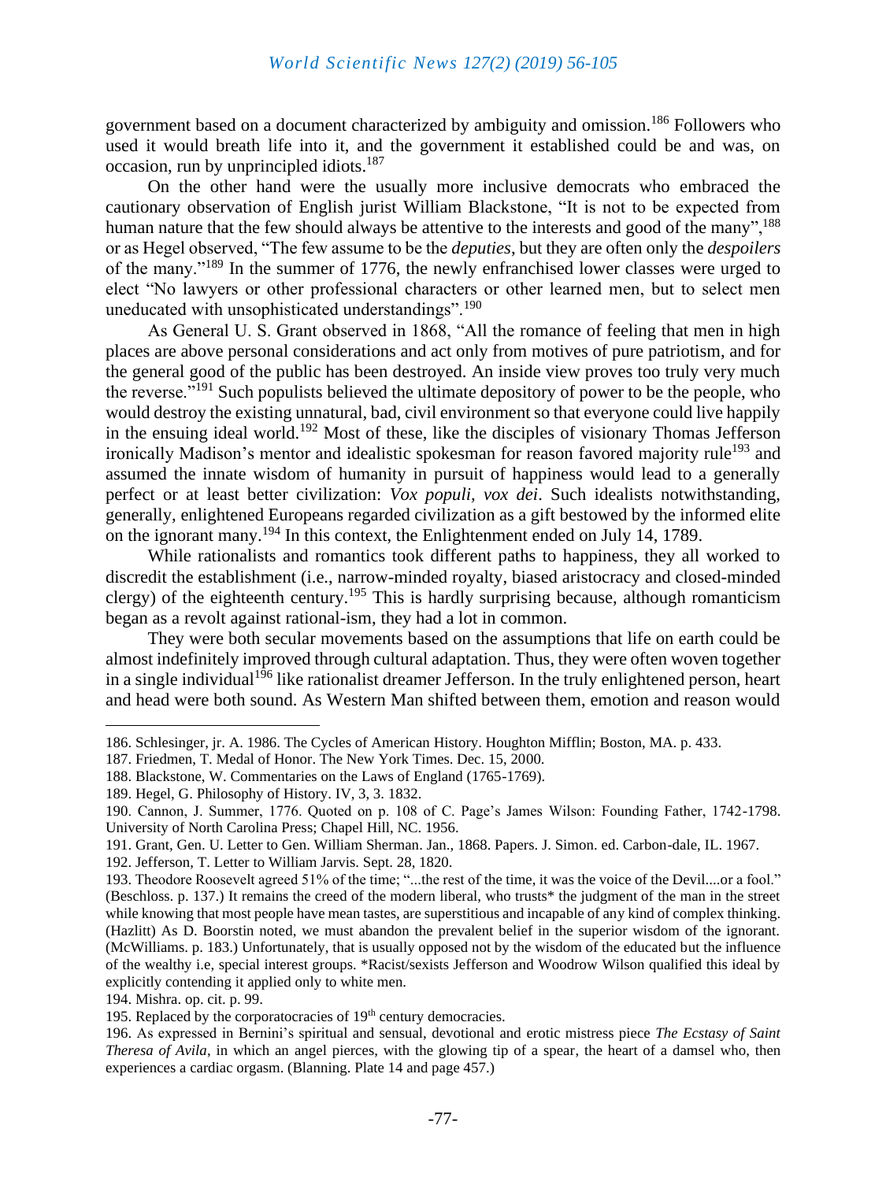government based on a document characterized by ambiguity and omission.[186] Followers who used it would breath life into it, and the government it established could be and was, on occasion, run by unprincipled idiots.[187]

On the other hand were the usually more inclusive democrats who embraced the cautionary observation of English jurist William Blackstone, "It is not to be expected from human nature that the few should always be attentive to the interests and good of the many",[188] or as Hegel observed, "The few assume to be the *deputies*, but they are often only the *despoilers* of the many."[189] In the summer of 1776, the newly enfranchised lower classes were urged to elect "No lawyers or other professional characters or other learned men, but to select men uneducated with unsophisticated understandings".[190]

As General U. S. Grant observed in 1868, "All the romance of feeling that men in high places are above personal considerations and act only from motives of pure patriotism, and for the general good of the public has been destroyed. An inside view proves too truly very much the reverse."[191] Such populists believed the ultimate depository of power to be the people, who would destroy the existing unnatural, bad, civil environment so that everyone could live happily in the ensuing ideal world.[192] Most of these, like the disciples of visionary Thomas Jefferson ironically Madison's mentor and idealistic spokesman for reason favored majority rule[193] and assumed the innate wisdom of humanity in pursuit of happiness would lead to a generally perfect or at least better civilization: *Vox populi, vox dei*. Such idealists notwithstanding, generally, enlightened Europeans regarded civilization as a gift bestowed by the informed elite on the ignorant many.[194] In this context, the Enlightenment ended on July 14, 1789.

While rationalists and romantics took different paths to happiness, they all worked to discredit the establishment (i.e., narrow-minded royalty, biased aristocracy and closed-minded clergy) of the eighteenth century.[195] This is hardly surprising because, although romanticism began as a revolt against rational-ism, they had a lot in common.

They were both secular movements based on the assumptions that life on earth could be almost indefinitely improved through cultural adaptation. Thus, they were often woven together in a single individual[196] like rationalist dreamer Jefferson. In the truly enlightened person, heart and head were both sound. As Western Man shifted between them, emotion and reason would

---

186. Schlesinger, jr. A. 1986. The Cycles of American History. Houghton Mifflin; Boston, MA. p. 433.

187. Friedmen, T. Medal of Honor. The New York Times. Dec. 15, 2000.

188. Blackstone, W. Commentaries on the Laws of England (1765-1769).

189. Hegel, G. Philosophy of History. IV, 3, 3. 1832.

190. Cannon, J. Summer, 1776. Quoted on p. 108 of C. Page's James Wilson: Founding Father, 1742-1798. University of North Carolina Press; Chapel Hill, NC. 1956.

191. Grant, Gen. U. Letter to Gen. William Sherman. Jan., 1868. Papers. J. Simon. ed. Carbon-dale, IL. 1967.

192. Jefferson, T. Letter to William Jarvis. Sept. 28, 1820.

193. Theodore Roosevelt agreed 51% of the time; "...the rest of the time, it was the voice of the Devil....or a fool." (Beschloss. p. 137.) It remains the creed of the modern liberal, who trusts* the judgment of the man in the street while knowing that most people have mean tastes, are superstitious and incapable of any kind of complex thinking. (Hazlitt) As D. Boorstin noted, we must abandon the prevalent belief in the superior wisdom of the ignorant. (McWilliams. p. 183.) Unfortunately, that is usually opposed not by the wisdom of the educated but the influence of the wealthy i.e, special interest groups. *Racist/sexists Jefferson and Woodrow Wilson qualified this ideal by explicitly contending it applied only to white men.

194. Mishra. op. cit. p. 99.

195. Replaced by the corporatocracies of 19th century democracies.

196. As expressed in Bernini's spiritual and sensual, devotional and erotic mistress piece *The Ecstasy of Saint Theresa of Avila*, in which an angel pierces, with the glowing tip of a spear, the heart of a damsel who, then experiences a cardiac orgasm. (Blanning. Plate 14 and page 457.)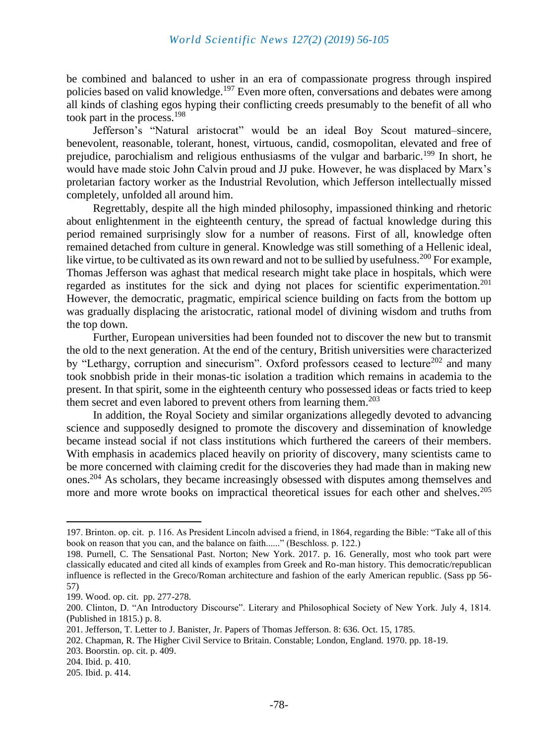be combined and balanced to usher in an era of compassionate progress through inspired policies based on valid knowledge.[197] Even more often, conversations and debates were among all kinds of clashing egos hyping their conflicting creeds presumably to the benefit of all who took part in the process.[198]

Jefferson's "Natural aristocrat" would be an ideal Boy Scout matured–sincere, benevolent, reasonable, tolerant, honest, virtuous, candid, cosmopolitan, elevated and free of prejudice, parochialism and religious enthusiasms of the vulgar and barbaric.[199] In short, he would have made stoic John Calvin proud and JJ puke. However, he was displaced by Marx's proletarian factory worker as the Industrial Revolution, which Jefferson intellectually missed completely, unfolded all around him.

Regrettably, despite all the high minded philosophy, impassioned thinking and rhetoric about enlightenment in the eighteenth century, the spread of factual knowledge during this period remained surprisingly slow for a number of reasons. First of all, knowledge often remained detached from culture in general. Knowledge was still something of a Hellenic ideal, like virtue, to be cultivated as its own reward and not to be sullied by usefulness.[200] For example, Thomas Jefferson was aghast that medical research might take place in hospitals, which were regarded as institutes for the sick and dying not places for scientific experimentation.[201] However, the democratic, pragmatic, empirical science building on facts from the bottom up was gradually displacing the aristocratic, rational model of divining wisdom and truths from the top down.

Further, European universities had been founded not to discover the new but to transmit the old to the next generation. At the end of the century, British universities were characterized by "Lethargy, corruption and sinecurism". Oxford professors ceased to lecture[202] and many took snobbish pride in their monas-tic isolation a tradition which remains in academia to the present. In that spirit, some in the eighteenth century who possessed ideas or facts tried to keep them secret and even labored to prevent others from learning them.[203]

In addition, the Royal Society and similar organizations allegedly devoted to advancing science and supposedly designed to promote the discovery and dissemination of knowledge became instead social if not class institutions which furthered the careers of their members. With emphasis in academics placed heavily on priority of discovery, many scientists came to be more concerned with claiming credit for the discoveries they had made than in making new ones.[204] As scholars, they became increasingly obsessed with disputes among themselves and more and more wrote books on impractical theoretical issues for each other and shelves.[205]

---

197. Brinton. op. cit. p. 116. As President Lincoln advised a friend, in 1864, regarding the Bible: "Take all of this book on reason that you can, and the balance on faith......" (Beschloss. p. 122.)

198. Purnell, C. The Sensational Past. Norton; New York. 2017. p. 16. Generally, most who took part were classically educated and cited all kinds of examples from Greek and Ro-man history. This democratic/republican influence is reflected in the Greco/Roman architecture and fashion of the early American republic. (Sass pp 56-57)

199. Wood. op. cit. pp. 277-278.

200. Clinton, D. "An Introductory Discourse". Literary and Philosophical Society of New York. July 4, 1814. (Published in 1815.) p. 8.

201. Jefferson, T. Letter to J. Banister, Jr. Papers of Thomas Jefferson. 8: 636. Oct. 15, 1785.

202. Chapman, R. The Higher Civil Service to Britain. Constable; London, England. 1970. pp. 18-19.

203. Boorstin. op. cit. p. 409.

204. Ibid. p. 410.

205. Ibid. p. 414.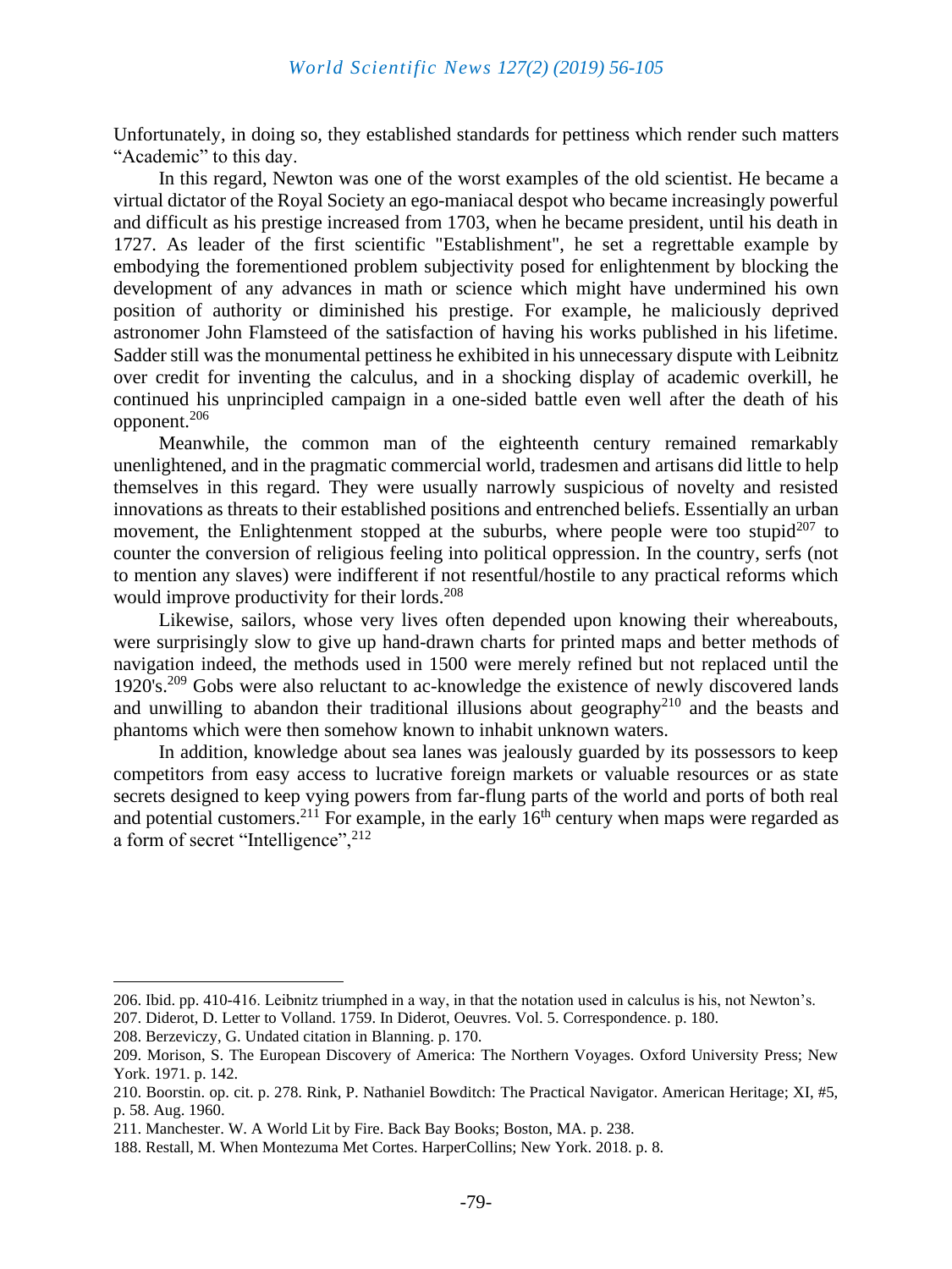Unfortunately, in doing so, they established standards for pettiness which render such matters "Academic" to this day.

In this regard, Newton was one of the worst examples of the old scientist. He became a virtual dictator of the Royal Society an ego-maniacal despot who became increasingly powerful and difficult as his prestige increased from 1703, when he became president, until his death in 1727. As leader of the first scientific "Establishment", he set a regrettable example by embodying the forementioned problem subjectivity posed for enlightenment by blocking the development of any advances in math or science which might have undermined his own position of authority or diminished his prestige. For example, he maliciously deprived astronomer John Flamsteed of the satisfaction of having his works published in his lifetime. Sadder still was the monumental pettiness he exhibited in his unnecessary dispute with Leibnitz over credit for inventing the calculus, and in a shocking display of academic overkill, he continued his unprincipled campaign in a one-sided battle even well after the death of his opponent.[206]

Meanwhile, the common man of the eighteenth century remained remarkably unenlightened, and in the pragmatic commercial world, tradesmen and artisans did little to help themselves in this regard. They were usually narrowly suspicious of novelty and resisted innovations as threats to their established positions and entrenched beliefs. Essentially an urban movement, the Enlightenment stopped at the suburbs, where people were too stupid[207] to counter the conversion of religious feeling into political oppression. In the country, serfs (not to mention any slaves) were indifferent if not resentful/hostile to any practical reforms which would improve productivity for their lords.[208]

Likewise, sailors, whose very lives often depended upon knowing their whereabouts, were surprisingly slow to give up hand-drawn charts for printed maps and better methods of navigation indeed, the methods used in 1500 were merely refined but not replaced until the 1920's.[209] Gobs were also reluctant to ac-knowledge the existence of newly discovered lands and unwilling to abandon their traditional illusions about geography[210] and the beasts and phantoms which were then somehow known to inhabit unknown waters.

In addition, knowledge about sea lanes was jealously guarded by its possessors to keep competitors from easy access to lucrative foreign markets or valuable resources or as state secrets designed to keep vying powers from far-flung parts of the world and ports of both real and potential customers.[211] For example, in the early 16th century when maps were regarded as a form of secret "Intelligence",[212]

---

206. Ibid. pp. 410-416. Leibnitz triumphed in a way, in that the notation used in calculus is his, not Newton's.

207. Diderot, D. Letter to Volland. 1759. In Diderot, Oeuvres. Vol. 5. Correspondence. p. 180.

208. Berzeviczy, G. Undated citation in Blanning. p. 170.

209. Morison, S. The European Discovery of America: The Northern Voyages. Oxford University Press; New York. 1971. p. 142.

210. Boorstin. op. cit. p. 278. Rink, P. Nathaniel Bowditch: The Practical Navigator. American Heritage; XI, #5, p. 58. Aug. 1960.

211. Manchester. W. A World Lit by Fire. Back Bay Books; Boston, MA. p. 238.

188. Restall, M. When Montezuma Met Cortes. HarperCollins; New York. 2018. p. 8.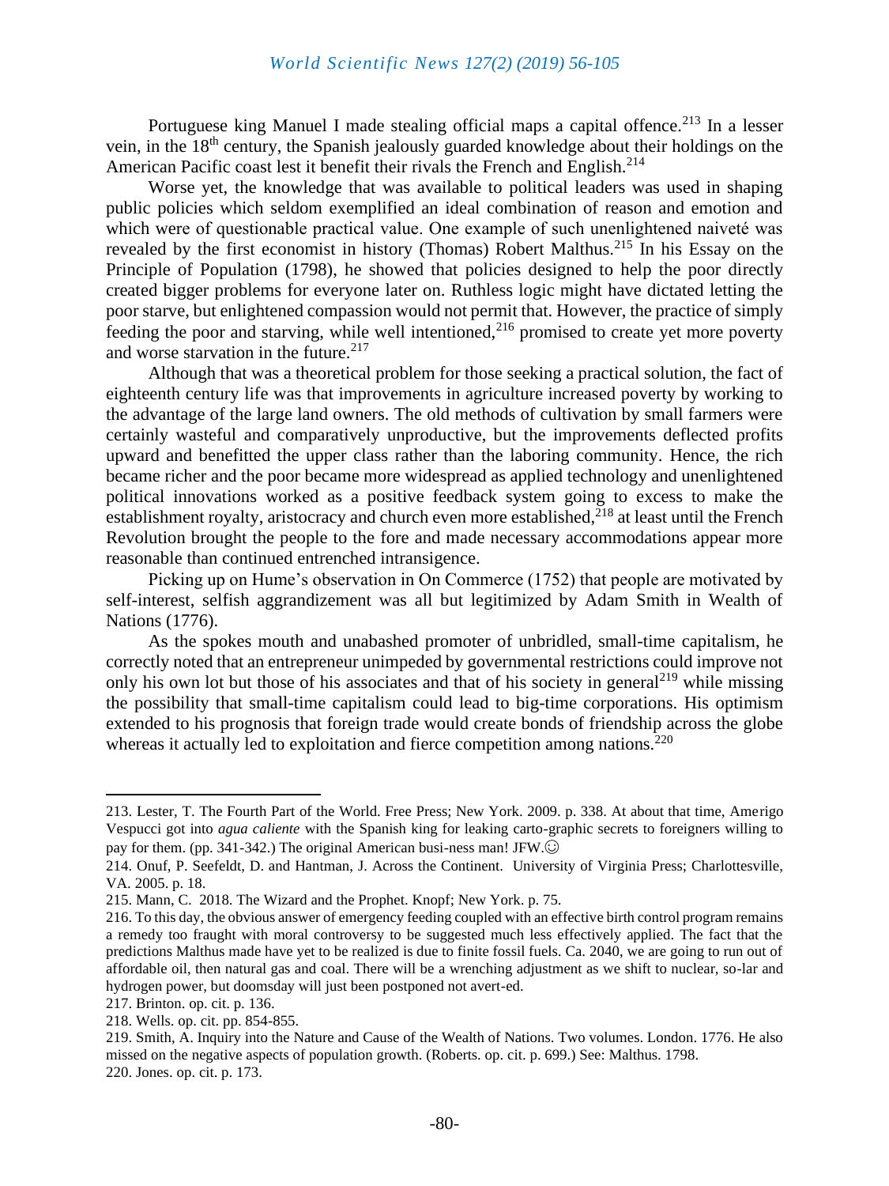Portuguese king Manuel I made stealing official maps a capital offence.[213] In a lesser vein, in the 18th century, the Spanish jealously guarded knowledge about their holdings on the American Pacific coast lest it benefit their rivals the French and English.[214]

Worse yet, the knowledge that was available to political leaders was used in shaping public policies which seldom exemplified an ideal combination of reason and emotion and which were of questionable practical value. One example of such unenlightened naiveté was revealed by the first economist in history (Thomas) Robert Malthus.[215] In his Essay on the Principle of Population (1798), he showed that policies designed to help the poor directly created bigger problems for everyone later on. Ruthless logic might have dictated letting the poor starve, but enlightened compassion would not permit that. However, the practice of simply feeding the poor and starving, while well intentioned,[216] promised to create yet more poverty and worse starvation in the future.[217]

Although that was a theoretical problem for those seeking a practical solution, the fact of eighteenth century life was that improvements in agriculture increased poverty by working to the advantage of the large land owners. The old methods of cultivation by small farmers were certainly wasteful and comparatively unproductive, but the improvements deflected profits upward and benefitted the upper class rather than the laboring community. Hence, the rich became richer and the poor became more widespread as applied technology and unenlightened political innovations worked as a positive feedback system going to excess to make the establishment royalty, aristocracy and church even more established,[218] at least until the French Revolution brought the people to the fore and made necessary accommodations appear more reasonable than continued entrenched intransigence.

Picking up on Hume's observation in On Commerce (1752) that people are motivated by self-interest, selfish aggrandizement was all but legitimized by Adam Smith in Wealth of Nations (1776).

As the spokes mouth and unabashed promoter of unbridled, small-time capitalism, he correctly noted that an entrepreneur unimpeded by governmental restrictions could improve not only his own lot but those of his associates and that of his society in general[219] while missing the possibility that small-time capitalism could lead to big-time corporations. His optimism extended to his prognosis that foreign trade would create bonds of friendship across the globe whereas it actually led to exploitation and fierce competition among nations.[220]

---

213. Lester, T. The Fourth Part of the World. Free Press; New York. 2009. p. 338. At about that time, Amerigo Vespucci got into *agua caliente* with the Spanish king for leaking carto-graphic secrets to foreigners willing to pay for them. (pp. 341-342.) The original American busi-ness man! JFW.☺

214. Onuf, P. Seefeldt, D. and Hantman, J. Across the Continent. University of Virginia Press; Charlottesville, VA. 2005. p. 18.

215. Mann, C. 2018. The Wizard and the Prophet. Knopf; New York. p. 75.

216. To this day, the obvious answer of emergency feeding coupled with an effective birth control program remains a remedy too fraught with moral controversy to be suggested much less effectively applied. The fact that the predictions Malthus made have yet to be realized is due to finite fossil fuels. Ca. 2040, we are going to run out of affordable oil, then natural gas and coal. There will be a wrenching adjustment as we shift to nuclear, so-lar and hydrogen power, but doomsday will just been postponed not avert-ed.

217. Brinton. op. cit. p. 136.

218. Wells. op. cit. pp. 854-855.

219. Smith, A. Inquiry into the Nature and Cause of the Wealth of Nations. Two volumes. London. 1776. He also missed on the negative aspects of population growth. (Roberts. op. cit. p. 699.) See: Malthus. 1798.

220. Jones. op. cit. p. 173.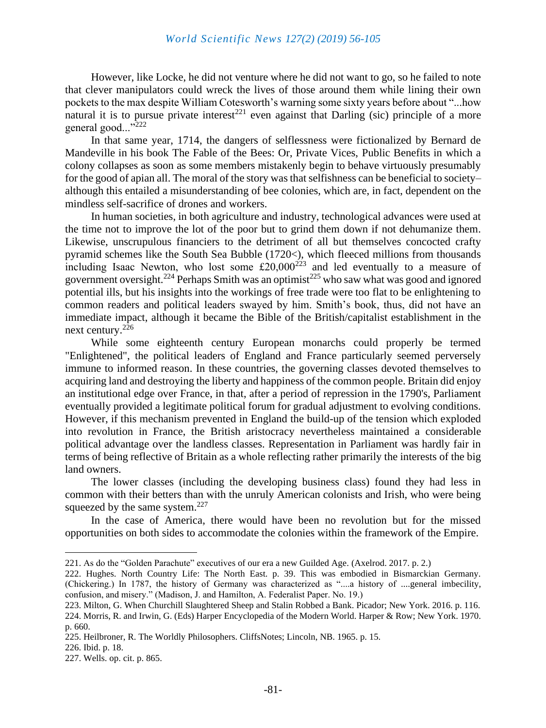However, like Locke, he did not venture where he did not want to go, so he failed to note that clever manipulators could wreck the lives of those around them while lining their own pockets to the max despite William Cotesworth's warning some sixty years before about "...how natural it is to pursue private interest[221] even against that Darling (sic) principle of a more general good..."[222]

In that same year, 1714, the dangers of selflessness were fictionalized by Bernard de Mandeville in his book The Fable of the Bees: Or, Private Vices, Public Benefits in which a colony collapses as soon as some members mistakenly begin to behave virtuously presumably for the good of apian all. The moral of the story was that selfishness can be beneficial to society– although this entailed a misunderstanding of bee colonies, which are, in fact, dependent on the mindless self-sacrifice of drones and workers.

In human societies, in both agriculture and industry, technological advances were used at the time not to improve the lot of the poor but to grind them down if not dehumanize them. Likewise, unscrupulous financiers to the detriment of all but themselves concocted crafty pyramid schemes like the South Sea Bubble (1720<), which fleeced millions from thousands including Isaac Newton, who lost some £20,000[223] and led eventually to a measure of government oversight.[224] Perhaps Smith was an optimist[225] who saw what was good and ignored potential ills, but his insights into the workings of free trade were too flat to be enlightening to common readers and political leaders swayed by him. Smith's book, thus, did not have an immediate impact, although it became the Bible of the British/capitalist establishment in the next century.[226]

While some eighteenth century European monarchs could properly be termed "Enlightened", the political leaders of England and France particularly seemed perversely immune to informed reason. In these countries, the governing classes devoted themselves to acquiring land and destroying the liberty and happiness of the common people. Britain did enjoy an institutional edge over France, in that, after a period of repression in the 1790's, Parliament eventually provided a legitimate political forum for gradual adjustment to evolving conditions. However, if this mechanism prevented in England the build-up of the tension which exploded into revolution in France, the British aristocracy nevertheless maintained a considerable political advantage over the landless classes. Representation in Parliament was hardly fair in terms of being reflective of Britain as a whole reflecting rather primarily the interests of the big land owners.

The lower classes (including the developing business class) found they had less in common with their betters than with the unruly American colonists and Irish, who were being squeezed by the same system.[227]

In the case of America, there would have been no revolution but for the missed opportunities on both sides to accommodate the colonies within the framework of the Empire.

---

221. As do the "Golden Parachute" executives of our era a new Guilded Age. (Axelrod. 2017. p. 2.)

222. Hughes. North Country Life: The North East. p. 39. This was embodied in Bismarckian Germany. (Chickering.) In 1787, the history of Germany was characterized as "....a history of ....general imbecility, confusion, and misery." (Madison, J. and Hamilton, A. Federalist Paper. No. 19.)

223. Milton, G. When Churchill Slaughtered Sheep and Stalin Robbed a Bank. Picador; New York. 2016. p. 116.

224. Morris, R. and Irwin, G. (Eds) Harper Encyclopedia of the Modern World. Harper & Row; New York. 1970. p. 660.

225. Heilbroner, R. The Worldly Philosophers. CliffsNotes; Lincoln, NB. 1965. p. 15.

226. Ibid. p. 18.

227. Wells. op. cit. p. 865.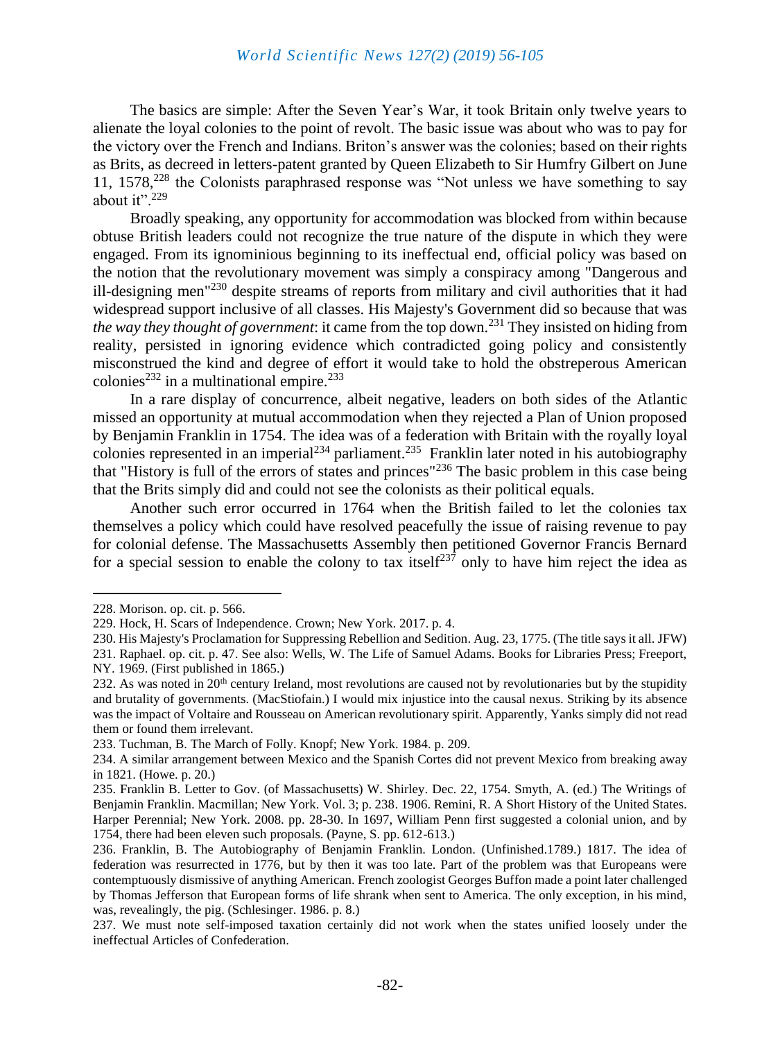The basics are simple: After the Seven Year's War, it took Britain only twelve years to alienate the loyal colonies to the point of revolt. The basic issue was about who was to pay for the victory over the French and Indians. Briton's answer was the colonies; based on their rights as Brits, as decreed in letters-patent granted by Queen Elizabeth to Sir Humfry Gilbert on June 11, 1578,[228] the Colonists paraphrased response was "Not unless we have something to say about it".[229]

Broadly speaking, any opportunity for accommodation was blocked from within because obtuse British leaders could not recognize the true nature of the dispute in which they were engaged. From its ignominious beginning to its ineffectual end, official policy was based on the notion that the revolutionary movement was simply a conspiracy among "Dangerous and ill-designing men"[230] despite streams of reports from military and civil authorities that it had widespread support inclusive of all classes. His Majesty's Government did so because that was *the way they thought of government*: it came from the top down.[231] They insisted on hiding from reality, persisted in ignoring evidence which contradicted going policy and consistently misconstrued the kind and degree of effort it would take to hold the obstreperous American colonies[232] in a multinational empire.[233]

In a rare display of concurrence, albeit negative, leaders on both sides of the Atlantic missed an opportunity at mutual accommodation when they rejected a Plan of Union proposed by Benjamin Franklin in 1754. The idea was of a federation with Britain with the royally loyal colonies represented in an imperial[234] parliament.[235] Franklin later noted in his autobiography that "History is full of the errors of states and princes"[236] The basic problem in this case being that the Brits simply did and could not see the colonists as their political equals.

Another such error occurred in 1764 when the British failed to let the colonies tax themselves a policy which could have resolved peacefully the issue of raising revenue to pay for colonial defense. The Massachusetts Assembly then petitioned Governor Francis Bernard for a special session to enable the colony to tax itself[237] only to have him reject the idea as

---

228. Morison. op. cit. p. 566.

229. Hock, H. Scars of Independence. Crown; New York. 2017. p. 4.

230. His Majesty's Proclamation for Suppressing Rebellion and Sedition. Aug. 23, 1775. (The title says it all. JFW)

231. Raphael. op. cit. p. 47. See also: Wells, W. The Life of Samuel Adams. Books for Libraries Press; Freeport, NY. 1969. (First published in 1865.)

232. As was noted in 20th century Ireland, most revolutions are caused not by revolutionaries but by the stupidity and brutality of governments. (MacStiofain.) I would mix injustice into the causal nexus. Striking by its absence was the impact of Voltaire and Rousseau on American revolutionary spirit. Apparently, Yanks simply did not read them or found them irrelevant.

233. Tuchman, B. The March of Folly. Knopf; New York. 1984. p. 209.

234. A similar arrangement between Mexico and the Spanish Cortes did not prevent Mexico from breaking away in 1821. (Howe. p. 20.)

235. Franklin B. Letter to Gov. (of Massachusetts) W. Shirley. Dec. 22, 1754. Smyth, A. (ed.) The Writings of Benjamin Franklin. Macmillan; New York. Vol. 3; p. 238. 1906. Remini, R. A Short History of the United States. Harper Perennial; New York. 2008. pp. 28-30. In 1697, William Penn first suggested a colonial union, and by 1754, there had been eleven such proposals. (Payne, S. pp. 612-613.)

236. Franklin, B. The Autobiography of Benjamin Franklin. London. (Unfinished.1789.) 1817. The idea of federation was resurrected in 1776, but by then it was too late. Part of the problem was that Europeans were contemptuously dismissive of anything American. French zoologist Georges Buffon made a point later challenged by Thomas Jefferson that European forms of life shrank when sent to America. The only exception, in his mind, was, revealingly, the pig. (Schlesinger. 1986. p. 8.)

237. We must note self-imposed taxation certainly did not work when the states unified loosely under the ineffectual Articles of Confederation.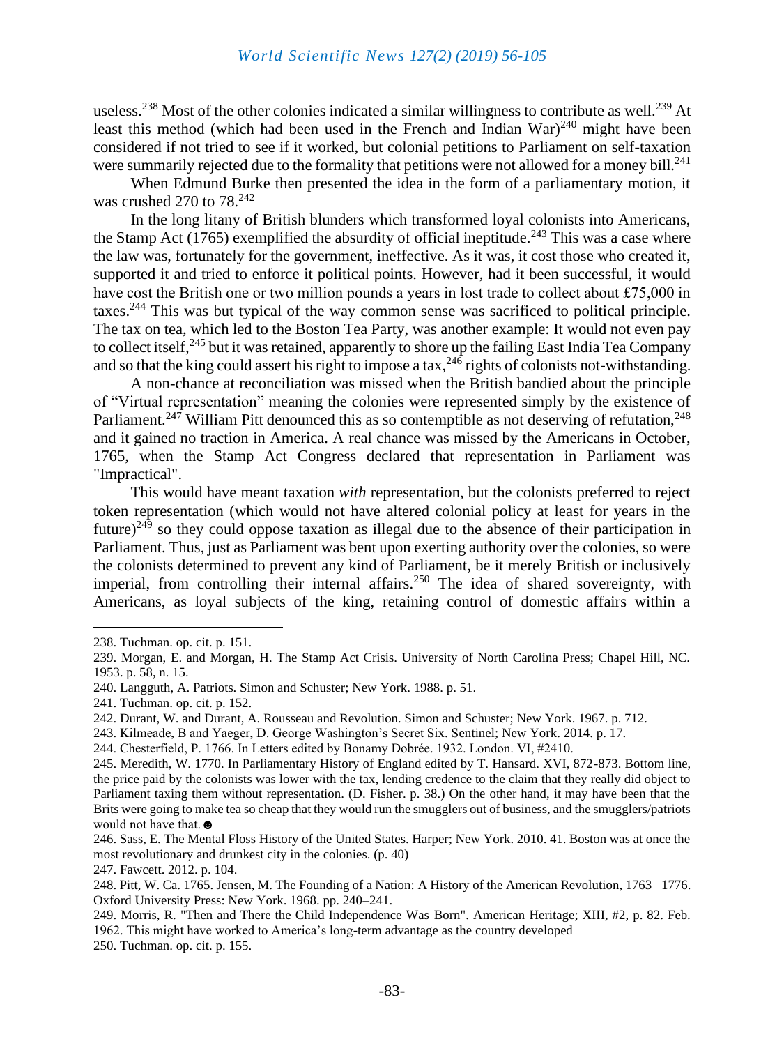useless.[238] Most of the other colonies indicated a similar willingness to contribute as well.[239] At least this method (which had been used in the French and Indian War)[240] might have been considered if not tried to see if it worked, but colonial petitions to Parliament on self-taxation were summarily rejected due to the formality that petitions were not allowed for a money bill.[241]

When Edmund Burke then presented the idea in the form of a parliamentary motion, it was crushed 270 to 78.[242]

In the long litany of British blunders which transformed loyal colonists into Americans, the Stamp Act (1765) exemplified the absurdity of official ineptitude.[243] This was a case where the law was, fortunately for the government, ineffective. As it was, it cost those who created it, supported it and tried to enforce it political points. However, had it been successful, it would have cost the British one or two million pounds a years in lost trade to collect about £75,000 in taxes.[244] This was but typical of the way common sense was sacrificed to political principle. The tax on tea, which led to the Boston Tea Party, was another example: It would not even pay to collect itself,[245] but it was retained, apparently to shore up the failing East India Tea Company and so that the king could assert his right to impose a tax,[246] rights of colonists not-withstanding.

A non-chance at reconciliation was missed when the British bandied about the principle of "Virtual representation" meaning the colonies were represented simply by the existence of Parliament.[247] William Pitt denounced this as so contemptible as not deserving of refutation,[248] and it gained no traction in America. A real chance was missed by the Americans in October, 1765, when the Stamp Act Congress declared that representation in Parliament was "Impractical".

This would have meant taxation *with* representation, but the colonists preferred to reject token representation (which would not have altered colonial policy at least for years in the future)[249] so they could oppose taxation as illegal due to the absence of their participation in Parliament. Thus, just as Parliament was bent upon exerting authority over the colonies, so were the colonists determined to prevent any kind of Parliament, be it merely British or inclusively imperial, from controlling their internal affairs.[250] The idea of shared sovereignty, with Americans, as loyal subjects of the king, retaining control of domestic affairs within a

---

238. Tuchman. op. cit. p. 151.

239. Morgan, E. and Morgan, H. The Stamp Act Crisis. University of North Carolina Press; Chapel Hill, NC. 1953. p. 58, n. 15.

240. Langguth, A. Patriots. Simon and Schuster; New York. 1988. p. 51.

241. Tuchman. op. cit. p. 152.

242. Durant, W. and Durant, A. Rousseau and Revolution. Simon and Schuster; New York. 1967. p. 712.

243. Kilmeade, B and Yaeger, D. George Washington's Secret Six. Sentinel; New York. 2014. p. 17.

244. Chesterfield, P. 1766. In Letters edited by Bonamy Dobrée. 1932. London. VI, #2410.

245. Meredith, W. 1770. In Parliamentary History of England edited by T. Hansard. XVI, 872-873. Bottom line, the price paid by the colonists was lower with the tax, lending credence to the claim that they really did object to Parliament taxing them without representation. (D. Fisher. p. 38.) On the other hand, it may have been that the Brits were going to make tea so cheap that they would run the smugglers out of business, and the smugglers/patriots would not have that. ☻

246. Sass, E. The Mental Floss History of the United States. Harper; New York. 2010. 41. Boston was at once the most revolutionary and drunkest city in the colonies. (p. 40)

247. Fawcett. 2012. p. 104.

248. Pitt, W. Ca. 1765. Jensen, M. The Founding of a Nation: A History of the American Revolution, 1763– 1776. Oxford University Press: New York. 1968. pp. 240–241.

249. Morris, R. "Then and There the Child Independence Was Born". American Heritage; XIII, #2, p. 82. Feb. 1962. This might have worked to America's long-term advantage as the country developed

250. Tuchman. op. cit. p. 155.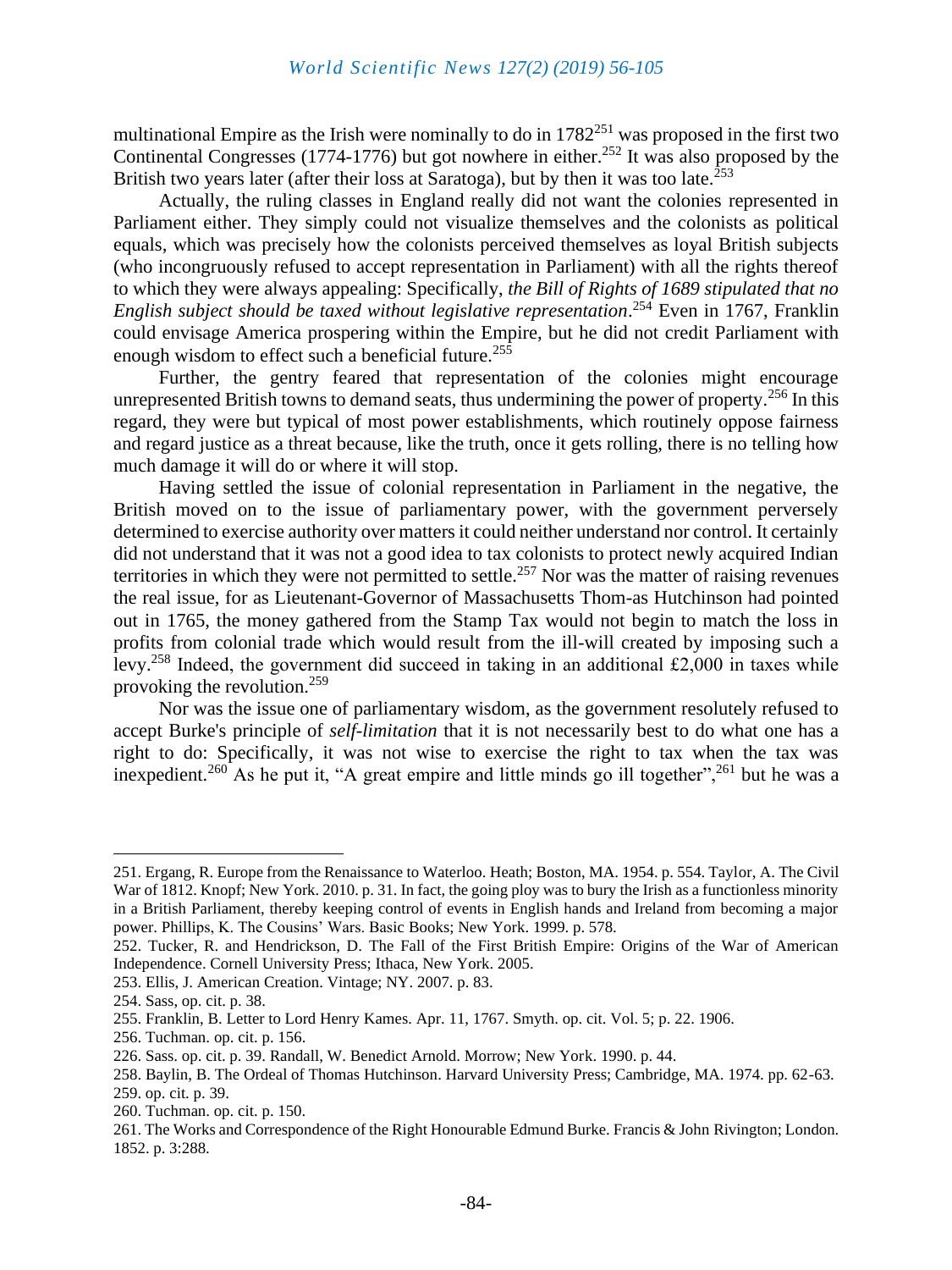multinational Empire as the Irish were nominally to do in 1782[251] was proposed in the first two Continental Congresses (1774-1776) but got nowhere in either.[252] It was also proposed by the British two years later (after their loss at Saratoga), but by then it was too late.[253]

Actually, the ruling classes in England really did not want the colonies represented in Parliament either. They simply could not visualize themselves and the colonists as political equals, which was precisely how the colonists perceived themselves as loyal British subjects (who incongruously refused to accept representation in Parliament) with all the rights thereof to which they were always appealing: Specifically, *the Bill of Rights of 1689 stipulated that no English subject should be taxed without legislative representation*.[254] Even in 1767, Franklin could envisage America prospering within the Empire, but he did not credit Parliament with enough wisdom to effect such a beneficial future.[255]

Further, the gentry feared that representation of the colonies might encourage unrepresented British towns to demand seats, thus undermining the power of property.[256] In this regard, they were but typical of most power establishments, which routinely oppose fairness and regard justice as a threat because, like the truth, once it gets rolling, there is no telling how much damage it will do or where it will stop.

Having settled the issue of colonial representation in Parliament in the negative, the British moved on to the issue of parliamentary power, with the government perversely determined to exercise authority over matters it could neither understand nor control. It certainly did not understand that it was not a good idea to tax colonists to protect newly acquired Indian territories in which they were not permitted to settle.[257] Nor was the matter of raising revenues the real issue, for as Lieutenant-Governor of Massachusetts Thom-as Hutchinson had pointed out in 1765, the money gathered from the Stamp Tax would not begin to match the loss in profits from colonial trade which would result from the ill-will created by imposing such a levy.[258] Indeed, the government did succeed in taking in an additional £2,000 in taxes while provoking the revolution.[259]

Nor was the issue one of parliamentary wisdom, as the government resolutely refused to accept Burke's principle of *self-limitation* that it is not necessarily best to do what one has a right to do: Specifically, it was not wise to exercise the right to tax when the tax was inexpedient.[260] As he put it, "A great empire and little minds go ill together",[261] but he was a

---

251. Ergang, R. Europe from the Renaissance to Waterloo. Heath; Boston, MA. 1954. p. 554. Taylor, A. The Civil War of 1812. Knopf; New York. 2010. p. 31. In fact, the going ploy was to bury the Irish as a functionless minority in a British Parliament, thereby keeping control of events in English hands and Ireland from becoming a major power. Phillips, K. The Cousins' Wars. Basic Books; New York. 1999. p. 578.

252. Tucker, R. and Hendrickson, D. The Fall of the First British Empire: Origins of the War of American Independence. Cornell University Press; Ithaca, New York. 2005.

253. Ellis, J. American Creation. Vintage; NY. 2007. p. 83.

254. Sass, op. cit. p. 38.

255. Franklin, B. Letter to Lord Henry Kames. Apr. 11, 1767. Smyth. op. cit. Vol. 5; p. 22. 1906.

256. Tuchman. op. cit. p. 156.

226. Sass. op. cit. p. 39. Randall, W. Benedict Arnold. Morrow; New York. 1990. p. 44.

258. Baylin, B. The Ordeal of Thomas Hutchinson. Harvard University Press; Cambridge, MA. 1974. pp. 62-63.

259. op. cit. p. 39.

260. Tuchman. op. cit. p. 150.

261. The Works and Correspondence of the Right Honourable Edmund Burke. Francis & John Rivington; London. 1852. p. 3:288.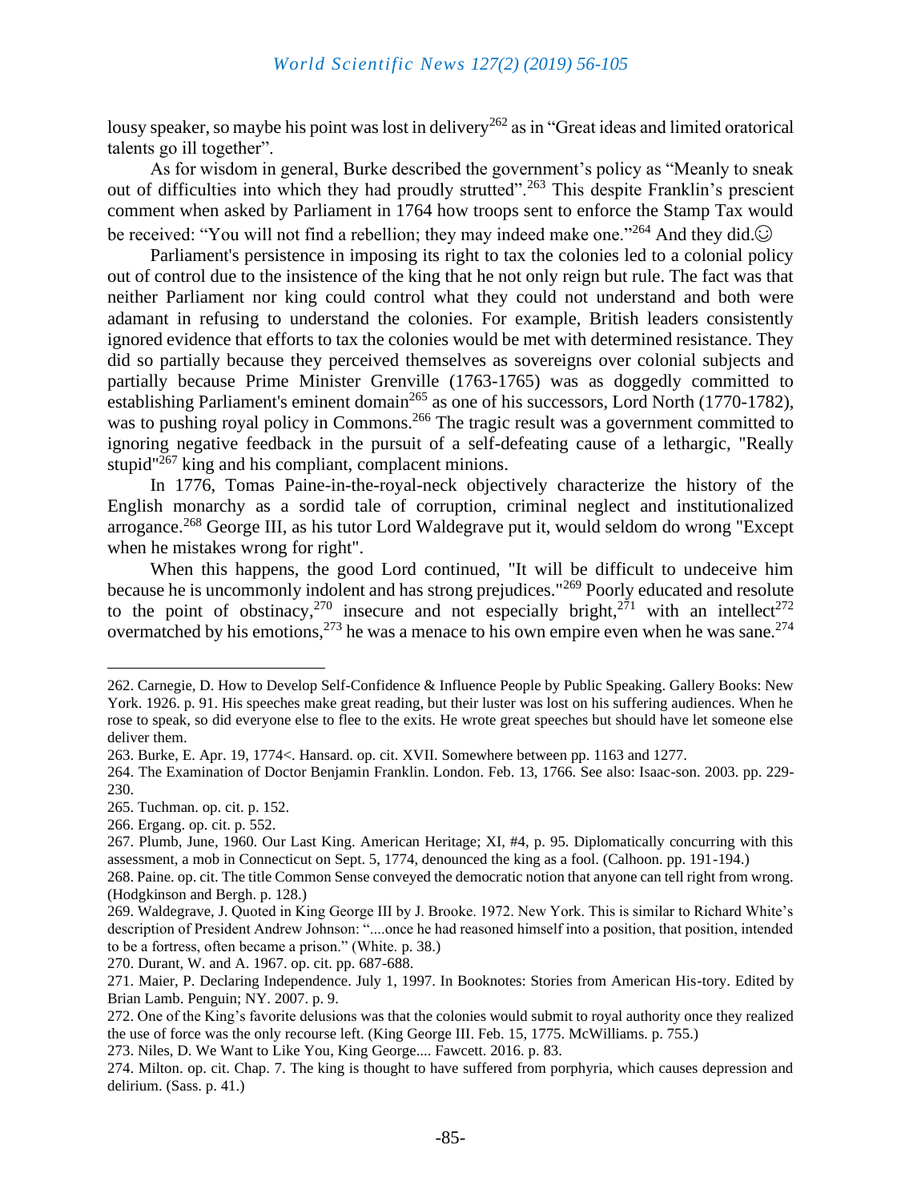lousy speaker, so maybe his point was lost in delivery[262] as in "Great ideas and limited oratorical talents go ill together".

As for wisdom in general, Burke described the government's policy as "Meanly to sneak out of difficulties into which they had proudly strutted".[263] This despite Franklin's prescient comment when asked by Parliament in 1764 how troops sent to enforce the Stamp Tax would be received: "You will not find a rebellion; they may indeed make one."[264] And they did.☺

Parliament's persistence in imposing its right to tax the colonies led to a colonial policy out of control due to the insistence of the king that he not only reign but rule. The fact was that neither Parliament nor king could control what they could not understand and both were adamant in refusing to understand the colonies. For example, British leaders consistently ignored evidence that efforts to tax the colonies would be met with determined resistance. They did so partially because they perceived themselves as sovereigns over colonial subjects and partially because Prime Minister Grenville (1763-1765) was as doggedly committed to establishing Parliament's eminent domain[265] as one of his successors, Lord North (1770-1782), was to pushing royal policy in Commons.[266] The tragic result was a government committed to ignoring negative feedback in the pursuit of a self-defeating cause of a lethargic, "Really stupid"[267] king and his compliant, complacent minions.

In 1776, Tomas Paine-in-the-royal-neck objectively characterize the history of the English monarchy as a sordid tale of corruption, criminal neglect and institutionalized arrogance.[268] George III, as his tutor Lord Waldegrave put it, would seldom do wrong "Except when he mistakes wrong for right".

When this happens, the good Lord continued, "It will be difficult to undeceive him because he is uncommonly indolent and has strong prejudices."[269] Poorly educated and resolute to the point of obstinacy,[270] insecure and not especially bright,[271] with an intellect[272] overmatched by his emotions,[273] he was a menace to his own empire even when he was sane.[274]

---

262. Carnegie, D. How to Develop Self-Confidence & Influence People by Public Speaking. Gallery Books: New York. 1926. p. 91. His speeches make great reading, but their luster was lost on his suffering audiences. When he rose to speak, so did everyone else to flee to the exits. He wrote great speeches but should have let someone else deliver them.

263. Burke, E. Apr. 19, 1774<. Hansard. op. cit. XVII. Somewhere between pp. 1163 and 1277.

264. The Examination of Doctor Benjamin Franklin. London. Feb. 13, 1766. See also: Isaac-son. 2003. pp. 229-230.

265. Tuchman. op. cit. p. 152.

266. Ergang. op. cit. p. 552.

267. Plumb, June, 1960. Our Last King. American Heritage; XI, #4, p. 95. Diplomatically concurring with this assessment, a mob in Connecticut on Sept. 5, 1774, denounced the king as a fool. (Calhoon. pp. 191-194.)

268. Paine. op. cit. The title Common Sense conveyed the democratic notion that anyone can tell right from wrong. (Hodgkinson and Bergh. p. 128.)

269. Waldegrave, J. Quoted in King George III by J. Brooke. 1972. New York. This is similar to Richard White's description of President Andrew Johnson: "....once he had reasoned himself into a position, that position, intended to be a fortress, often became a prison." (White. p. 38.)

270. Durant, W. and A. 1967. op. cit. pp. 687-688.

271. Maier, P. Declaring Independence. July 1, 1997. In Booknotes: Stories from American His-tory. Edited by Brian Lamb. Penguin; NY. 2007. p. 9.

272. One of the King's favorite delusions was that the colonies would submit to royal authority once they realized the use of force was the only recourse left. (King George III. Feb. 15, 1775. McWilliams. p. 755.)

273. Niles, D. We Want to Like You, King George.... Fawcett. 2016. p. 83.

274. Milton. op. cit. Chap. 7. The king is thought to have suffered from porphyria, which causes depression and delirium. (Sass. p. 41.)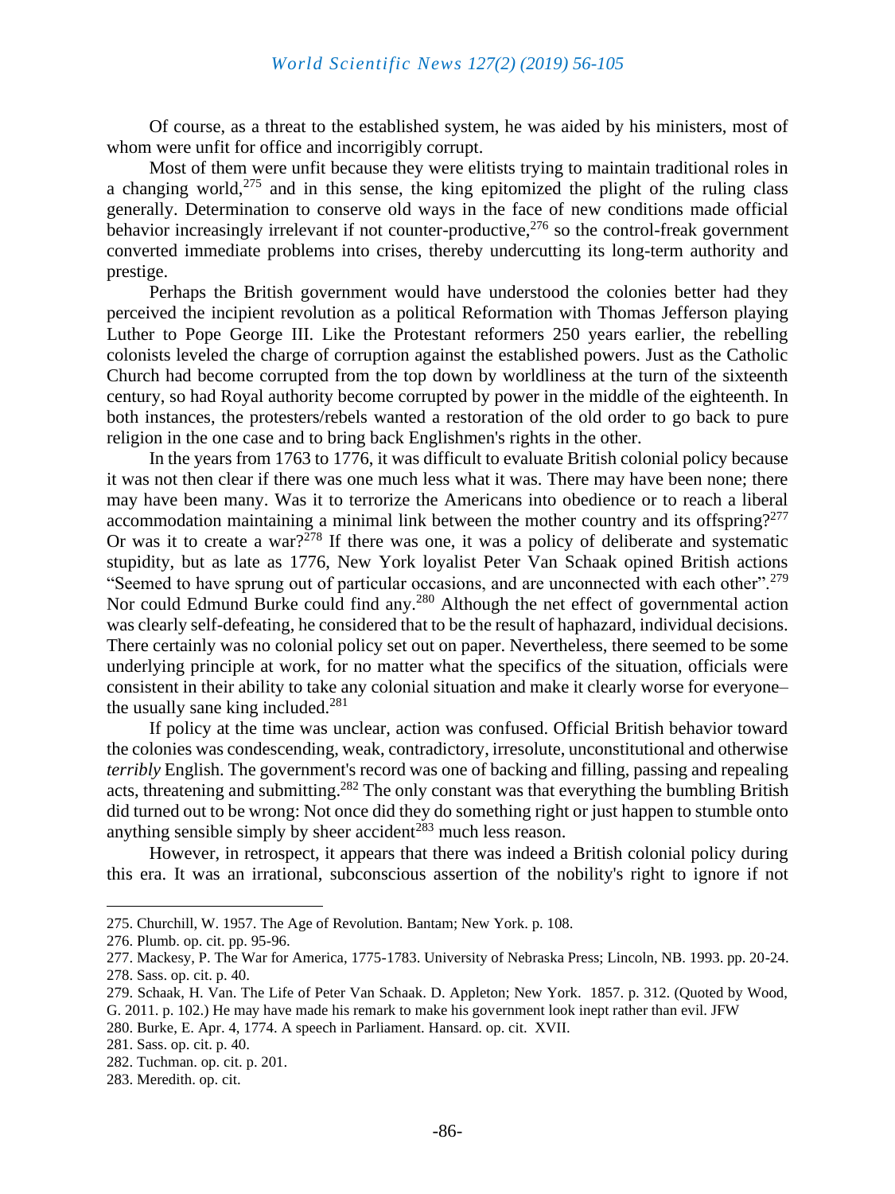Of course, as a threat to the established system, he was aided by his ministers, most of whom were unfit for office and incorrigibly corrupt.

Most of them were unfit because they were elitists trying to maintain traditional roles in a changing world,[275] and in this sense, the king epitomized the plight of the ruling class generally. Determination to conserve old ways in the face of new conditions made official behavior increasingly irrelevant if not counter-productive,[276] so the control-freak government converted immediate problems into crises, thereby undercutting its long-term authority and prestige.

Perhaps the British government would have understood the colonies better had they perceived the incipient revolution as a political Reformation with Thomas Jefferson playing Luther to Pope George III. Like the Protestant reformers 250 years earlier, the rebelling colonists leveled the charge of corruption against the established powers. Just as the Catholic Church had become corrupted from the top down by worldliness at the turn of the sixteenth century, so had Royal authority become corrupted by power in the middle of the eighteenth. In both instances, the protesters/rebels wanted a restoration of the old order to go back to pure religion in the one case and to bring back Englishmen's rights in the other.

In the years from 1763 to 1776, it was difficult to evaluate British colonial policy because it was not then clear if there was one much less what it was. There may have been none; there may have been many. Was it to terrorize the Americans into obedience or to reach a liberal accommodation maintaining a minimal link between the mother country and its offspring?[277] Or was it to create a war?[278] If there was one, it was a policy of deliberate and systematic stupidity, but as late as 1776, New York loyalist Peter Van Schaak opined British actions "Seemed to have sprung out of particular occasions, and are unconnected with each other".[279] Nor could Edmund Burke could find any.[280] Although the net effect of governmental action was clearly self-defeating, he considered that to be the result of haphazard, individual decisions. There certainly was no colonial policy set out on paper. Nevertheless, there seemed to be some underlying principle at work, for no matter what the specifics of the situation, officials were consistent in their ability to take any colonial situation and make it clearly worse for everyone– the usually sane king included.[281]

If policy at the time was unclear, action was confused. Official British behavior toward the colonies was condescending, weak, contradictory, irresolute, unconstitutional and otherwise *terribly* English. The government's record was one of backing and filling, passing and repealing acts, threatening and submitting.[282] The only constant was that everything the bumbling British did turned out to be wrong: Not once did they do something right or just happen to stumble onto anything sensible simply by sheer accident[283] much less reason.

However, in retrospect, it appears that there was indeed a British colonial policy during this era. It was an irrational, subconscious assertion of the nobility's right to ignore if not

---

275. Churchill, W. 1957. The Age of Revolution. Bantam; New York. p. 108.

276. Plumb. op. cit. pp. 95-96.

277. Mackesy, P. The War for America, 1775-1783. University of Nebraska Press; Lincoln, NB. 1993. pp. 20-24.

278. Sass. op. cit. p. 40.

279. Schaak, H. Van. The Life of Peter Van Schaak. D. Appleton; New York. 1857. p. 312. (Quoted by Wood, G. 2011. p. 102.) He may have made his remark to make his government look inept rather than evil. JFW

280. Burke, E. Apr. 4, 1774. A speech in Parliament. Hansard. op. cit. XVII.

281. Sass. op. cit. p. 40.

282. Tuchman. op. cit. p. 201.

283. Meredith. op. cit.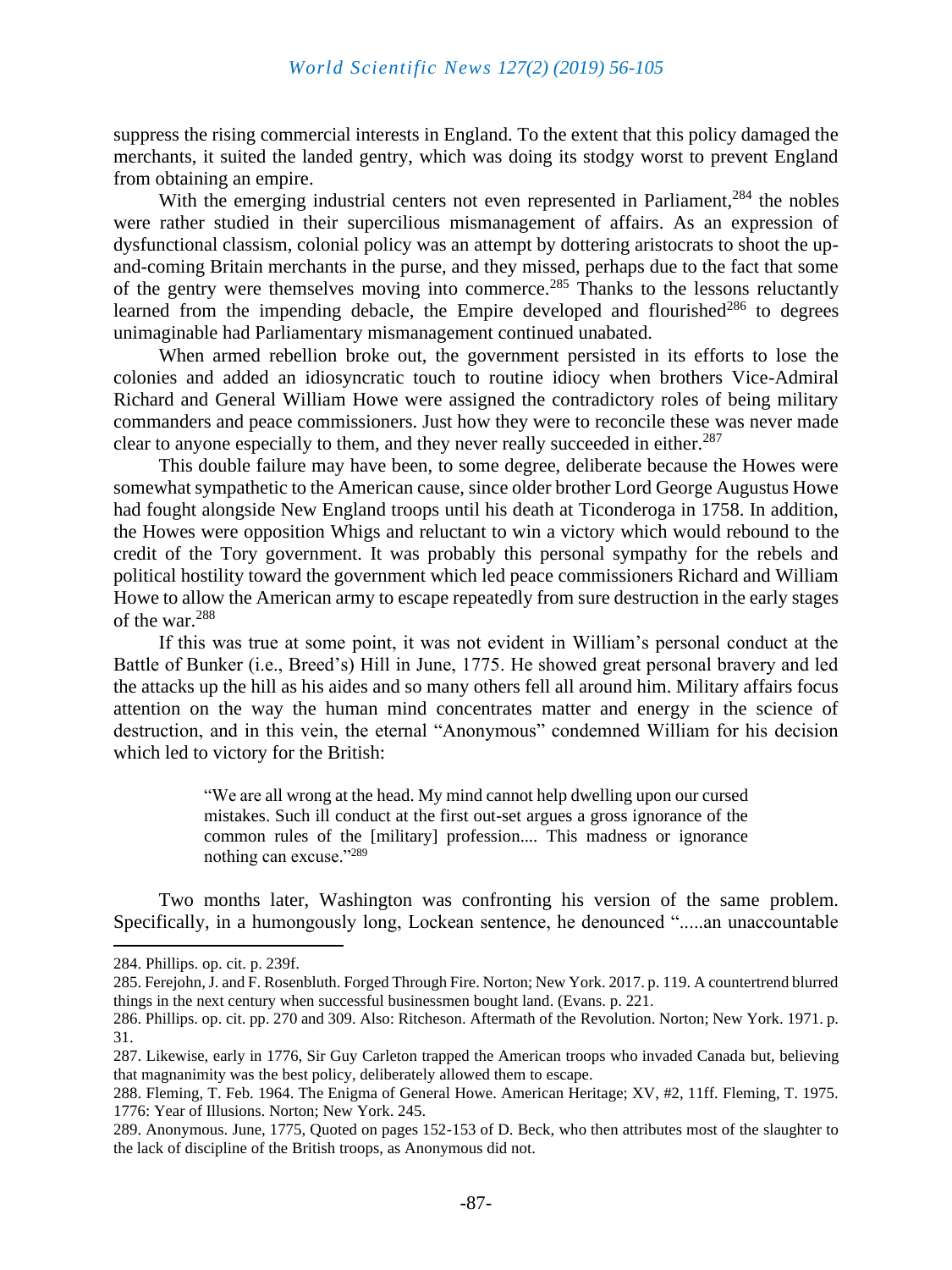suppress the rising commercial interests in England. To the extent that this policy damaged the merchants, it suited the landed gentry, which was doing its stodgy worst to prevent England from obtaining an empire.

With the emerging industrial centers not even represented in Parliament,[284] the nobles were rather studied in their supercilious mismanagement of affairs. As an expression of dysfunctional classism, colonial policy was an attempt by dottering aristocrats to shoot the up-and-coming Britain merchants in the purse, and they missed, perhaps due to the fact that some of the gentry were themselves moving into commerce.[285] Thanks to the lessons reluctantly learned from the impending debacle, the Empire developed and flourished[286] to degrees unimaginable had Parliamentary mismanagement continued unabated.

When armed rebellion broke out, the government persisted in its efforts to lose the colonies and added an idiosyncratic touch to routine idiocy when brothers Vice-Admiral Richard and General William Howe were assigned the contradictory roles of being military commanders and peace commissioners. Just how they were to reconcile these was never made clear to anyone especially to them, and they never really succeeded in either.[287]

This double failure may have been, to some degree, deliberate because the Howes were somewhat sympathetic to the American cause, since older brother Lord George Augustus Howe had fought alongside New England troops until his death at Ticonderoga in 1758. In addition, the Howes were opposition Whigs and reluctant to win a victory which would rebound to the credit of the Tory government. It was probably this personal sympathy for the rebels and political hostility toward the government which led peace commissioners Richard and William Howe to allow the American army to escape repeatedly from sure destruction in the early stages of the war.[288]

If this was true at some point, it was not evident in William's personal conduct at the Battle of Bunker (i.e., Breed's) Hill in June, 1775. He showed great personal bravery and led the attacks up the hill as his aides and so many others fell all around him. Military affairs focus attention on the way the human mind concentrates matter and energy in the science of destruction, and in this vein, the eternal "Anonymous" condemned William for his decision which led to victory for the British:

> "We are all wrong at the head. My mind cannot help dwelling upon our cursed mistakes. Such ill conduct at the first out-set argues a gross ignorance of the common rules of the [military] profession.... This madness or ignorance nothing can excuse."[289]

Two months later, Washington was confronting his version of the same problem. Specifically, in a humongously long, Lockean sentence, he denounced ".....an unaccountable

---

284. Phillips. op. cit. p. 239f.

285. Ferejohn, J. and F. Rosenbluth. Forged Through Fire. Norton; New York. 2017. p. 119. A countertrend blurred things in the next century when successful businessmen bought land. (Evans. p. 221.

286. Phillips. op. cit. pp. 270 and 309. Also: Ritcheson. Aftermath of the Revolution. Norton; New York. 1971. p. 31.

287. Likewise, early in 1776, Sir Guy Carleton trapped the American troops who invaded Canada but, believing that magnanimity was the best policy, deliberately allowed them to escape.

288. Fleming, T. Feb. 1964. The Enigma of General Howe. American Heritage; XV, #2, 11ff. Fleming, T. 1975. 1776: Year of Illusions. Norton; New York. 245.

289. Anonymous. June, 1775, Quoted on pages 152-153 of D. Beck, who then attributes most of the slaughter to the lack of discipline of the British troops, as Anonymous did not.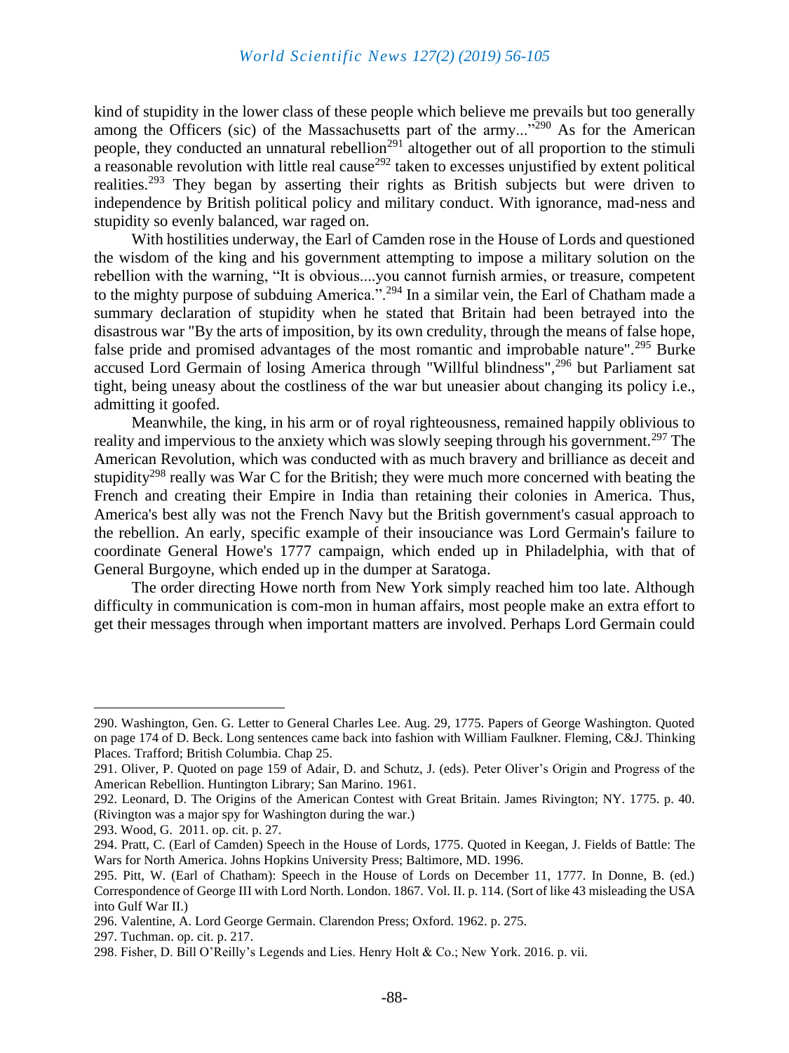kind of stupidity in the lower class of these people which believe me prevails but too generally among the Officers (sic) of the Massachusetts part of the army..."[290] As for the American people, they conducted an unnatural rebellion[291] altogether out of all proportion to the stimuli a reasonable revolution with little real cause[292] taken to excesses unjustified by extent political realities.[293] They began by asserting their rights as British subjects but were driven to independence by British political policy and military conduct. With ignorance, mad-ness and stupidity so evenly balanced, war raged on.

With hostilities underway, the Earl of Camden rose in the House of Lords and questioned the wisdom of the king and his government attempting to impose a military solution on the rebellion with the warning, "It is obvious....you cannot furnish armies, or treasure, competent to the mighty purpose of subduing America.".[294] In a similar vein, the Earl of Chatham made a summary declaration of stupidity when he stated that Britain had been betrayed into the disastrous war "By the arts of imposition, by its own credulity, through the means of false hope, false pride and promised advantages of the most romantic and improbable nature".[295] Burke accused Lord Germain of losing America through "Willful blindness",[296] but Parliament sat tight, being uneasy about the costliness of the war but uneasier about changing its policy i.e., admitting it goofed.

Meanwhile, the king, in his arm or of royal righteousness, remained happily oblivious to reality and impervious to the anxiety which was slowly seeping through his government.[297] The American Revolution, which was conducted with as much bravery and brilliance as deceit and stupidity[298] really was War C for the British; they were much more concerned with beating the French and creating their Empire in India than retaining their colonies in America. Thus, America's best ally was not the French Navy but the British government's casual approach to the rebellion. An early, specific example of their insouciance was Lord Germain's failure to coordinate General Howe's 1777 campaign, which ended up in Philadelphia, with that of General Burgoyne, which ended up in the dumper at Saratoga.

The order directing Howe north from New York simply reached him too late. Although difficulty in communication is com-mon in human affairs, most people make an extra effort to get their messages through when important matters are involved. Perhaps Lord Germain could

---

290. Washington, Gen. G. Letter to General Charles Lee. Aug. 29, 1775. Papers of George Washington. Quoted on page 174 of D. Beck. Long sentences came back into fashion with William Faulkner. Fleming, C&J. Thinking Places. Trafford; British Columbia. Chap 25.

291. Oliver, P. Quoted on page 159 of Adair, D. and Schutz, J. (eds). Peter Oliver's Origin and Progress of the American Rebellion. Huntington Library; San Marino. 1961.

292. Leonard, D. The Origins of the American Contest with Great Britain. James Rivington; NY. 1775. p. 40. (Rivington was a major spy for Washington during the war.)

293. Wood, G. 2011. op. cit. p. 27.

294. Pratt, C. (Earl of Camden) Speech in the House of Lords, 1775. Quoted in Keegan, J. Fields of Battle: The Wars for North America. Johns Hopkins University Press; Baltimore, MD. 1996.

295. Pitt, W. (Earl of Chatham): Speech in the House of Lords on December 11, 1777. In Donne, B. (ed.) Correspondence of George III with Lord North. London. 1867. Vol. II. p. 114. (Sort of like 43 misleading the USA into Gulf War II.)

296. Valentine, A. Lord George Germain. Clarendon Press; Oxford. 1962. p. 275.

297. Tuchman. op. cit. p. 217.

298. Fisher, D. Bill O'Reilly's Legends and Lies. Henry Holt & Co.; New York. 2016. p. vii.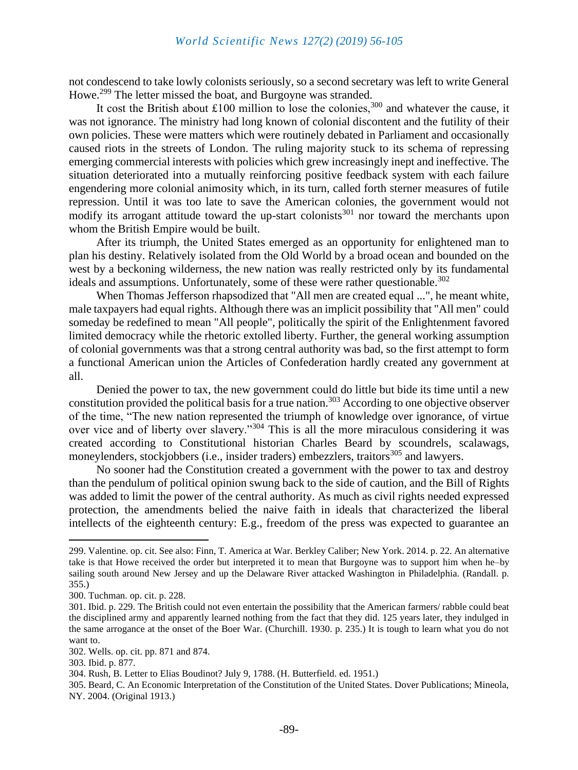not condescend to take lowly colonists seriously, so a second secretary was left to write General Howe.[299] The letter missed the boat, and Burgoyne was stranded.

It cost the British about £100 million to lose the colonies,[300] and whatever the cause, it was not ignorance. The ministry had long known of colonial discontent and the futility of their own policies. These were matters which were routinely debated in Parliament and occasionally caused riots in the streets of London. The ruling majority stuck to its schema of repressing emerging commercial interests with policies which grew increasingly inept and ineffective. The situation deteriorated into a mutually reinforcing positive feedback system with each failure engendering more colonial animosity which, in its turn, called forth sterner measures of futile repression. Until it was too late to save the American colonies, the government would not modify its arrogant attitude toward the up-start colonists[301] nor toward the merchants upon whom the British Empire would be built.

After its triumph, the United States emerged as an opportunity for enlightened man to plan his destiny. Relatively isolated from the Old World by a broad ocean and bounded on the west by a beckoning wilderness, the new nation was really restricted only by its fundamental ideals and assumptions. Unfortunately, some of these were rather questionable.[302]

When Thomas Jefferson rhapsodized that "All men are created equal ...", he meant white, male taxpayers had equal rights. Although there was an implicit possibility that "All men" could someday be redefined to mean "All people", politically the spirit of the Enlightenment favored limited democracy while the rhetoric extolled liberty. Further, the general working assumption of colonial governments was that a strong central authority was bad, so the first attempt to form a functional American union the Articles of Confederation hardly created any government at all.

Denied the power to tax, the new government could do little but bide its time until a new constitution provided the political basis for a true nation.[303] According to one objective observer of the time, "The new nation represented the triumph of knowledge over ignorance, of virtue over vice and of liberty over slavery."[304] This is all the more miraculous considering it was created according to Constitutional historian Charles Beard by scoundrels, scalawags, moneylenders, stockjobbers (i.e., insider traders) embezzlers, traitors[305] and lawyers.

No sooner had the Constitution created a government with the power to tax and destroy than the pendulum of political opinion swung back to the side of caution, and the Bill of Rights was added to limit the power of the central authority. As much as civil rights needed expressed protection, the amendments belied the naive faith in ideals that characterized the liberal intellects of the eighteenth century: E.g., freedom of the press was expected to guarantee an

---

299. Valentine. op. cit. See also: Finn, T. America at War. Berkley Caliber; New York. 2014. p. 22. An alternative take is that Howe received the order but interpreted it to mean that Burgoyne was to support him when he–by sailing south around New Jersey and up the Delaware River attacked Washington in Philadelphia. (Randall. p. 355.)

300. Tuchman. op. cit. p. 228.

301. Ibid. p. 229. The British could not even entertain the possibility that the American farmers/ rabble could beat the disciplined army and apparently learned nothing from the fact that they did. 125 years later, they indulged in the same arrogance at the onset of the Boer War. (Churchill. 1930. p. 235.) It is tough to learn what you do not want to.

302. Wells. op. cit. pp. 871 and 874.

303. Ibid. p. 877.

304. Rush, B. Letter to Elias Boudinot? July 9, 1788. (H. Butterfield. ed. 1951.)

305. Beard, C. An Economic Interpretation of the Constitution of the United States. Dover Publications; Mineola, NY. 2004. (Original 1913.)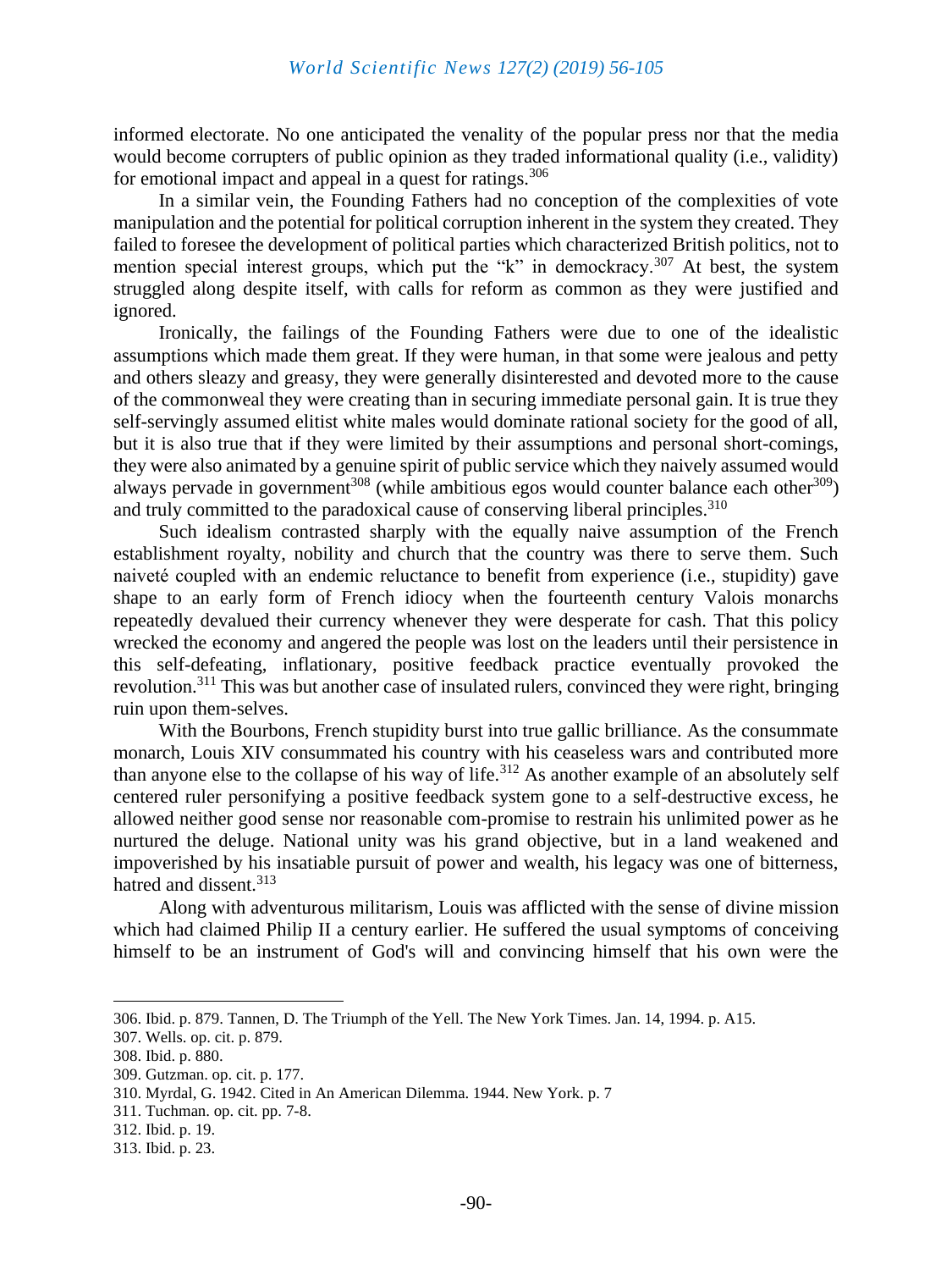informed electorate. No one anticipated the venality of the popular press nor that the media would become corrupters of public opinion as they traded informational quality (i.e., validity) for emotional impact and appeal in a quest for ratings.[306]

In a similar vein, the Founding Fathers had no conception of the complexities of vote manipulation and the potential for political corruption inherent in the system they created. They failed to foresee the development of political parties which characterized British politics, not to mention special interest groups, which put the "k" in demockracy.[307] At best, the system struggled along despite itself, with calls for reform as common as they were justified and ignored.

Ironically, the failings of the Founding Fathers were due to one of the idealistic assumptions which made them great. If they were human, in that some were jealous and petty and others sleazy and greasy, they were generally disinterested and devoted more to the cause of the commonweal they were creating than in securing immediate personal gain. It is true they self-servingly assumed elitist white males would dominate rational society for the good of all, but it is also true that if they were limited by their assumptions and personal short-comings, they were also animated by a genuine spirit of public service which they naively assumed would always pervade in government[308] (while ambitious egos would counter balance each other[309]) and truly committed to the paradoxical cause of conserving liberal principles.[310]

Such idealism contrasted sharply with the equally naive assumption of the French establishment royalty, nobility and church that the country was there to serve them. Such naiveté coupled with an endemic reluctance to benefit from experience (i.e., stupidity) gave shape to an early form of French idiocy when the fourteenth century Valois monarchs repeatedly devalued their currency whenever they were desperate for cash. That this policy wrecked the economy and angered the people was lost on the leaders until their persistence in this self-defeating, inflationary, positive feedback practice eventually provoked the revolution.[311] This was but another case of insulated rulers, convinced they were right, bringing ruin upon them-selves.

With the Bourbons, French stupidity burst into true gallic brilliance. As the consummate monarch, Louis XIV consummated his country with his ceaseless wars and contributed more than anyone else to the collapse of his way of life.[312] As another example of an absolutely self centered ruler personifying a positive feedback system gone to a self-destructive excess, he allowed neither good sense nor reasonable com-promise to restrain his unlimited power as he nurtured the deluge. National unity was his grand objective, but in a land weakened and impoverished by his insatiable pursuit of power and wealth, his legacy was one of bitterness, hatred and dissent.[313]

Along with adventurous militarism, Louis was afflicted with the sense of divine mission which had claimed Philip II a century earlier. He suffered the usual symptoms of conceiving himself to be an instrument of God's will and convincing himself that his own were the

---

306. Ibid. p. 879. Tannen, D. The Triumph of the Yell. The New York Times. Jan. 14, 1994. p. A15.
307. Wells. op. cit. p. 879.
308. Ibid. p. 880.
309. Gutzman. op. cit. p. 177.
310. Myrdal, G. 1942. Cited in An American Dilemma. 1944. New York. p. 7
311. Tuchman. op. cit. pp. 7-8.
312. Ibid. p. 19.
313. Ibid. p. 23.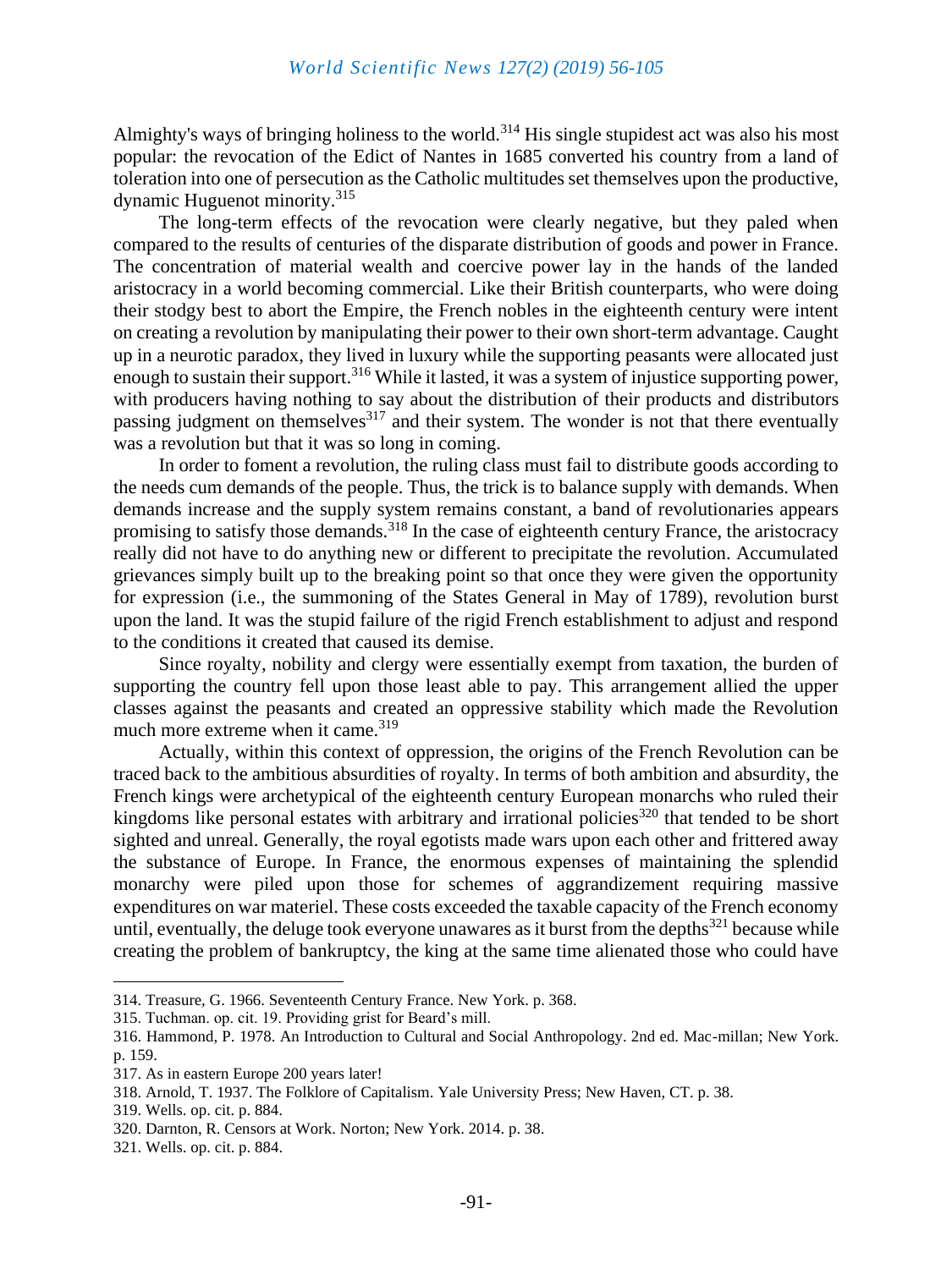Almighty's ways of bringing holiness to the world.[314] His single stupidest act was also his most popular: the revocation of the Edict of Nantes in 1685 converted his country from a land of toleration into one of persecution as the Catholic multitudes set themselves upon the productive, dynamic Huguenot minority.[315]

The long-term effects of the revocation were clearly negative, but they paled when compared to the results of centuries of the disparate distribution of goods and power in France. The concentration of material wealth and coercive power lay in the hands of the landed aristocracy in a world becoming commercial. Like their British counterparts, who were doing their stodgy best to abort the Empire, the French nobles in the eighteenth century were intent on creating a revolution by manipulating their power to their own short-term advantage. Caught up in a neurotic paradox, they lived in luxury while the supporting peasants were allocated just enough to sustain their support.[316] While it lasted, it was a system of injustice supporting power, with producers having nothing to say about the distribution of their products and distributors passing judgment on themselves[317] and their system. The wonder is not that there eventually was a revolution but that it was so long in coming.

In order to foment a revolution, the ruling class must fail to distribute goods according to the needs cum demands of the people. Thus, the trick is to balance supply with demands. When demands increase and the supply system remains constant, a band of revolutionaries appears promising to satisfy those demands.[318] In the case of eighteenth century France, the aristocracy really did not have to do anything new or different to precipitate the revolution. Accumulated grievances simply built up to the breaking point so that once they were given the opportunity for expression (i.e., the summoning of the States General in May of 1789), revolution burst upon the land. It was the stupid failure of the rigid French establishment to adjust and respond to the conditions it created that caused its demise.

Since royalty, nobility and clergy were essentially exempt from taxation, the burden of supporting the country fell upon those least able to pay. This arrangement allied the upper classes against the peasants and created an oppressive stability which made the Revolution much more extreme when it came.[319]

Actually, within this context of oppression, the origins of the French Revolution can be traced back to the ambitious absurdities of royalty. In terms of both ambition and absurdity, the French kings were archetypical of the eighteenth century European monarchs who ruled their kingdoms like personal estates with arbitrary and irrational policies[320] that tended to be short sighted and unreal. Generally, the royal egotists made wars upon each other and frittered away the substance of Europe. In France, the enormous expenses of maintaining the splendid monarchy were piled upon those for schemes of aggrandizement requiring massive expenditures on war materiel. These costs exceeded the taxable capacity of the French economy until, eventually, the deluge took everyone unawares as it burst from the depths[321] because while creating the problem of bankruptcy, the king at the same time alienated those who could have

---

314. Treasure, G. 1966. Seventeenth Century France. New York. p. 368.

315. Tuchman. op. cit. 19. Providing grist for Beard's mill.

316. Hammond, P. 1978. An Introduction to Cultural and Social Anthropology. 2nd ed. Mac-millan; New York. p. 159.

317. As in eastern Europe 200 years later!

318. Arnold, T. 1937. The Folklore of Capitalism. Yale University Press; New Haven, CT. p. 38.

319. Wells. op. cit. p. 884.

320. Darnton, R. Censors at Work. Norton; New York. 2014. p. 38.

321. Wells. op. cit. p. 884.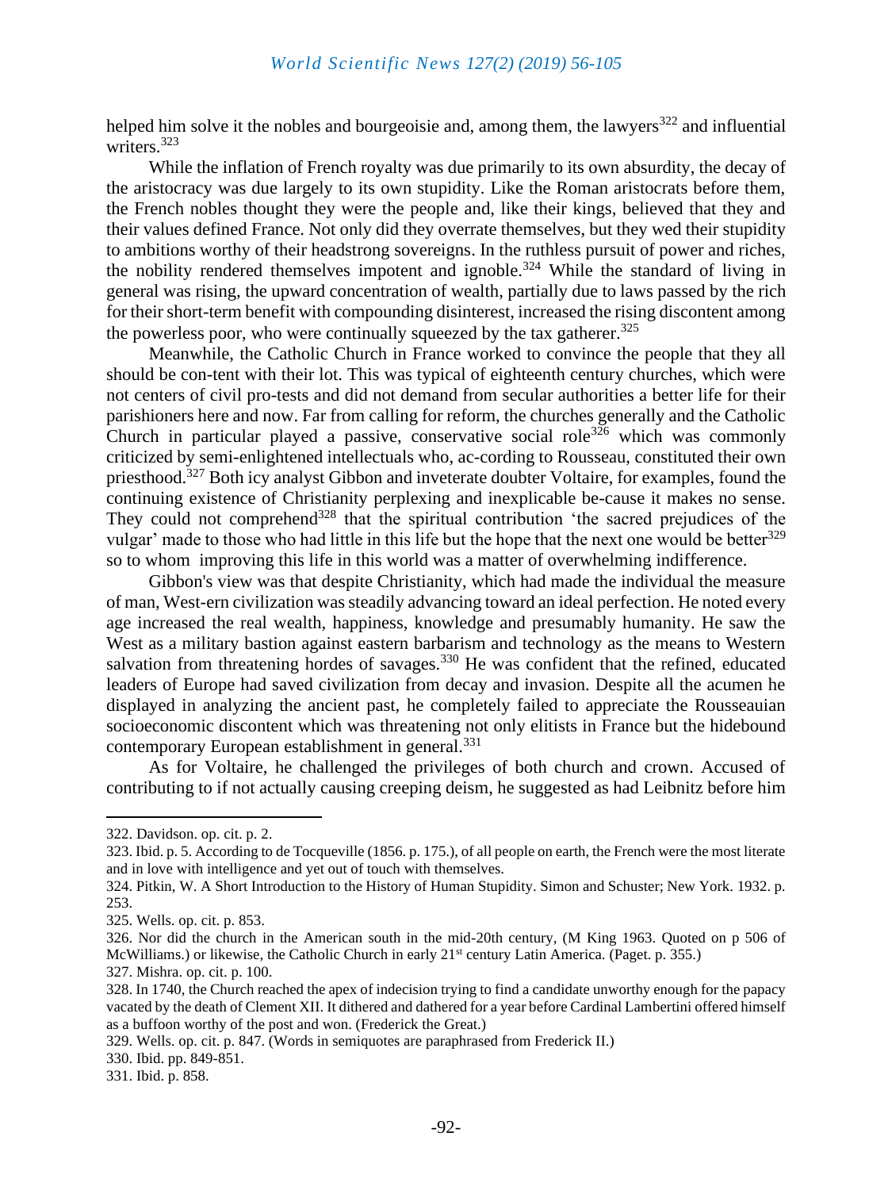helped him solve it the nobles and bourgeoisie and, among them, the lawyers[322] and influential writers.[323]

While the inflation of French royalty was due primarily to its own absurdity, the decay of the aristocracy was due largely to its own stupidity. Like the Roman aristocrats before them, the French nobles thought they were the people and, like their kings, believed that they and their values defined France. Not only did they overrate themselves, but they wed their stupidity to ambitions worthy of their headstrong sovereigns. In the ruthless pursuit of power and riches, the nobility rendered themselves impotent and ignoble.[324] While the standard of living in general was rising, the upward concentration of wealth, partially due to laws passed by the rich for their short-term benefit with compounding disinterest, increased the rising discontent among the powerless poor, who were continually squeezed by the tax gatherer.[325]

Meanwhile, the Catholic Church in France worked to convince the people that they all should be con-tent with their lot. This was typical of eighteenth century churches, which were not centers of civil pro-tests and did not demand from secular authorities a better life for their parishioners here and now. Far from calling for reform, the churches generally and the Catholic Church in particular played a passive, conservative social role[326] which was commonly criticized by semi-enlightened intellectuals who, ac-cording to Rousseau, constituted their own priesthood.[327] Both icy analyst Gibbon and inveterate doubter Voltaire, for examples, found the continuing existence of Christianity perplexing and inexplicable be-cause it makes no sense. They could not comprehend[328] that the spiritual contribution 'the sacred prejudices of the vulgar' made to those who had little in this life but the hope that the next one would be better[329] so to whom improving this life in this world was a matter of overwhelming indifference.

Gibbon's view was that despite Christianity, which had made the individual the measure of man, West-ern civilization was steadily advancing toward an ideal perfection. He noted every age increased the real wealth, happiness, knowledge and presumably humanity. He saw the West as a military bastion against eastern barbarism and technology as the means to Western salvation from threatening hordes of savages.[330] He was confident that the refined, educated leaders of Europe had saved civilization from decay and invasion. Despite all the acumen he displayed in analyzing the ancient past, he completely failed to appreciate the Rousseauian socioeconomic discontent which was threatening not only elitists in France but the hidebound contemporary European establishment in general.[331]

As for Voltaire, he challenged the privileges of both church and crown. Accused of contributing to if not actually causing creeping deism, he suggested as had Leibnitz before him

---

322. Davidson. op. cit. p. 2.

323. Ibid. p. 5. According to de Tocqueville (1856. p. 175.), of all people on earth, the French were the most literate and in love with intelligence and yet out of touch with themselves.

324. Pitkin, W. A Short Introduction to the History of Human Stupidity. Simon and Schuster; New York. 1932. p. 253.

325. Wells. op. cit. p. 853.

326. Nor did the church in the American south in the mid-20th century, (M King 1963. Quoted on p 506 of McWilliams.) or likewise, the Catholic Church in early 21st century Latin America. (Paget. p. 355.)

327. Mishra. op. cit. p. 100.

328. In 1740, the Church reached the apex of indecision trying to find a candidate unworthy enough for the papacy vacated by the death of Clement XII. It dithered and dathered for a year before Cardinal Lambertini offered himself as a buffoon worthy of the post and won. (Frederick the Great.)

329. Wells. op. cit. p. 847. (Words in semiquotes are paraphrased from Frederick II.)

330. Ibid. pp. 849-851.

331. Ibid. p. 858.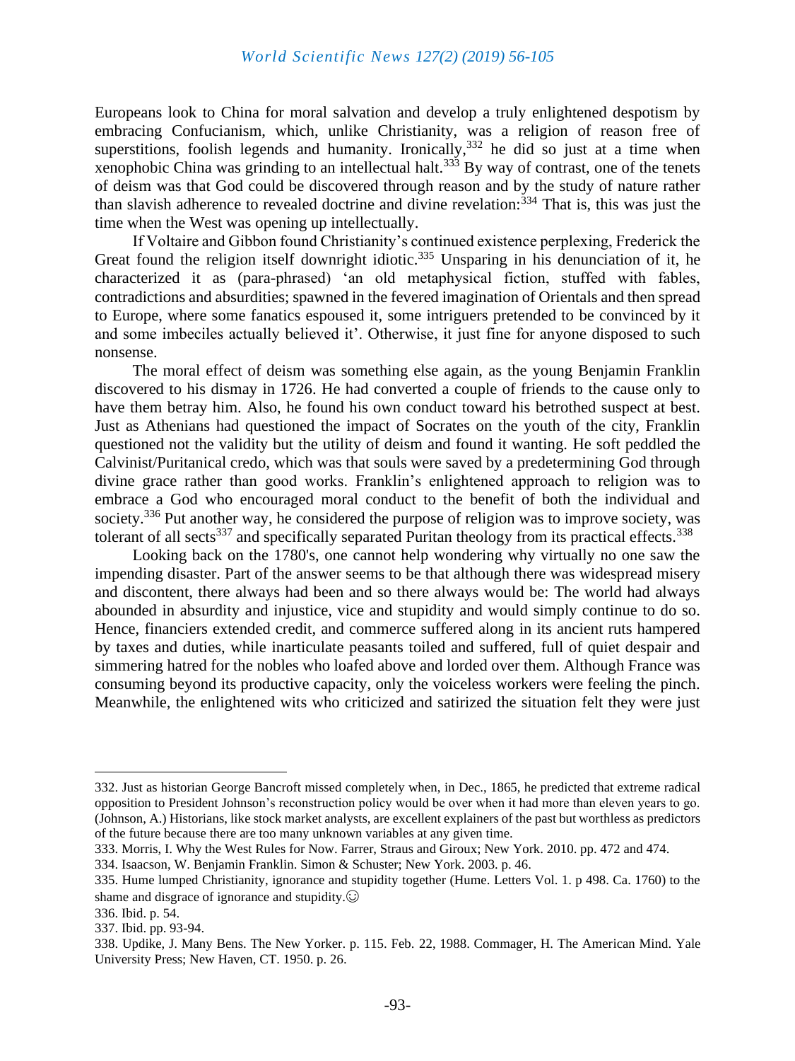Europeans look to China for moral salvation and develop a truly enlightened despotism by embracing Confucianism, which, unlike Christianity, was a religion of reason free of superstitions, foolish legends and humanity. Ironically,[332] he did so just at a time when xenophobic China was grinding to an intellectual halt.[333] By way of contrast, one of the tenets of deism was that God could be discovered through reason and by the study of nature rather than slavish adherence to revealed doctrine and divine revelation:[334] That is, this was just the time when the West was opening up intellectually.

If Voltaire and Gibbon found Christianity's continued existence perplexing, Frederick the Great found the religion itself downright idiotic.[335] Unsparing in his denunciation of it, he characterized it as (para-phrased) 'an old metaphysical fiction, stuffed with fables, contradictions and absurdities; spawned in the fevered imagination of Orientals and then spread to Europe, where some fanatics espoused it, some intriguers pretended to be convinced by it and some imbeciles actually believed it'. Otherwise, it just fine for anyone disposed to such nonsense.

The moral effect of deism was something else again, as the young Benjamin Franklin discovered to his dismay in 1726. He had converted a couple of friends to the cause only to have them betray him. Also, he found his own conduct toward his betrothed suspect at best. Just as Athenians had questioned the impact of Socrates on the youth of the city, Franklin questioned not the validity but the utility of deism and found it wanting. He soft peddled the Calvinist/Puritanical credo, which was that souls were saved by a predetermining God through divine grace rather than good works. Franklin's enlightened approach to religion was to embrace a God who encouraged moral conduct to the benefit of both the individual and society.[336] Put another way, he considered the purpose of religion was to improve society, was tolerant of all sects[337] and specifically separated Puritan theology from its practical effects.[338]

Looking back on the 1780's, one cannot help wondering why virtually no one saw the impending disaster. Part of the answer seems to be that although there was widespread misery and discontent, there always had been and so there always would be: The world had always abounded in absurdity and injustice, vice and stupidity and would simply continue to do so. Hence, financiers extended credit, and commerce suffered along in its ancient ruts hampered by taxes and duties, while inarticulate peasants toiled and suffered, full of quiet despair and simmering hatred for the nobles who loafed above and lorded over them. Although France was consuming beyond its productive capacity, only the voiceless workers were feeling the pinch. Meanwhile, the enlightened wits who criticized and satirized the situation felt they were just

---

332. Just as historian George Bancroft missed completely when, in Dec., 1865, he predicted that extreme radical opposition to President Johnson's reconstruction policy would be over when it had more than eleven years to go. (Johnson, A.) Historians, like stock market analysts, are excellent explainers of the past but worthless as predictors of the future because there are too many unknown variables at any given time.

333. Morris, I. Why the West Rules for Now. Farrer, Straus and Giroux; New York. 2010. pp. 472 and 474.

334. Isaacson, W. Benjamin Franklin. Simon & Schuster; New York. 2003. p. 46.

335. Hume lumped Christianity, ignorance and stupidity together (Hume. Letters Vol. 1. p 498. Ca. 1760) to the shame and disgrace of ignorance and stupidity.☺

336. Ibid. p. 54.

337. Ibid. pp. 93-94.

338. Updike, J. Many Bens. The New Yorker. p. 115. Feb. 22, 1988. Commager, H. The American Mind. Yale University Press; New Haven, CT. 1950. p. 26.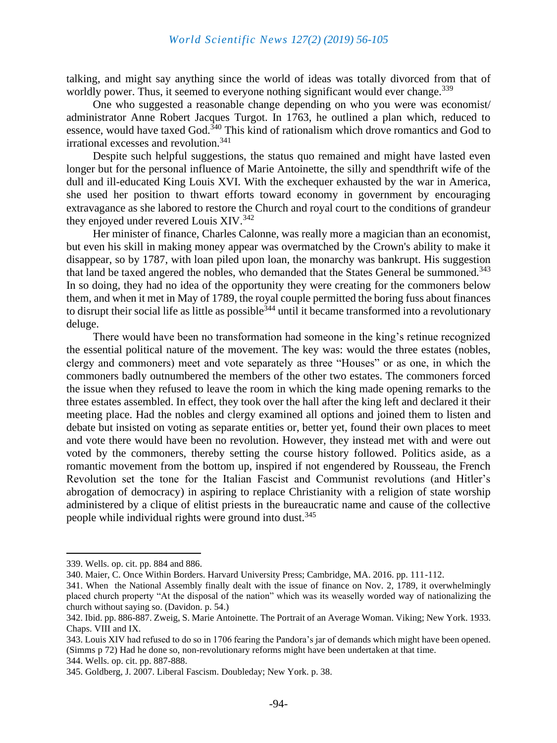talking, and might say anything since the world of ideas was totally divorced from that of worldly power. Thus, it seemed to everyone nothing significant would ever change.[339]

One who suggested a reasonable change depending on who you were was economist/ administrator Anne Robert Jacques Turgot. In 1763, he outlined a plan which, reduced to essence, would have taxed God.[340] This kind of rationalism which drove romantics and God to irrational excesses and revolution.[341]

Despite such helpful suggestions, the status quo remained and might have lasted even longer but for the personal influence of Marie Antoinette, the silly and spendthrift wife of the dull and ill-educated King Louis XVI. With the exchequer exhausted by the war in America, she used her position to thwart efforts toward economy in government by encouraging extravagance as she labored to restore the Church and royal court to the conditions of grandeur they enjoyed under revered Louis XIV.[342]

Her minister of finance, Charles Calonne, was really more a magician than an economist, but even his skill in making money appear was overmatched by the Crown's ability to make it disappear, so by 1787, with loan piled upon loan, the monarchy was bankrupt. His suggestion that land be taxed angered the nobles, who demanded that the States General be summoned.[343] In so doing, they had no idea of the opportunity they were creating for the commoners below them, and when it met in May of 1789, the royal couple permitted the boring fuss about finances to disrupt their social life as little as possible[344] until it became transformed into a revolutionary deluge.

There would have been no transformation had someone in the king's retinue recognized the essential political nature of the movement. The key was: would the three estates (nobles, clergy and commoners) meet and vote separately as three "Houses" or as one, in which the commoners badly outnumbered the members of the other two estates. The commoners forced the issue when they refused to leave the room in which the king made opening remarks to the three estates assembled. In effect, they took over the hall after the king left and declared it their meeting place. Had the nobles and clergy examined all options and joined them to listen and debate but insisted on voting as separate entities or, better yet, found their own places to meet and vote there would have been no revolution. However, they instead met with and were out voted by the commoners, thereby setting the course history followed. Politics aside, as a romantic movement from the bottom up, inspired if not engendered by Rousseau, the French Revolution set the tone for the Italian Fascist and Communist revolutions (and Hitler's abrogation of democracy) in aspiring to replace Christianity with a religion of state worship administered by a clique of elitist priests in the bureaucratic name and cause of the collective people while individual rights were ground into dust.[345]

---

339. Wells. op. cit. pp. 884 and 886.

340. Maier, C. Once Within Borders. Harvard University Press; Cambridge, MA. 2016. pp. 111-112.

341. When the National Assembly finally dealt with the issue of finance on Nov. 2, 1789, it overwhelmingly placed church property "At the disposal of the nation" which was its weaselly worded way of nationalizing the church without saying so. (Davidon. p. 54.)

342. Ibid. pp. 886-887. Zweig, S. Marie Antoinette. The Portrait of an Average Woman. Viking; New York. 1933. Chaps. VIII and IX.

343. Louis XIV had refused to do so in 1706 fearing the Pandora's jar of demands which might have been opened. (Simms p 72) Had he done so, non-revolutionary reforms might have been undertaken at that time.

344. Wells. op. cit. pp. 887-888.

345. Goldberg, J. 2007. Liberal Fascism. Doubleday; New York. p. 38.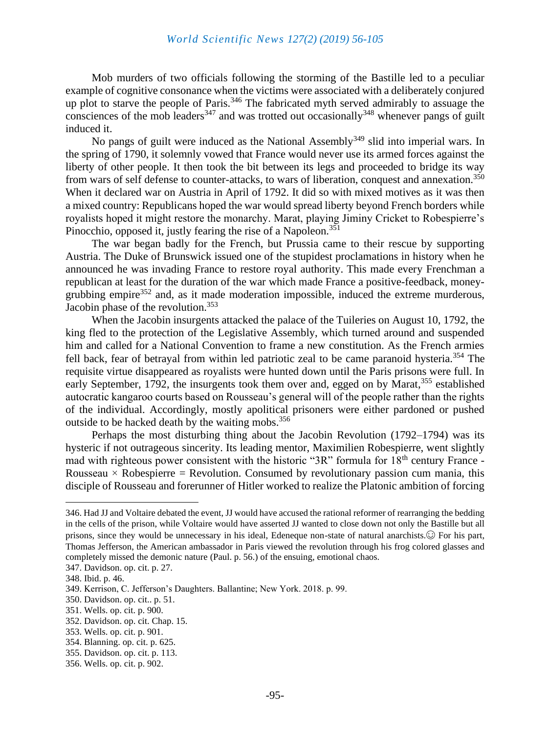Mob murders of two officials following the storming of the Bastille led to a peculiar example of cognitive consonance when the victims were associated with a deliberately conjured up plot to starve the people of Paris.[346] The fabricated myth served admirably to assuage the consciences of the mob leaders[347] and was trotted out occasionally[348] whenever pangs of guilt induced it.

No pangs of guilt were induced as the National Assembly[349] slid into imperial wars. In the spring of 1790, it solemnly vowed that France would never use its armed forces against the liberty of other people. It then took the bit between its legs and proceeded to bridge its way from wars of self defense to counter-attacks, to wars of liberation, conquest and annexation.[350] When it declared war on Austria in April of 1792. It did so with mixed motives as it was then a mixed country: Republicans hoped the war would spread liberty beyond French borders while royalists hoped it might restore the monarchy. Marat, playing Jiminy Cricket to Robespierre's Pinocchio, opposed it, justly fearing the rise of a Napoleon.[351]

The war began badly for the French, but Prussia came to their rescue by supporting Austria. The Duke of Brunswick issued one of the stupidest proclamations in history when he announced he was invading France to restore royal authority. This made every Frenchman a republican at least for the duration of the war which made France a positive-feedback, money-grubbing empire[352] and, as it made moderation impossible, induced the extreme murderous, Jacobin phase of the revolution.[353]

When the Jacobin insurgents attacked the palace of the Tuileries on August 10, 1792, the king fled to the protection of the Legislative Assembly, which turned around and suspended him and called for a National Convention to frame a new constitution. As the French armies fell back, fear of betrayal from within led patriotic zeal to be came paranoid hysteria.[354] The requisite virtue disappeared as royalists were hunted down until the Paris prisons were full. In early September, 1792, the insurgents took them over and, egged on by Marat,[355] established autocratic kangaroo courts based on Rousseau's general will of the people rather than the rights of the individual. Accordingly, mostly apolitical prisoners were either pardoned or pushed outside to be hacked death by the waiting mobs.[356]

Perhaps the most disturbing thing about the Jacobin Revolution (1792–1794) was its hysteric if not outrageous sincerity. Its leading mentor, Maximilien Robespierre, went slightly mad with righteous power consistent with the historic "3R" formula for 18th century France - Rousseau × Robespierre = Revolution. Consumed by revolutionary passion cum mania, this disciple of Rousseau and forerunner of Hitler worked to realize the Platonic ambition of forcing

---

346. Had JJ and Voltaire debated the event, JJ would have accused the rational reformer of rearranging the bedding in the cells of the prison, while Voltaire would have asserted JJ wanted to close down not only the Bastille but all prisons, since they would be unnecessary in his ideal, Edeneque non-state of natural anarchists.☺ For his part, Thomas Jefferson, the American ambassador in Paris viewed the revolution through his frog colored glasses and completely missed the demonic nature (Paul. p. 56.) of the ensuing, emotional chaos.

347. Davidson. op. cit. p. 27.

348. Ibid. p. 46.

349. Kerrison, C. Jefferson's Daughters. Ballantine; New York. 2018. p. 99.

350. Davidson. op. cit.. p. 51.

351. Wells. op. cit. p. 900.

352. Davidson. op. cit. Chap. 15.

353. Wells. op. cit. p. 901.

354. Blanning. op. cit. p. 625.

355. Davidson. op. cit. p. 113.

356. Wells. op. cit. p. 902.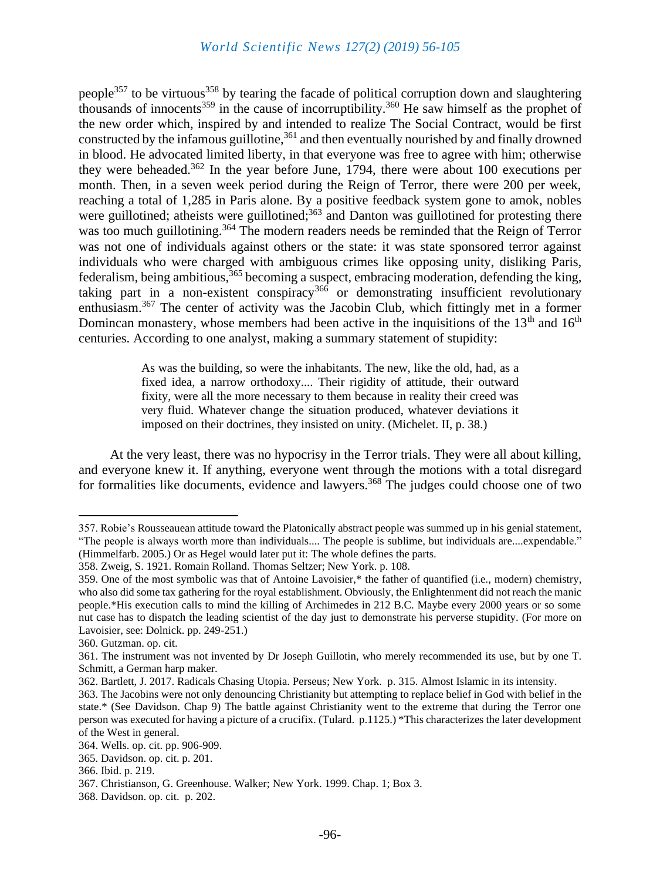people[357] to be virtuous[358] by tearing the facade of political corruption down and slaughtering thousands of innocents[359] in the cause of incorruptibility.[360] He saw himself as the prophet of the new order which, inspired by and intended to realize The Social Contract, would be first constructed by the infamous guillotine,[361] and then eventually nourished by and finally drowned in blood. He advocated limited liberty, in that everyone was free to agree with him; otherwise they were beheaded.[362] In the year before June, 1794, there were about 100 executions per month. Then, in a seven week period during the Reign of Terror, there were 200 per week, reaching a total of 1,285 in Paris alone. By a positive feedback system gone to amok, nobles were guillotined; atheists were guillotined;[363] and Danton was guillotined for protesting there was too much guillotining.[364] The modern readers needs be reminded that the Reign of Terror was not one of individuals against others or the state: it was state sponsored terror against individuals who were charged with ambiguous crimes like opposing unity, disliking Paris, federalism, being ambitious,[365] becoming a suspect, embracing moderation, defending the king, taking part in a non-existent conspiracy[366] or demonstrating insufficient revolutionary enthusiasm.[367] The center of activity was the Jacobin Club, which fittingly met in a former Domincan monastery, whose members had been active in the inquisitions of the 13th and 16th centuries. According to one analyst, making a summary statement of stupidity:

> As was the building, so were the inhabitants. The new, like the old, had, as a fixed idea, a narrow orthodoxy.... Their rigidity of attitude, their outward fixity, were all the more necessary to them because in reality their creed was very fluid. Whatever change the situation produced, whatever deviations it imposed on their doctrines, they insisted on unity. (Michelet. II, p. 38.)

At the very least, there was no hypocrisy in the Terror trials. They were all about killing, and everyone knew it. If anything, everyone went through the motions with a total disregard for formalities like documents, evidence and lawyers.[368] The judges could choose one of two

---

357. Robie's Rousseauean attitude toward the Platonically abstract people was summed up in his genial statement, "The people is always worth more than individuals.... The people is sublime, but individuals are....expendable." (Himmelfarb. 2005.) Or as Hegel would later put it: The whole defines the parts.

358. Zweig, S. 1921. Romain Rolland. Thomas Seltzer; New York. p. 108.

359. One of the most symbolic was that of Antoine Lavoisier,* the father of quantified (i.e., modern) chemistry, who also did some tax gathering for the royal establishment. Obviously, the Enlightenment did not reach the manic people.*His execution calls to mind the killing of Archimedes in 212 B.C. Maybe every 2000 years or so some nut case has to dispatch the leading scientist of the day just to demonstrate his perverse stupidity. (For more on Lavoisier, see: Dolnick. pp. 249-251.)

360. Gutzman. op. cit.

361. The instrument was not invented by Dr Joseph Guillotin, who merely recommended its use, but by one T. Schmitt, a German harp maker.

362. Bartlett, J. 2017. Radicals Chasing Utopia. Perseus; New York. p. 315. Almost Islamic in its intensity.

363. The Jacobins were not only denouncing Christianity but attempting to replace belief in God with belief in the state.* (See Davidson. Chap 9) The battle against Christianity went to the extreme that during the Terror one person was executed for having a picture of a crucifix. (Tulard. p.1125.) *This characterizes the later development of the West in general.

364. Wells. op. cit. pp. 906-909.

365. Davidson. op. cit. p. 201.

366. Ibid. p. 219.

367. Christianson, G. Greenhouse. Walker; New York. 1999. Chap. 1; Box 3.

368. Davidson. op. cit. p. 202.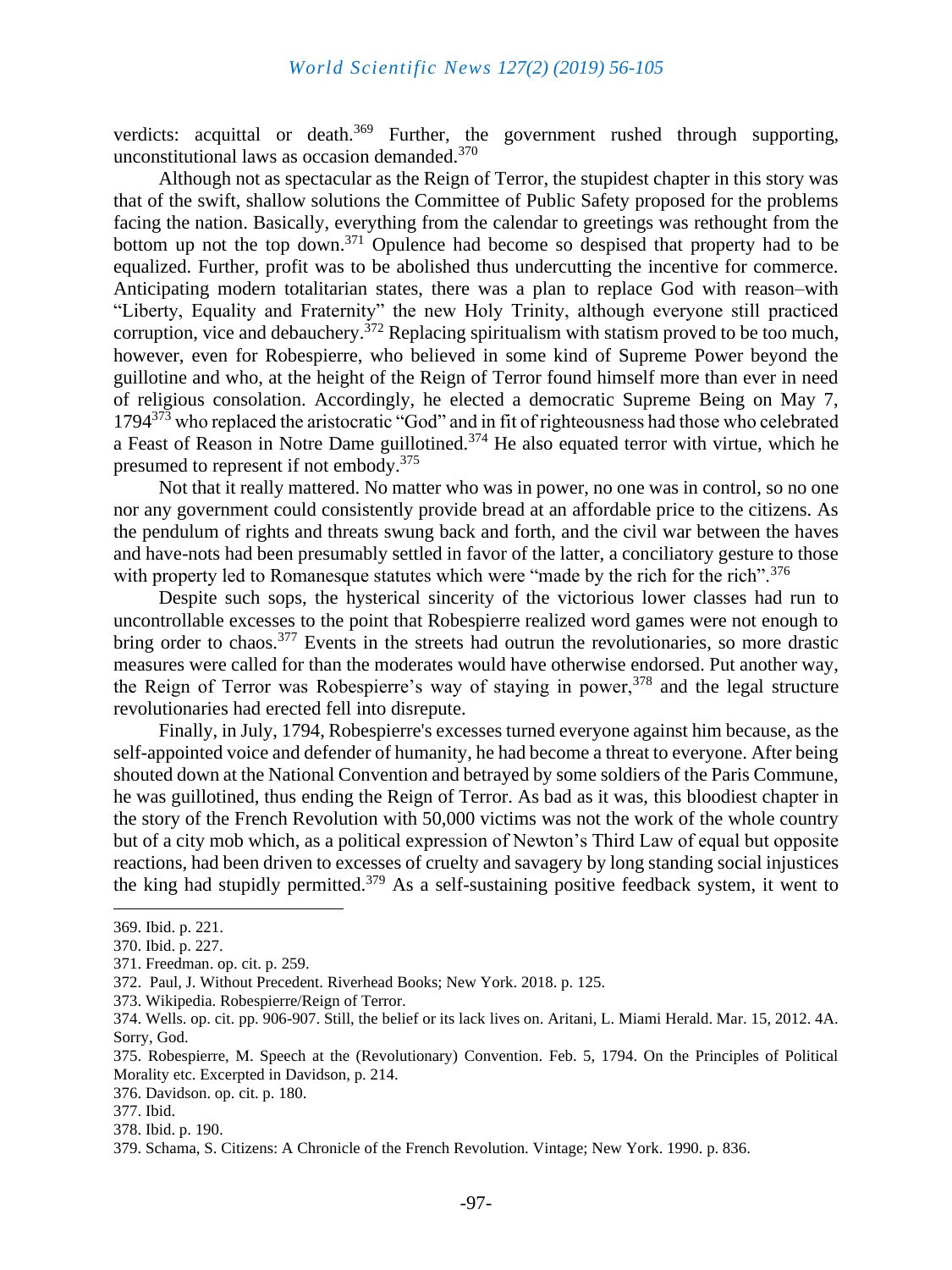verdicts: acquittal or death.[369] Further, the government rushed through supporting, unconstitutional laws as occasion demanded.[370]

Although not as spectacular as the Reign of Terror, the stupidest chapter in this story was that of the swift, shallow solutions the Committee of Public Safety proposed for the problems facing the nation. Basically, everything from the calendar to greetings was rethought from the bottom up not the top down.[371] Opulence had become so despised that property had to be equalized. Further, profit was to be abolished thus undercutting the incentive for commerce. Anticipating modern totalitarian states, there was a plan to replace God with reason–with "Liberty, Equality and Fraternity" the new Holy Trinity, although everyone still practiced corruption, vice and debauchery.[372] Replacing spiritualism with statism proved to be too much, however, even for Robespierre, who believed in some kind of Supreme Power beyond the guillotine and who, at the height of the Reign of Terror found himself more than ever in need of religious consolation. Accordingly, he elected a democratic Supreme Being on May 7, 1794[373] who replaced the aristocratic "God" and in fit of righteousness had those who celebrated a Feast of Reason in Notre Dame guillotined.[374] He also equated terror with virtue, which he presumed to represent if not embody.[375]

Not that it really mattered. No matter who was in power, no one was in control, so no one nor any government could consistently provide bread at an affordable price to the citizens. As the pendulum of rights and threats swung back and forth, and the civil war between the haves and have-nots had been presumably settled in favor of the latter, a conciliatory gesture to those with property led to Romanesque statutes which were "made by the rich for the rich".[376]

Despite such sops, the hysterical sincerity of the victorious lower classes had run to uncontrollable excesses to the point that Robespierre realized word games were not enough to bring order to chaos.[377] Events in the streets had outrun the revolutionaries, so more drastic measures were called for than the moderates would have otherwise endorsed. Put another way, the Reign of Terror was Robespierre's way of staying in power,[378] and the legal structure revolutionaries had erected fell into disrepute.

Finally, in July, 1794, Robespierre's excesses turned everyone against him because, as the self-appointed voice and defender of humanity, he had become a threat to everyone. After being shouted down at the National Convention and betrayed by some soldiers of the Paris Commune, he was guillotined, thus ending the Reign of Terror. As bad as it was, this bloodiest chapter in the story of the French Revolution with 50,000 victims was not the work of the whole country but of a city mob which, as a political expression of Newton's Third Law of equal but opposite reactions, had been driven to excesses of cruelty and savagery by long standing social injustices the king had stupidly permitted.[379] As a self-sustaining positive feedback system, it went to

---

369. Ibid. p. 221.

370. Ibid. p. 227.

371. Freedman. op. cit. p. 259.

372. Paul, J. Without Precedent. Riverhead Books; New York. 2018. p. 125.

373. Wikipedia. Robespierre/Reign of Terror.

374. Wells. op. cit. pp. 906-907. Still, the belief or its lack lives on. Aritani, L. Miami Herald. Mar. 15, 2012. 4A. Sorry, God.

375. Robespierre, M. Speech at the (Revolutionary) Convention. Feb. 5, 1794. On the Principles of Political Morality etc. Excerpted in Davidson, p. 214.

376. Davidson. op. cit. p. 180.

377. Ibid.

378. Ibid. p. 190.

379. Schama, S. Citizens: A Chronicle of the French Revolution. Vintage; New York. 1990. p. 836.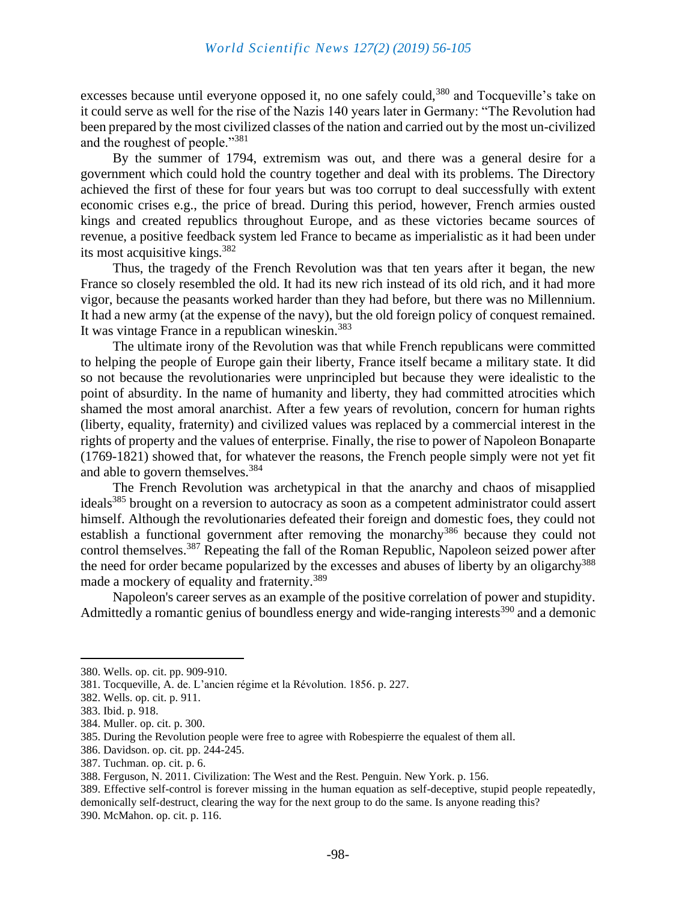excesses because until everyone opposed it, no one safely could,[380] and Tocqueville's take on it could serve as well for the rise of the Nazis 140 years later in Germany: "The Revolution had been prepared by the most civilized classes of the nation and carried out by the most un-civilized and the roughest of people."[381]

By the summer of 1794, extremism was out, and there was a general desire for a government which could hold the country together and deal with its problems. The Directory achieved the first of these for four years but was too corrupt to deal successfully with extent economic crises e.g., the price of bread. During this period, however, French armies ousted kings and created republics throughout Europe, and as these victories became sources of revenue, a positive feedback system led France to became as imperialistic as it had been under its most acquisitive kings.[382]

Thus, the tragedy of the French Revolution was that ten years after it began, the new France so closely resembled the old. It had its new rich instead of its old rich, and it had more vigor, because the peasants worked harder than they had before, but there was no Millennium. It had a new army (at the expense of the navy), but the old foreign policy of conquest remained. It was vintage France in a republican wineskin.[383]

The ultimate irony of the Revolution was that while French republicans were committed to helping the people of Europe gain their liberty, France itself became a military state. It did so not because the revolutionaries were unprincipled but because they were idealistic to the point of absurdity. In the name of humanity and liberty, they had committed atrocities which shamed the most amoral anarchist. After a few years of revolution, concern for human rights (liberty, equality, fraternity) and civilized values was replaced by a commercial interest in the rights of property and the values of enterprise. Finally, the rise to power of Napoleon Bonaparte (1769-1821) showed that, for whatever the reasons, the French people simply were not yet fit and able to govern themselves.[384]

The French Revolution was archetypical in that the anarchy and chaos of misapplied ideals[385] brought on a reversion to autocracy as soon as a competent administrator could assert himself. Although the revolutionaries defeated their foreign and domestic foes, they could not establish a functional government after removing the monarchy[386] because they could not control themselves.[387] Repeating the fall of the Roman Republic, Napoleon seized power after the need for order became popularized by the excesses and abuses of liberty by an oligarchy[388] made a mockery of equality and fraternity.[389]

Napoleon's career serves as an example of the positive correlation of power and stupidity. Admittedly a romantic genius of boundless energy and wide-ranging interests[390] and a demonic

---

380. Wells. op. cit. pp. 909-910.

381. Tocqueville, A. de. L'ancien régime et la Révolution. 1856. p. 227.

382. Wells. op. cit. p. 911.

383. Ibid. p. 918.

384. Muller. op. cit. p. 300.

385. During the Revolution people were free to agree with Robespierre the equalest of them all.

386. Davidson. op. cit. pp. 244-245.

387. Tuchman. op. cit. p. 6.

388. Ferguson, N. 2011. Civilization: The West and the Rest. Penguin. New York. p. 156.

389. Effective self-control is forever missing in the human equation as self-deceptive, stupid people repeatedly, demonically self-destruct, clearing the way for the next group to do the same. Is anyone reading this?

390. McMahon. op. cit. p. 116.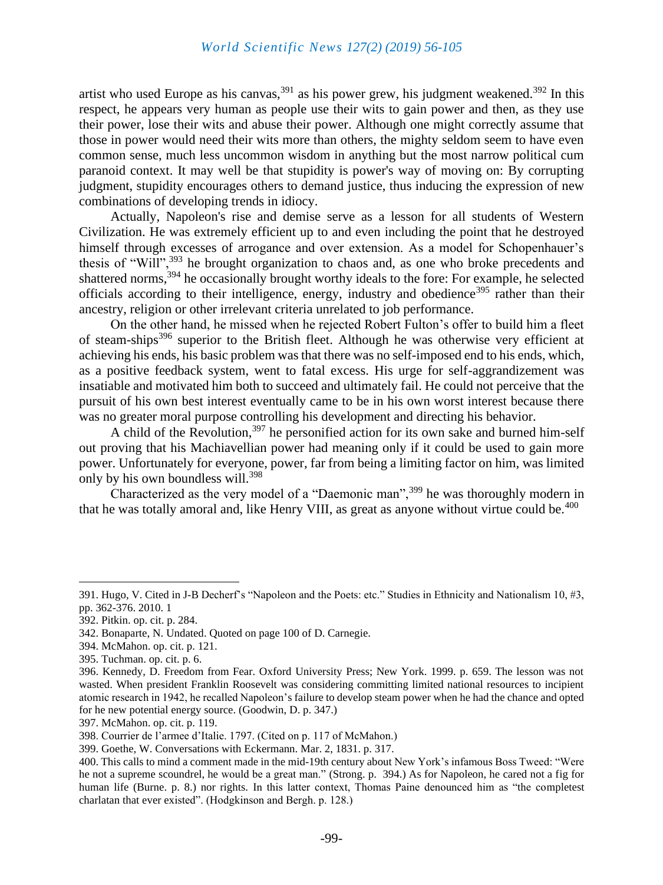artist who used Europe as his canvas,[391] as his power grew, his judgment weakened.[392] In this respect, he appears very human as people use their wits to gain power and then, as they use their power, lose their wits and abuse their power. Although one might correctly assume that those in power would need their wits more than others, the mighty seldom seem to have even common sense, much less uncommon wisdom in anything but the most narrow political cum paranoid context. It may well be that stupidity is power's way of moving on: By corrupting judgment, stupidity encourages others to demand justice, thus inducing the expression of new combinations of developing trends in idiocy.

Actually, Napoleon's rise and demise serve as a lesson for all students of Western Civilization. He was extremely efficient up to and even including the point that he destroyed himself through excesses of arrogance and over extension. As a model for Schopenhauer's thesis of "Will",[393] he brought organization to chaos and, as one who broke precedents and shattered norms,[394] he occasionally brought worthy ideals to the fore: For example, he selected officials according to their intelligence, energy, industry and obedience[395] rather than their ancestry, religion or other irrelevant criteria unrelated to job performance.

On the other hand, he missed when he rejected Robert Fulton's offer to build him a fleet of steam-ships[396] superior to the British fleet. Although he was otherwise very efficient at achieving his ends, his basic problem was that there was no self-imposed end to his ends, which, as a positive feedback system, went to fatal excess. His urge for self-aggrandizement was insatiable and motivated him both to succeed and ultimately fail. He could not perceive that the pursuit of his own best interest eventually came to be in his own worst interest because there was no greater moral purpose controlling his development and directing his behavior.

A child of the Revolution,[397] he personified action for its own sake and burned him-self out proving that his Machiavellian power had meaning only if it could be used to gain more power. Unfortunately for everyone, power, far from being a limiting factor on him, was limited only by his own boundless will.[398]

Characterized as the very model of a "Daemonic man",[399] he was thoroughly modern in that he was totally amoral and, like Henry VIII, as great as anyone without virtue could be.[400]

---

391. Hugo, V. Cited in J-B Decherf's "Napoleon and the Poets: etc." Studies in Ethnicity and Nationalism 10, #3, pp. 362-376. 2010. 1

392. Pitkin. op. cit. p. 284.

342. Bonaparte, N. Undated. Quoted on page 100 of D. Carnegie.

394. McMahon. op. cit. p. 121.

395. Tuchman. op. cit. p. 6.

396. Kennedy, D. Freedom from Fear. Oxford University Press; New York. 1999. p. 659. The lesson was not wasted. When president Franklin Roosevelt was considering committing limited national resources to incipient atomic research in 1942, he recalled Napoleon's failure to develop steam power when he had the chance and opted for he new potential energy source. (Goodwin, D. p. 347.)

397. McMahon. op. cit. p. 119.

398. Courrier de l'armee d'Italie. 1797. (Cited on p. 117 of McMahon.)

399. Goethe, W. Conversations with Eckermann. Mar. 2, 1831. p. 317.

400. This calls to mind a comment made in the mid-19th century about New York's infamous Boss Tweed: "Were he not a supreme scoundrel, he would be a great man." (Strong. p. 394.) As for Napoleon, he cared not a fig for human life (Burne. p. 8.) nor rights. In this latter context, Thomas Paine denounced him as "the completest charlatan that ever existed". (Hodgkinson and Bergh. p. 128.)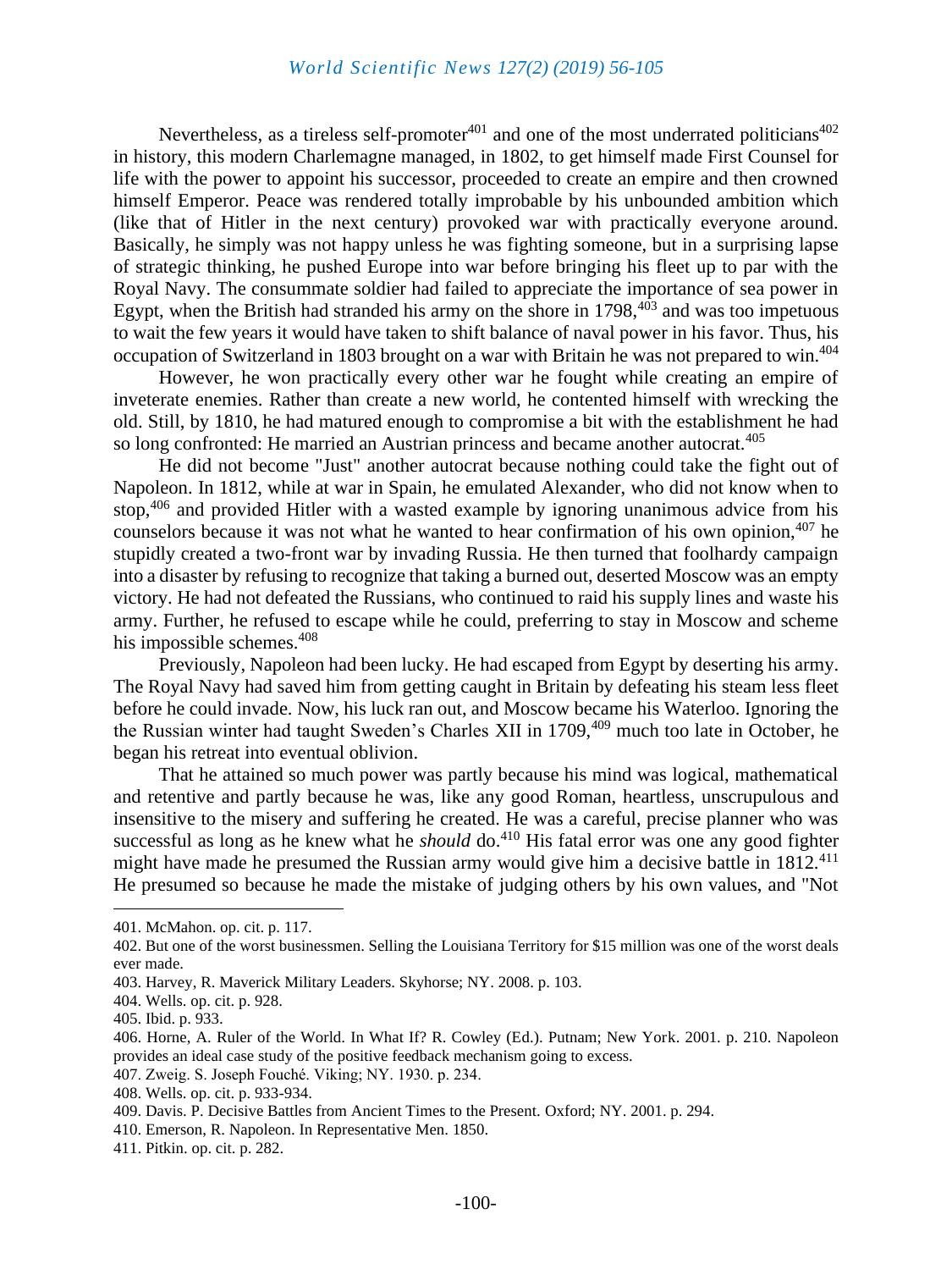Nevertheless, as a tireless self-promoter[401] and one of the most underrated politicians[402] in history, this modern Charlemagne managed, in 1802, to get himself made First Counsel for life with the power to appoint his successor, proceeded to create an empire and then crowned himself Emperor. Peace was rendered totally improbable by his unbounded ambition which (like that of Hitler in the next century) provoked war with practically everyone around. Basically, he simply was not happy unless he was fighting someone, but in a surprising lapse of strategic thinking, he pushed Europe into war before bringing his fleet up to par with the Royal Navy. The consummate soldier had failed to appreciate the importance of sea power in Egypt, when the British had stranded his army on the shore in 1798,[403] and was too impetuous to wait the few years it would have taken to shift balance of naval power in his favor. Thus, his occupation of Switzerland in 1803 brought on a war with Britain he was not prepared to win.[404]

However, he won practically every other war he fought while creating an empire of inveterate enemies. Rather than create a new world, he contented himself with wrecking the old. Still, by 1810, he had matured enough to compromise a bit with the establishment he had so long confronted: He married an Austrian princess and became another autocrat.[405]

He did not become "Just" another autocrat because nothing could take the fight out of Napoleon. In 1812, while at war in Spain, he emulated Alexander, who did not know when to stop,[406] and provided Hitler with a wasted example by ignoring unanimous advice from his counselors because it was not what he wanted to hear confirmation of his own opinion,[407] he stupidly created a two-front war by invading Russia. He then turned that foolhardy campaign into a disaster by refusing to recognize that taking a burned out, deserted Moscow was an empty victory. He had not defeated the Russians, who continued to raid his supply lines and waste his army. Further, he refused to escape while he could, preferring to stay in Moscow and scheme his impossible schemes.[408]

Previously, Napoleon had been lucky. He had escaped from Egypt by deserting his army. The Royal Navy had saved him from getting caught in Britain by defeating his steam less fleet before he could invade. Now, his luck ran out, and Moscow became his Waterloo. Ignoring the the Russian winter had taught Sweden's Charles XII in 1709,[409] much too late in October, he began his retreat into eventual oblivion.

That he attained so much power was partly because his mind was logical, mathematical and retentive and partly because he was, like any good Roman, heartless, unscrupulous and insensitive to the misery and suffering he created. He was a careful, precise planner who was successful as long as he knew what he *should* do.[410] His fatal error was one any good fighter might have made he presumed the Russian army would give him a decisive battle in 1812.[411] He presumed so because he made the mistake of judging others by his own values, and "Not

---

401. McMahon. op. cit. p. 117.

402. But one of the worst businessmen. Selling the Louisiana Territory for $15 million was one of the worst deals ever made.

403. Harvey, R. Maverick Military Leaders. Skyhorse; NY. 2008. p. 103.

404. Wells. op. cit. p. 928.

405. Ibid. p. 933.

406. Horne, A. Ruler of the World. In What If? R. Cowley (Ed.). Putnam; New York. 2001. p. 210. Napoleon provides an ideal case study of the positive feedback mechanism going to excess.

407. Zweig. S. Joseph Fouché. Viking; NY. 1930. p. 234.

408. Wells. op. cit. p. 933-934.

409. Davis. P. Decisive Battles from Ancient Times to the Present. Oxford; NY. 2001. p. 294.

410. Emerson, R. Napoleon. In Representative Men. 1850.

411. Pitkin. op. cit. p. 282.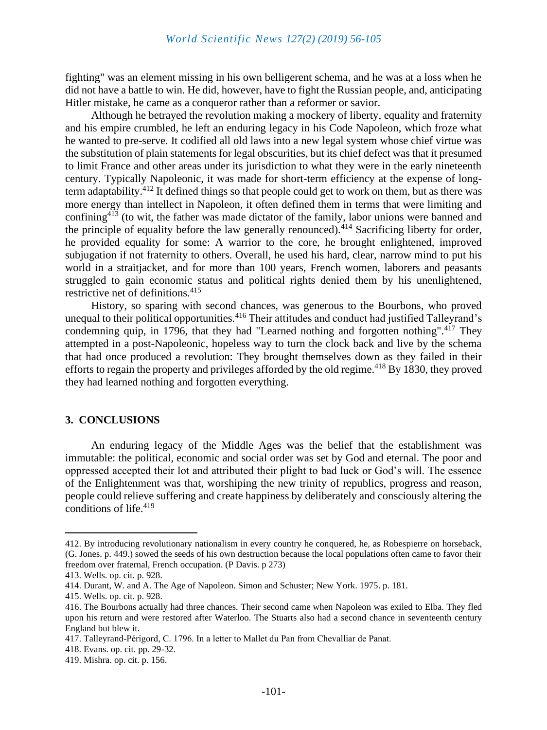fighting" was an element missing in his own belligerent schema, and he was at a loss when he did not have a battle to win. He did, however, have to fight the Russian people, and, anticipating Hitler mistake, he came as a conqueror rather than a reformer or savior.

Although he betrayed the revolution making a mockery of liberty, equality and fraternity and his empire crumbled, he left an enduring legacy in his Code Napoleon, which froze what he wanted to pre-serve. It codified all old laws into a new legal system whose chief virtue was the substitution of plain statements for legal obscurities, but its chief defect was that it presumed to limit France and other areas under its jurisdiction to what they were in the early nineteenth century. Typically Napoleonic, it was made for short-term efficiency at the expense of long-term adaptability.[412] It defined things so that people could get to work on them, but as there was more energy than intellect in Napoleon, it often defined them in terms that were limiting and confining[413] (to wit, the father was made dictator of the family, labor unions were banned and the principle of equality before the law generally renounced).[414] Sacrificing liberty for order, he provided equality for some: A warrior to the core, he brought enlightened, improved subjugation if not fraternity to others. Overall, he used his hard, clear, narrow mind to put his world in a straitjacket, and for more than 100 years, French women, laborers and peasants struggled to gain economic status and political rights denied them by his unenlightened, restrictive net of definitions.[415]

History, so sparing with second chances, was generous to the Bourbons, who proved unequal to their political opportunities.[416] Their attitudes and conduct had justified Talleyrand's condemning quip, in 1796, that they had "Learned nothing and forgotten nothing".[417] They attempted in a post-Napoleonic, hopeless way to turn the clock back and live by the schema that had once produced a revolution: They brought themselves down as they failed in their efforts to regain the property and privileges afforded by the old regime.[418] By 1830, they proved they had learned nothing and forgotten everything.

## 3. CONCLUSIONS

An enduring legacy of the Middle Ages was the belief that the establishment was immutable: the political, economic and social order was set by God and eternal. The poor and oppressed accepted their lot and attributed their plight to bad luck or God's will. The essence of the Enlightenment was that, worshiping the new trinity of republics, progress and reason, people could relieve suffering and create happiness by deliberately and consciously altering the conditions of life.[419]

---

412. By introducing revolutionary nationalism in every country he conquered, he, as Robespierre on horseback, (G. Jones. p. 449.) sowed the seeds of his own destruction because the local populations often came to favor their freedom over fraternal, French occupation. (P Davis. p 273)

413. Wells. op. cit. p. 928.

414. Durant, W. and A. The Age of Napoleon. Simon and Schuster; New York. 1975. p. 181.

415. Wells. op. cit. p. 928.

416. The Bourbons actually had three chances. Their second came when Napoleon was exiled to Elba. They fled upon his return and were restored after Waterloo. The Stuarts also had a second chance in seventeenth century England but blew it.

417. Talleyrand-Périgord, C. 1796. In a letter to Mallet du Pan from Chevalliar de Panat.

418. Evans. op. cit. pp. 29-32.

419. Mishra. op. cit. p. 156.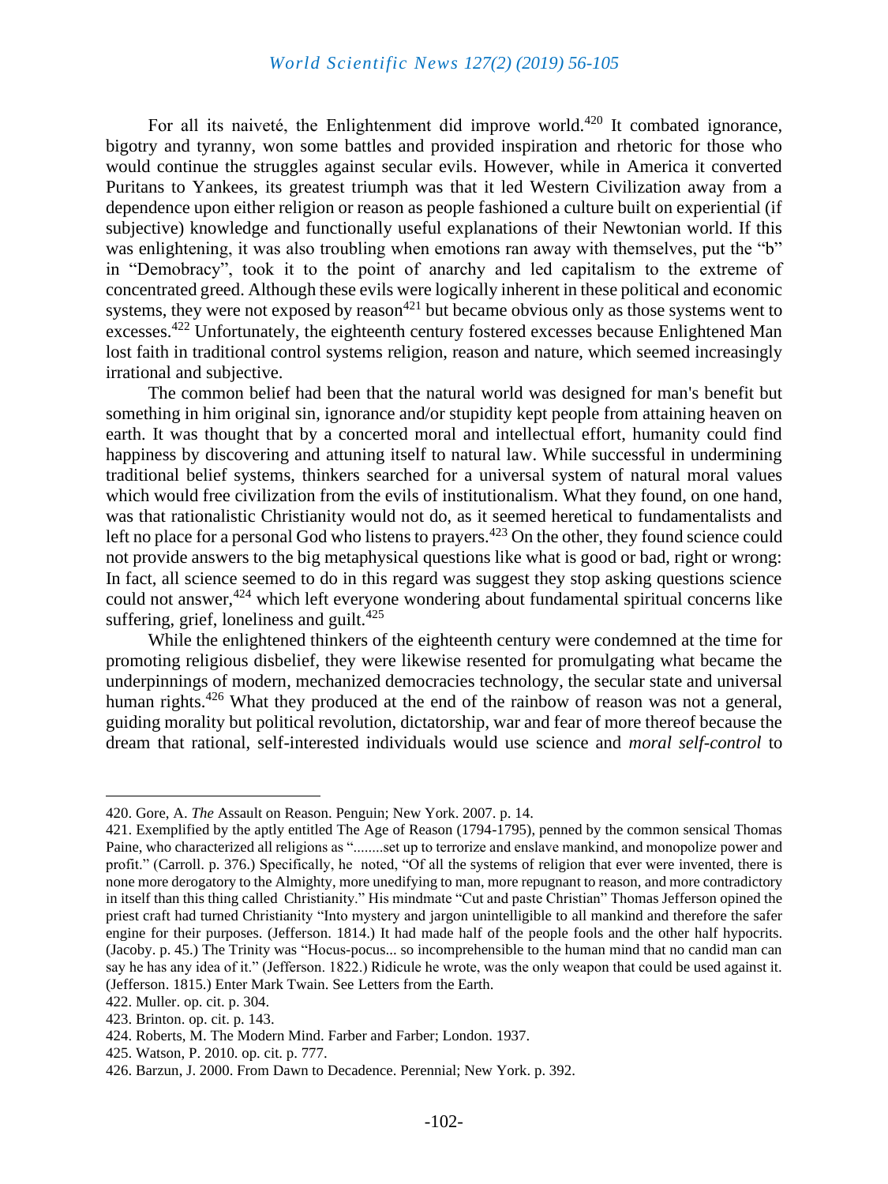For all its naiveté, the Enlightenment did improve world.[420] It combated ignorance, bigotry and tyranny, won some battles and provided inspiration and rhetoric for those who would continue the struggles against secular evils. However, while in America it converted Puritans to Yankees, its greatest triumph was that it led Western Civilization away from a dependence upon either religion or reason as people fashioned a culture built on experiential (if subjective) knowledge and functionally useful explanations of their Newtonian world. If this was enlightening, it was also troubling when emotions ran away with themselves, put the "b" in "Demobracy", took it to the point of anarchy and led capitalism to the extreme of concentrated greed. Although these evils were logically inherent in these political and economic systems, they were not exposed by reason[421] but became obvious only as those systems went to excesses.[422] Unfortunately, the eighteenth century fostered excesses because Enlightened Man lost faith in traditional control systems religion, reason and nature, which seemed increasingly irrational and subjective.

The common belief had been that the natural world was designed for man's benefit but something in him original sin, ignorance and/or stupidity kept people from attaining heaven on earth. It was thought that by a concerted moral and intellectual effort, humanity could find happiness by discovering and attuning itself to natural law. While successful in undermining traditional belief systems, thinkers searched for a universal system of natural moral values which would free civilization from the evils of institutionalism. What they found, on one hand, was that rationalistic Christianity would not do, as it seemed heretical to fundamentalists and left no place for a personal God who listens to prayers.[423] On the other, they found science could not provide answers to the big metaphysical questions like what is good or bad, right or wrong: In fact, all science seemed to do in this regard was suggest they stop asking questions science could not answer,[424] which left everyone wondering about fundamental spiritual concerns like suffering, grief, loneliness and guilt.[425]

While the enlightened thinkers of the eighteenth century were condemned at the time for promoting religious disbelief, they were likewise resented for promulgating what became the underpinnings of modern, mechanized democracies technology, the secular state and universal human rights.[426] What they produced at the end of the rainbow of reason was not a general, guiding morality but political revolution, dictatorship, war and fear of more thereof because the dream that rational, self-interested individuals would use science and *moral self-control* to

---

420. Gore, A. *The* Assault on Reason. Penguin; New York. 2007. p. 14.

421. Exemplified by the aptly entitled The Age of Reason (1794-1795), penned by the common sensical Thomas Paine, who characterized all religions as "........set up to terrorize and enslave mankind, and monopolize power and profit." (Carroll. p. 376.) Specifically, he noted, "Of all the systems of religion that ever were invented, there is none more derogatory to the Almighty, more unedifying to man, more repugnant to reason, and more contradictory in itself than this thing called Christianity." His mindmate "Cut and paste Christian" Thomas Jefferson opined the priest craft had turned Christianity "Into mystery and jargon unintelligible to all mankind and therefore the safer engine for their purposes. (Jefferson. 1814.) It had made half of the people fools and the other half hypocrits. (Jacoby. p. 45.) The Trinity was "Hocus-pocus... so incomprehensible to the human mind that no candid man can say he has any idea of it." (Jefferson. 1822.) Ridicule he wrote, was the only weapon that could be used against it. (Jefferson. 1815.) Enter Mark Twain. See Letters from the Earth.

422. Muller. op. cit. p. 304.

423. Brinton. op. cit. p. 143.

424. Roberts, M. The Modern Mind. Farber and Farber; London. 1937.

425. Watson, P. 2010. op. cit. p. 777.

426. Barzun, J. 2000. From Dawn to Decadence. Perennial; New York. p. 392.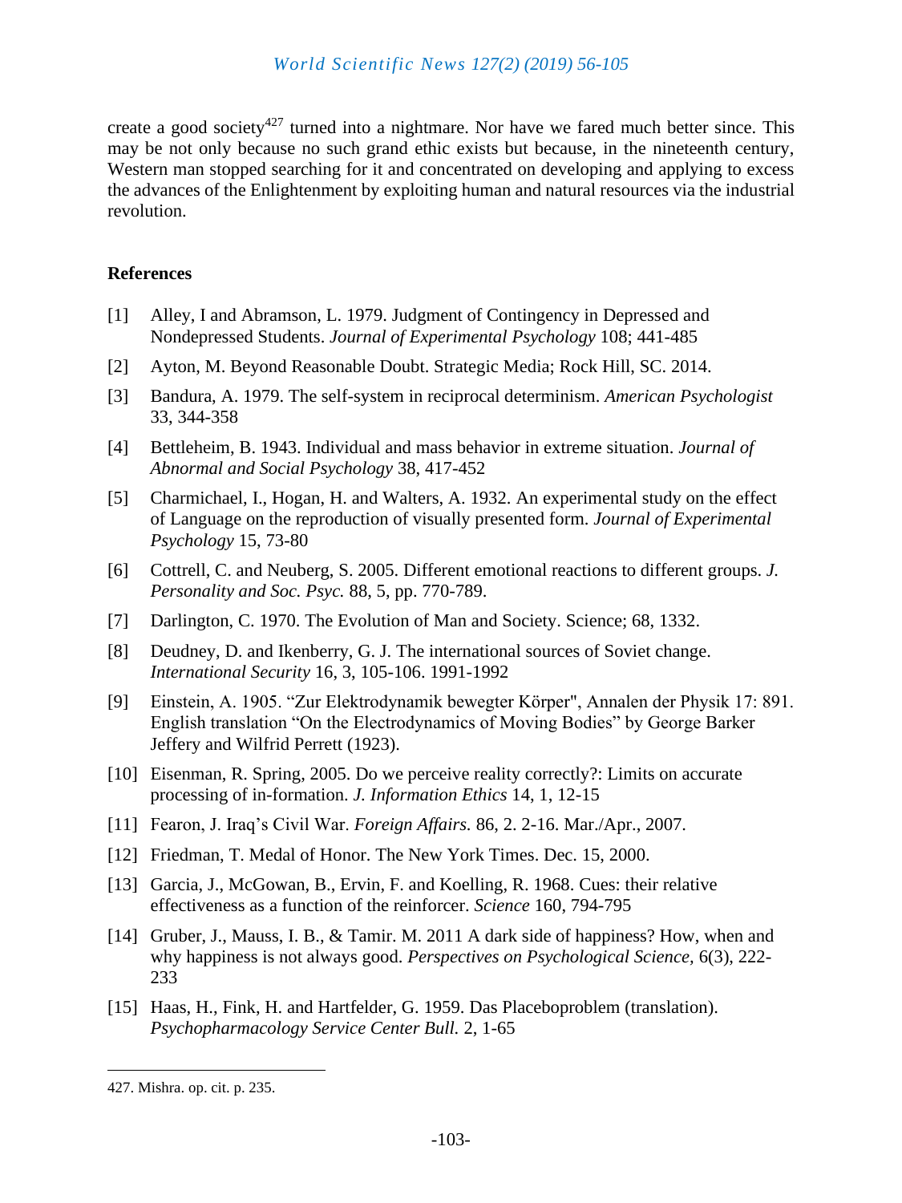create a good society[427] turned into a nightmare. Nor have we fared much better since. This may be not only because no such grand ethic exists but because, in the nineteenth century, Western man stopped searching for it and concentrated on developing and applying to excess the advances of the Enlightenment by exploiting human and natural resources via the industrial revolution.

**References**

[1] Alley, I and Abramson, L. 1979. Judgment of Contingency in Depressed and Nondepressed Students. *Journal of Experimental Psychology* 108; 441-485

[2] Ayton, M. Beyond Reasonable Doubt. Strategic Media; Rock Hill, SC. 2014.

[3] Bandura, A. 1979. The self-system in reciprocal determinism. *American Psychologist* 33, 344-358

[4] Bettleheim, B. 1943. Individual and mass behavior in extreme situation. *Journal of Abnormal and Social Psychology* 38, 417-452

[5] Charmichael, I., Hogan, H. and Walters, A. 1932. An experimental study on the effect of Language on the reproduction of visually presented form. *Journal of Experimental Psychology* 15, 73-80

[6] Cottrell, C. and Neuberg, S. 2005. Different emotional reactions to different groups. *J. Personality and Soc. Psyc.* 88, 5, pp. 770-789.

[7] Darlington, C. 1970. The Evolution of Man and Society. Science; 68, 1332.

[8] Deudney, D. and Ikenberry, G. J. The international sources of Soviet change. *International Security* 16, 3, 105-106. 1991-1992

[9] Einstein, A. 1905. "Zur Elektrodynamik bewegter Körper", Annalen der Physik 17: 891. English translation "On the Electrodynamics of Moving Bodies" by George Barker Jeffery and Wilfrid Perrett (1923).

[10] Eisenman, R. Spring, 2005. Do we perceive reality correctly?: Limits on accurate processing of in-formation. *J. Information Ethics* 14, 1, 12-15

[11] Fearon, J. Iraq's Civil War. *Foreign Affairs.* 86, 2. 2-16. Mar./Apr., 2007.

[12] Friedman, T. Medal of Honor. The New York Times. Dec. 15, 2000.

[13] Garcia, J., McGowan, B., Ervin, F. and Koelling, R. 1968. Cues: their relative effectiveness as a function of the reinforcer. *Science* 160, 794-795

[14] Gruber, J., Mauss, I. B., & Tamir. M. 2011 A dark side of happiness? How, when and why happiness is not always good. *Perspectives on Psychological Science,* 6(3), 222-233

[15] Haas, H., Fink, H. and Hartfelder, G. 1959. Das Placeboproblem (translation). *Psychopharmacology Service Center Bull.* 2, 1-65

427. Mishra. op. cit. p. 235.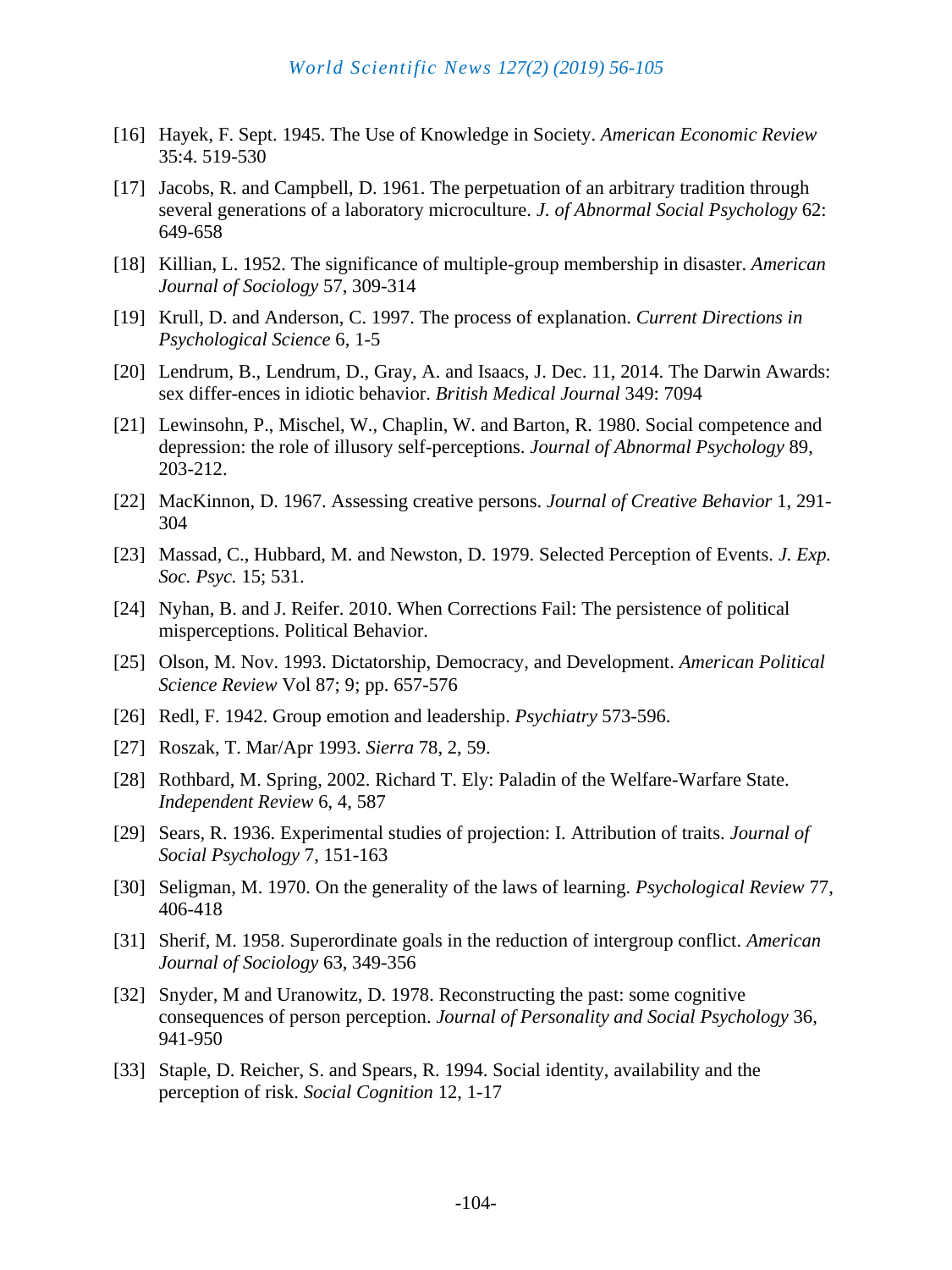[16] Hayek, F. Sept. 1945. The Use of Knowledge in Society. *American Economic Review* 35:4. 519-530

[17] Jacobs, R. and Campbell, D. 1961. The perpetuation of an arbitrary tradition through several generations of a laboratory microculture. *J. of Abnormal Social Psychology* 62: 649-658

[18] Killian, L. 1952. The significance of multiple-group membership in disaster. *American Journal of Sociology* 57, 309-314

[19] Krull, D. and Anderson, C. 1997. The process of explanation. *Current Directions in Psychological Science* 6, 1-5

[20] Lendrum, B., Lendrum, D., Gray, A. and Isaacs, J. Dec. 11, 2014. The Darwin Awards: sex differ-ences in idiotic behavior. *British Medical Journal* 349: 7094

[21] Lewinsohn, P., Mischel, W., Chaplin, W. and Barton, R. 1980. Social competence and depression: the role of illusory self-perceptions. *Journal of Abnormal Psychology* 89, 203-212.

[22] MacKinnon, D. 1967. Assessing creative persons. *Journal of Creative Behavior* 1, 291-304

[23] Massad, C., Hubbard, M. and Newston, D. 1979. Selected Perception of Events. *J. Exp. Soc. Psyc.* 15; 531.

[24] Nyhan, B. and J. Reifer. 2010. When Corrections Fail: The persistence of political misperceptions. Political Behavior.

[25] Olson, M. Nov. 1993. Dictatorship, Democracy, and Development. *American Political Science Review* Vol 87; 9; pp. 657-576

[26] Redl, F. 1942. Group emotion and leadership. *Psychiatry* 573-596.

[27] Roszak, T. Mar/Apr 1993. *Sierra* 78, 2, 59.

[28] Rothbard, M. Spring, 2002. Richard T. Ely: Paladin of the Welfare-Warfare State. *Independent Review* 6, 4, 587

[29] Sears, R. 1936. Experimental studies of projection: I. Attribution of traits. *Journal of Social Psychology* 7, 151-163

[30] Seligman, M. 1970. On the generality of the laws of learning. *Psychological Review* 77, 406-418

[31] Sherif, M. 1958. Superordinate goals in the reduction of intergroup conflict. *American Journal of Sociology* 63, 349-356

[32] Snyder, M and Uranowitz, D. 1978. Reconstructing the past: some cognitive consequences of person perception. *Journal of Personality and Social Psychology* 36, 941-950

[33] Staple, D. Reicher, S. and Spears, R. 1994. Social identity, availability and the perception of risk. *Social Cognition* 12, 1-17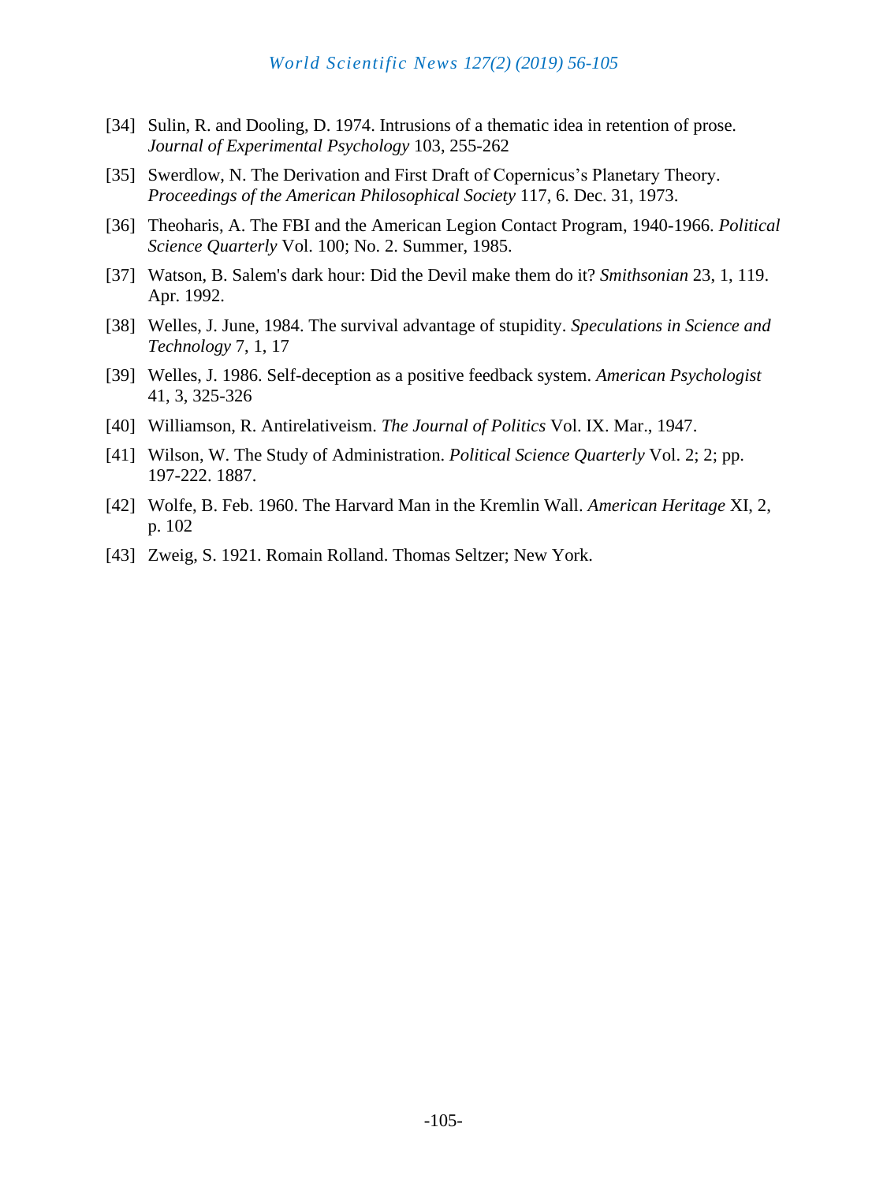[34] Sulin, R. and Dooling, D. 1974. Intrusions of a thematic idea in retention of prose. *Journal of Experimental Psychology* 103, 255-262

[35] Swerdlow, N. The Derivation and First Draft of Copernicus's Planetary Theory. *Proceedings of the American Philosophical Society* 117, 6. Dec. 31, 1973.

[36] Theoharis, A. The FBI and the American Legion Contact Program, 1940-1966. *Political Science Quarterly* Vol. 100; No. 2. Summer, 1985.

[37] Watson, B. Salem's dark hour: Did the Devil make them do it? *Smithsonian* 23, 1, 119. Apr. 1992.

[38] Welles, J. June, 1984. The survival advantage of stupidity. *Speculations in Science and Technology* 7, 1, 17

[39] Welles, J. 1986. Self-deception as a positive feedback system. *American Psychologist* 41, 3, 325-326

[40] Williamson, R. Antirelativeism. *The Journal of Politics* Vol. IX. Mar., 1947.

[41] Wilson, W. The Study of Administration. *Political Science Quarterly* Vol. 2; 2; pp. 197-222. 1887.

[42] Wolfe, B. Feb. 1960. The Harvard Man in the Kremlin Wall. *American Heritage* XI, 2, p. 102

[43] Zweig, S. 1921. Romain Rolland. Thomas Seltzer; New York.